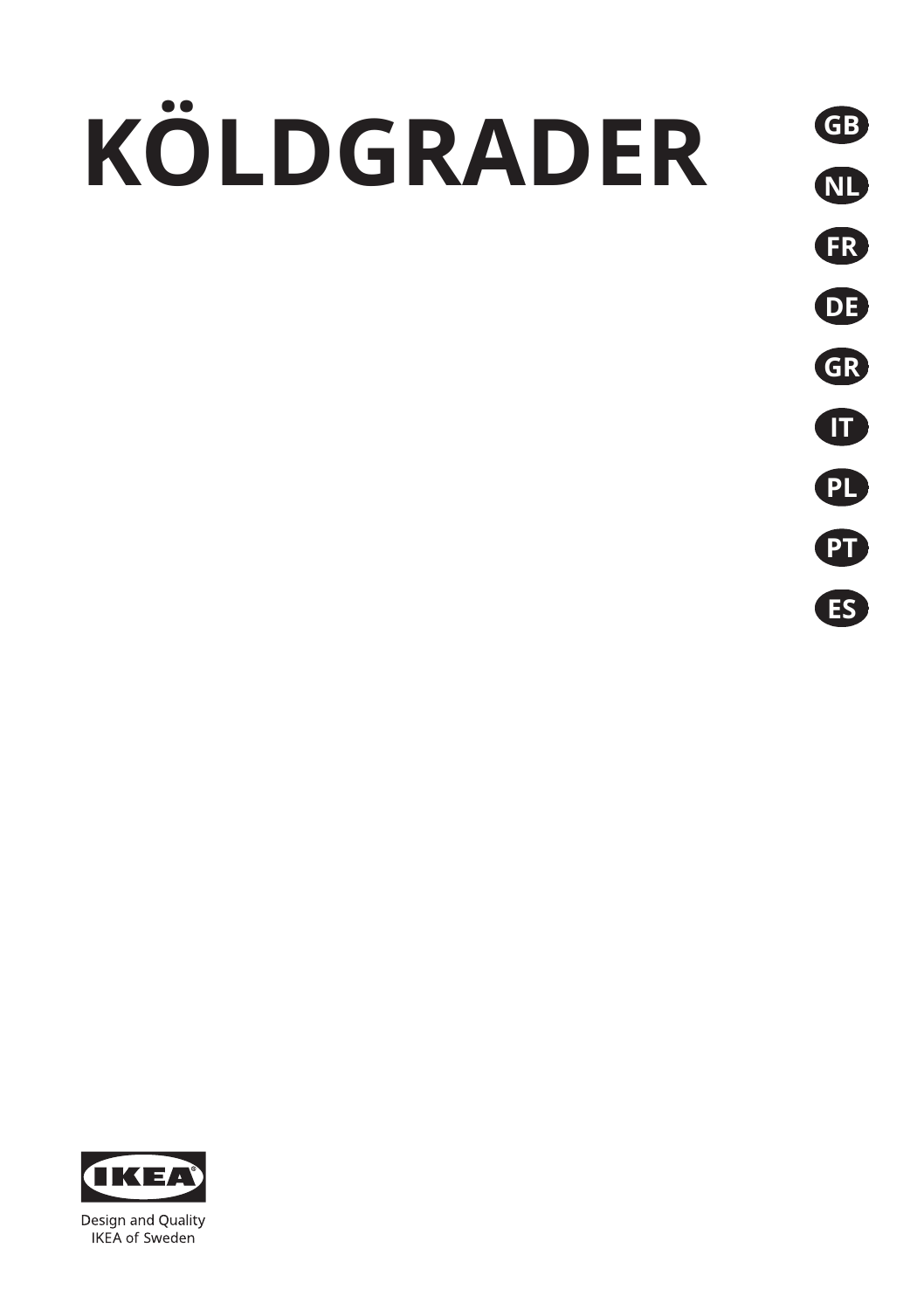# KÖLDGRADER

GB

NL

FR

DE

GR

IT

PL

PT

ES

IKEA

Design and Quality
IKEA of Sweden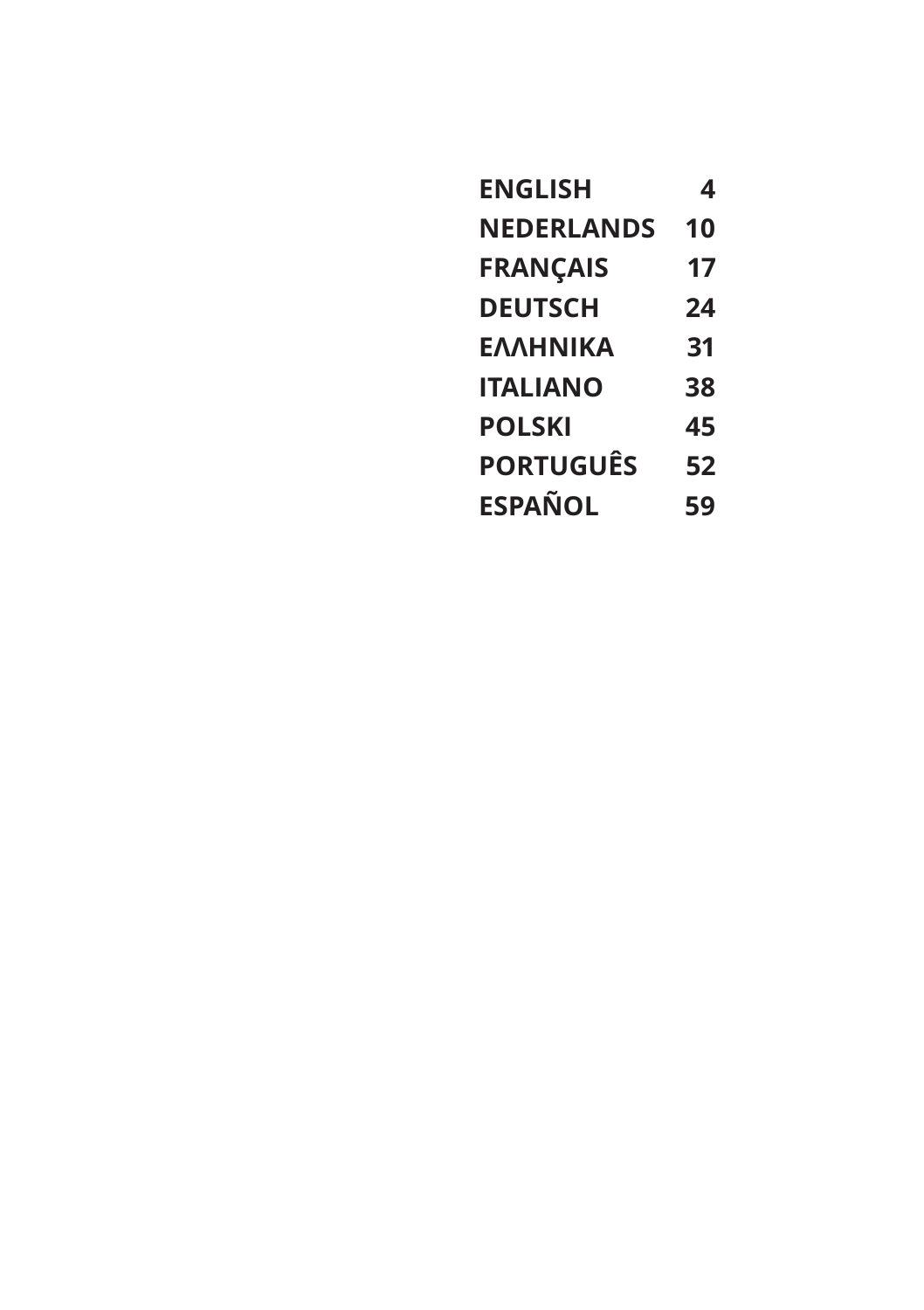| | |
|---|---|
| **ENGLISH** | **4** |
| **NEDERLANDS** | **10** |
| **FRANÇAIS** | **17** |
| **DEUTSCH** | **24** |
| **ΕΛΛΗΝΙΚΑ** | **31** |
| **ITALIANO** | **38** |
| **POLSKI** | **45** |
| **PORTUGUÊS** | **52** |
| **ESPAÑOL** | **59** |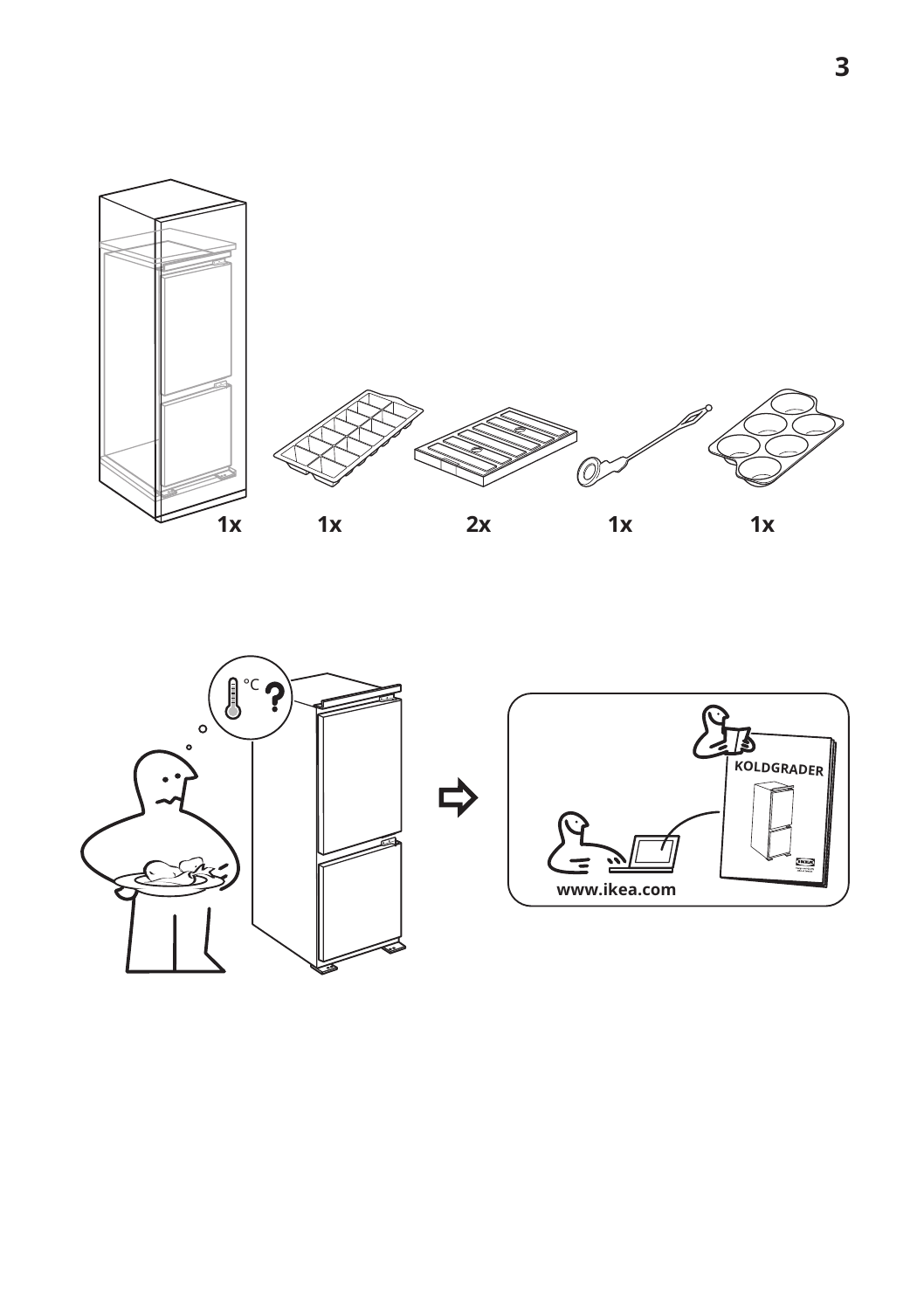1x 1x 2x 1x 1x

°C ?

KOLDGRADER

www.ikea.com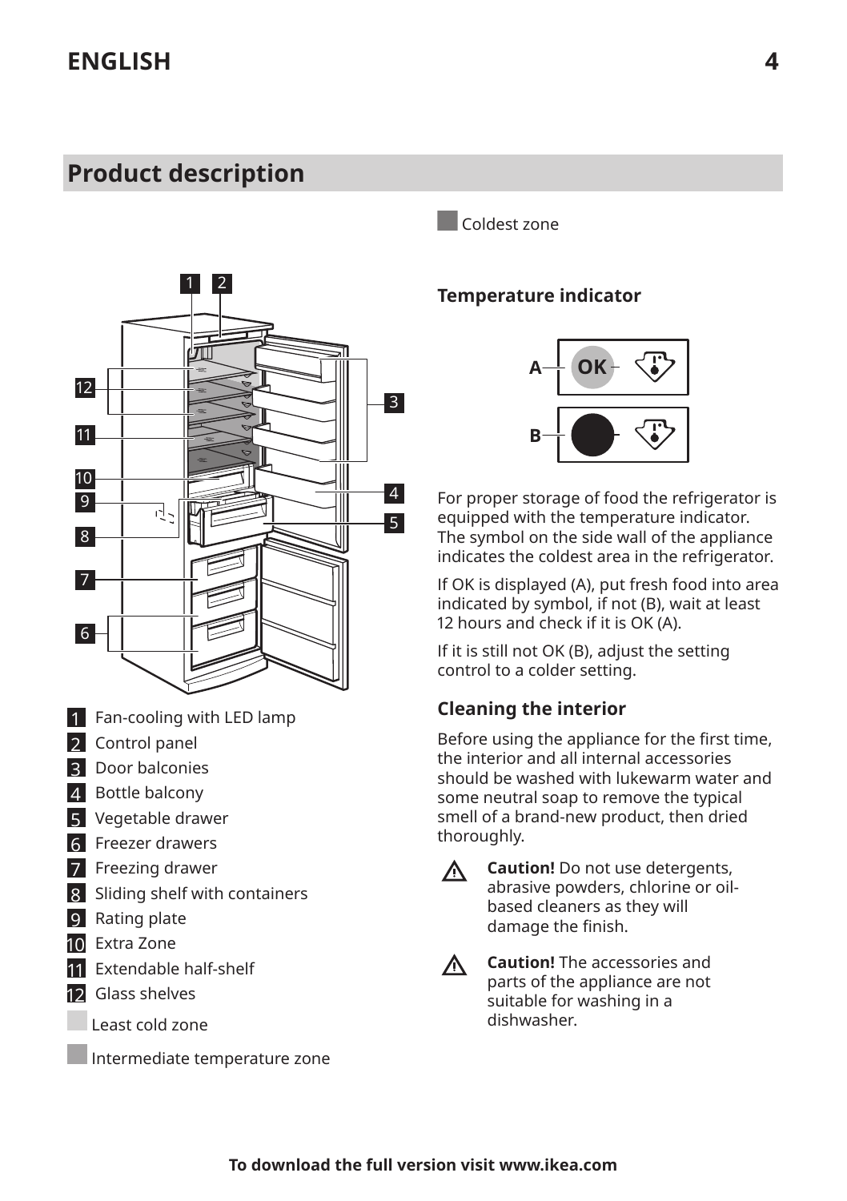## Product description

1. Fan-cooling with LED lamp
2. Control panel
3. Door balconies
4. Bottle balcony
5. Vegetable drawer
6. Freezer drawers
7. Freezing drawer
8. Sliding shelf with containers
9. Rating plate
10. Extra Zone
11. Extendable half-shelf
12. Glass shelves

Least cold zone

Intermediate temperature zone

Coldest zone

### Temperature indicator

For proper storage of food the refrigerator is equipped with the temperature indicator. The symbol on the side wall of the appliance indicates the coldest area in the refrigerator.

If OK is displayed (A), put fresh food into area indicated by symbol, if not (B), wait at least 12 hours and check if it is OK (A).

If it is still not OK (B), adjust the setting control to a colder setting.

### Cleaning the interior

Before using the appliance for the first time, the interior and all internal accessories should be washed with lukewarm water and some neutral soap to remove the typical smell of a brand-new product, then dried thoroughly.

**Caution!** Do not use detergents, abrasive powders, chlorine or oil-based cleaners as they will damage the finish.

**Caution!** The accessories and parts of the appliance are not suitable for washing in a dishwasher.

**To download the full version visit www.ikea.com**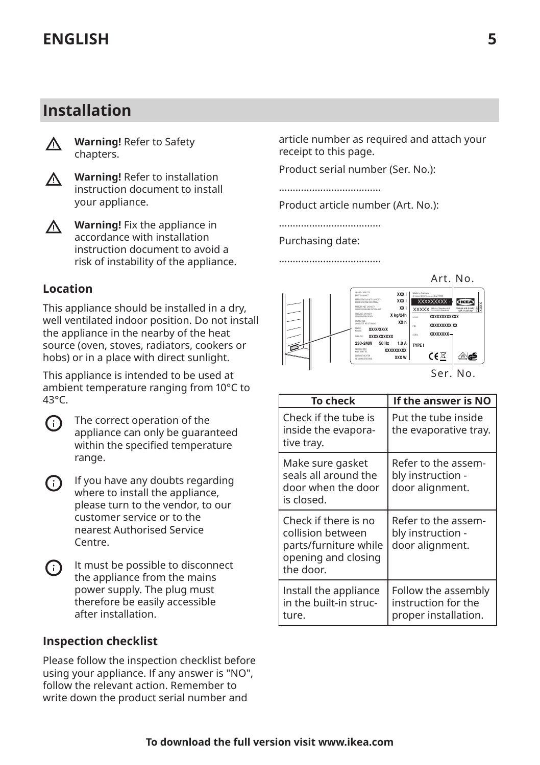## Installation

**Warning!** Refer to Safety chapters.

**Warning!** Refer to installation instruction document to install your appliance.

**Warning!** Fix the appliance in accordance with installation instruction document to avoid a risk of instability of the appliance.

### Location

This appliance should be installed in a dry, well ventilated indoor position. Do not install the appliance in the nearby of the heat source (oven, stoves, radiators, cookers or hobs) or in a place with direct sunlight.

This appliance is intended to be used at ambient temperature ranging from 10°C to 43°C.

The correct operation of the appliance can only be guaranteed within the specified temperature range.

If you have any doubts regarding where to install the appliance, please turn to the vendor, to our customer service or to the nearest Authorised Service Centre.

It must be possible to disconnect the appliance from the mains power supply. The plug must therefore be easily accessible after installation.

### Inspection checklist

Please follow the inspection checklist before using your appliance. If any answer is "NO", follow the relevant action. Remember to write down the product serial number and article number as required and attach your receipt to this page.

Product serial number (Ser. No.):

....................................

Product article number (Art. No.):

....................................

Purchasing date:

....................................

Art. No.

Ser. No.

| To check | If the answer is NO |
|---|---|
| Check if the tube is inside the evaporative tray. | Put the tube inside the evaporative tray. |
| Make sure gasket seals all around the door when the door is closed. | Refer to the assembly instruction - door alignment. |
| Check if there is no collision between parts/furniture while opening and closing the door. | Refer to the assembly instruction - door alignment. |
| Install the appliance in the built-in structure. | Follow the assembly instruction for the proper installation. |

**To download the full version visit www.ikea.com**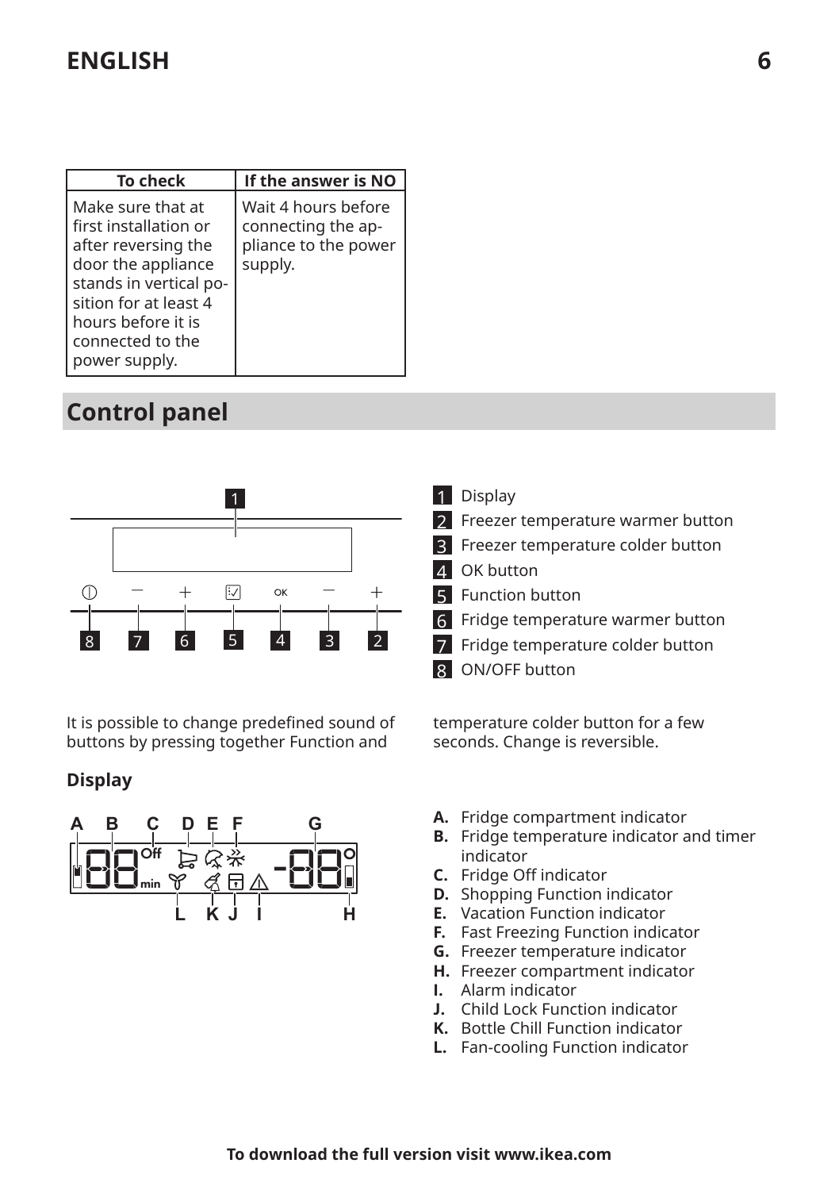| To check | If the answer is NO |
| --- | --- |
| Make sure that at first installation or after reversing the door the appliance stands in vertical position for at least 4 hours before it is connected to the power supply. | Wait 4 hours before connecting the appliance to the power supply. |

## Control panel

1. Display
2. Freezer temperature warmer button
3. Freezer temperature colder button
4. OK button
5. Function button
6. Fridge temperature warmer button
7. Fridge temperature colder button
8. ON/OFF button

It is possible to change predefined sound of buttons by pressing together Function and temperature colder button for a few seconds. Change is reversible.

### Display

- **A.** Fridge compartment indicator
- **B.** Fridge temperature indicator and timer indicator
- **C.** Fridge Off indicator
- **D.** Shopping Function indicator
- **E.** Vacation Function indicator
- **F.** Fast Freezing Function indicator
- **G.** Freezer temperature indicator
- **H.** Freezer compartment indicator
- **I.** Alarm indicator
- **J.** Child Lock Function indicator
- **K.** Bottle Chill Function indicator
- **L.** Fan-cooling Function indicator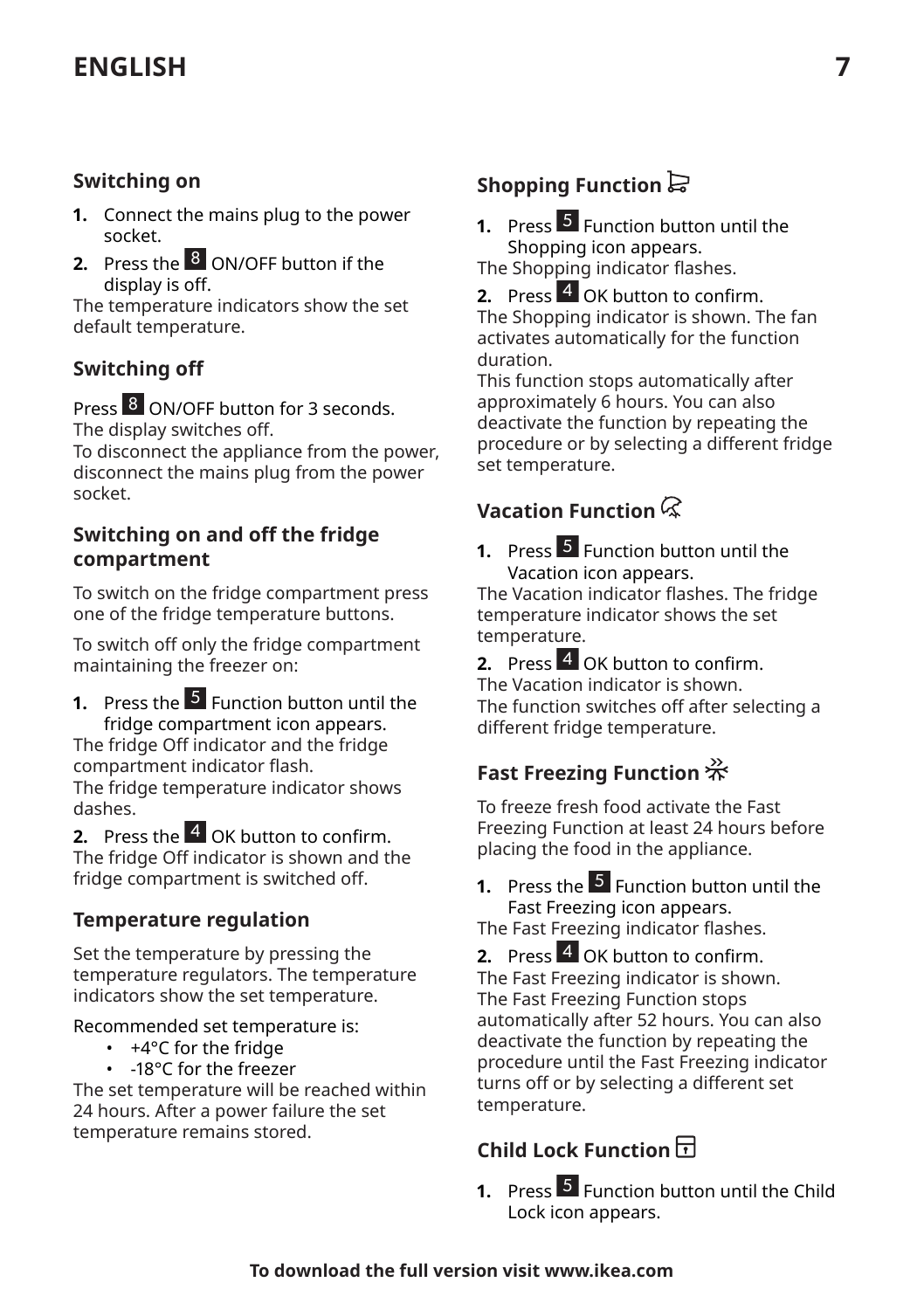### Switching on

1. Connect the mains plug to the power socket.
2. Press the 8 ON/OFF button if the display is off.

The temperature indicators show the set default temperature.

### Switching off

Press 8 ON/OFF button for 3 seconds.
The display switches off.
To disconnect the appliance from the power, disconnect the mains plug from the power socket.

### Switching on and off the fridge compartment

To switch on the fridge compartment press one of the fridge temperature buttons.

To switch off only the fridge compartment maintaining the freezer on:

1. Press the 5 Function button until the fridge compartment icon appears.

The fridge Off indicator and the fridge compartment indicator flash.
The fridge temperature indicator shows dashes.

2. Press the 4 OK button to confirm.

The fridge Off indicator is shown and the fridge compartment is switched off.

### Temperature regulation

Set the temperature by pressing the temperature regulators. The temperature indicators show the set temperature.

Recommended set temperature is:

- +4°C for the fridge
- -18°C for the freezer

The set temperature will be reached within 24 hours. After a power failure the set temperature remains stored.

### Shopping Function

1. Press 5 Function button until the Shopping icon appears.

The Shopping indicator flashes.

2. Press 4 OK button to confirm.

The Shopping indicator is shown. The fan activates automatically for the function duration.
This function stops automatically after approximately 6 hours. You can also deactivate the function by repeating the procedure or by selecting a different fridge set temperature.

### Vacation Function

1. Press 5 Function button until the Vacation icon appears.

The Vacation indicator flashes. The fridge temperature indicator shows the set temperature.

2. Press 4 OK button to confirm.

The Vacation indicator is shown.
The function switches off after selecting a different fridge temperature.

### Fast Freezing Function

To freeze fresh food activate the Fast Freezing Function at least 24 hours before placing the food in the appliance.

1. Press the 5 Function button until the Fast Freezing icon appears.

The Fast Freezing indicator flashes.

2. Press 4 OK button to confirm.

The Fast Freezing indicator is shown.
The Fast Freezing Function stops automatically after 52 hours. You can also deactivate the function by repeating the procedure until the Fast Freezing indicator turns off or by selecting a different set temperature.

### Child Lock Function

1. Press 5 Function button until the Child Lock icon appears.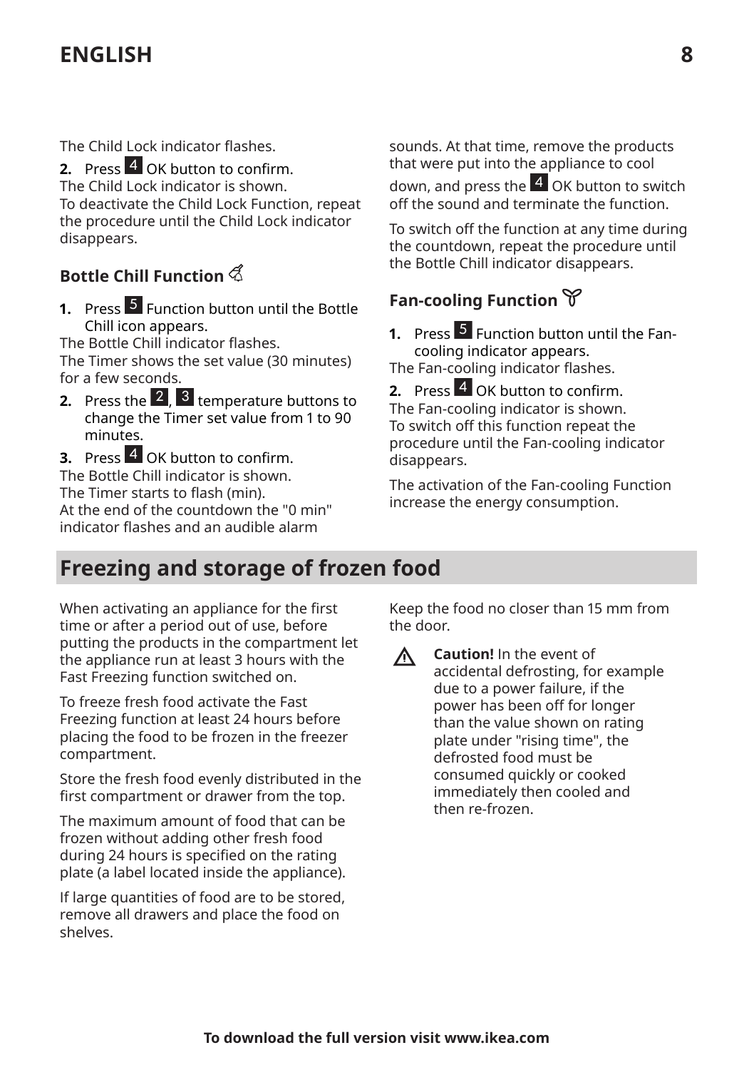The Child Lock indicator flashes.

2. Press 4 OK button to confirm.

The Child Lock indicator is shown.
To deactivate the Child Lock Function, repeat the procedure until the Child Lock indicator disappears.

### Bottle Chill Function

1. Press 5 Function button until the Bottle Chill icon appears.

The Bottle Chill indicator flashes.
The Timer shows the set value (30 minutes) for a few seconds.

2. Press the 2, 3 temperature buttons to change the Timer set value from 1 to 90 minutes.
3. Press 4 OK button to confirm.

The Bottle Chill indicator is shown.
The Timer starts to flash (min).
At the end of the countdown the "0 min" indicator flashes and an audible alarm sounds. At that time, remove the products that were put into the appliance to cool down, and press the 4 OK button to switch off the sound and terminate the function.

To switch off the function at any time during the countdown, repeat the procedure until the Bottle Chill indicator disappears.

### Fan-cooling Function

1. Press 5 Function button until the Fan-cooling indicator appears.

The Fan-cooling indicator flashes.

2. Press 4 OK button to confirm.

The Fan-cooling indicator is shown.
To switch off this function repeat the procedure until the Fan-cooling indicator disappears.

The activation of the Fan-cooling Function increase the energy consumption.

## Freezing and storage of frozen food

When activating an appliance for the first time or after a period out of use, before putting the products in the compartment let the appliance run at least 3 hours with the Fast Freezing function switched on.

To freeze fresh food activate the Fast Freezing function at least 24 hours before placing the food to be frozen in the freezer compartment.

Store the fresh food evenly distributed in the first compartment or drawer from the top.

The maximum amount of food that can be frozen without adding other fresh food during 24 hours is specified on the rating plate (a label located inside the appliance).

If large quantities of food are to be stored, remove all drawers and place the food on shelves.

Keep the food no closer than 15 mm from the door.

**Caution!** In the event of accidental defrosting, for example due to a power failure, if the power has been off for longer than the value shown on rating plate under "rising time", the defrosted food must be consumed quickly or cooked immediately then cooled and then re-frozen.

**To download the full version visit www.ikea.com**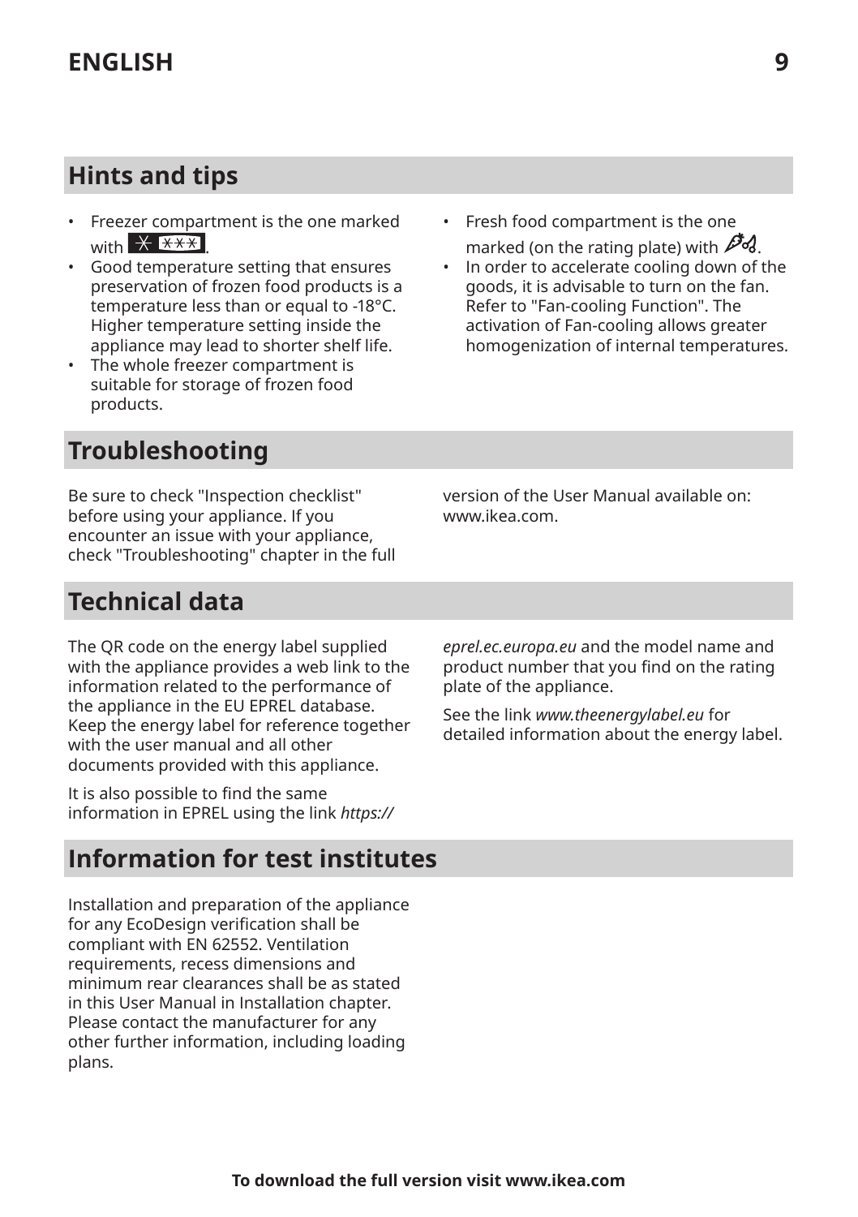## Hints and tips

- Freezer compartment is the one marked with ✳ ✳✳✳.
- Good temperature setting that ensures preservation of frozen food products is a temperature less than or equal to -18°C. Higher temperature setting inside the appliance may lead to shorter shelf life.
- The whole freezer compartment is suitable for storage of frozen food products.
- Fresh food compartment is the one marked (on the rating plate) with .
- In order to accelerate cooling down of the goods, it is advisable to turn on the fan. Refer to "Fan-cooling Function". The activation of Fan-cooling allows greater homogenization of internal temperatures.

## Troubleshooting

Be sure to check "Inspection checklist" before using your appliance. If you encounter an issue with your appliance, check "Troubleshooting" chapter in the full version of the User Manual available on: www.ikea.com.

## Technical data

The QR code on the energy label supplied with the appliance provides a web link to the information related to the performance of the appliance in the EU EPREL database. Keep the energy label for reference together with the user manual and all other documents provided with this appliance.

It is also possible to find the same information in EPREL using the link *https://eprel.ec.europa.eu* and the model name and product number that you find on the rating plate of the appliance.

See the link *www.theenergylabel.eu* for detailed information about the energy label.

## Information for test institutes

Installation and preparation of the appliance for any EcoDesign verification shall be compliant with EN 62552. Ventilation requirements, recess dimensions and minimum rear clearances shall be as stated in this User Manual in Installation chapter. Please contact the manufacturer for any other further information, including loading plans.

**To download the full version visit www.ikea.com**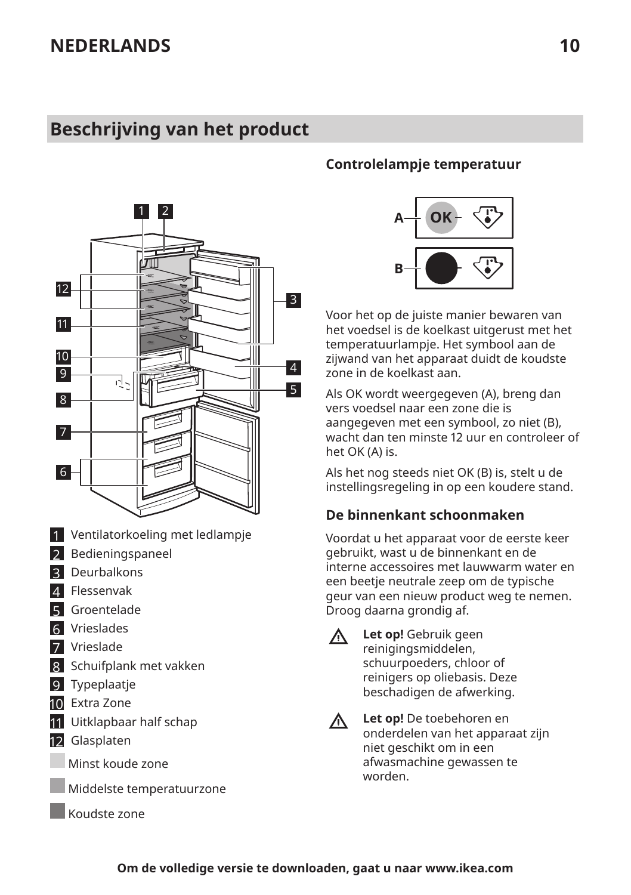## Beschrijving van het product

1 Ventilatorkoeling met ledlampje
2 Bedieningspaneel
3 Deurbalkons
4 Flessenvak
5 Groentelade
6 Vrieslades
7 Vrieslade
8 Schuifplank met vakken
9 Typeplaatje
10 Extra Zone
11 Uitklapbaar half schap
12 Glasplaten

Minst koude zone

Middelste temperatuurzone

Koudste zone

### Controlelampje temperatuur

A OK

B

Voor het op de juiste manier bewaren van het voedsel is de koelkast uitgerust met het temperatuurlampje. Het symbool aan de zijwand van het apparaat duidt de koudste zone in de koelkast aan.

Als OK wordt weergegeven (A), breng dan vers voedsel naar een zone die is aangegeven met een symbool, zo niet (B), wacht dan ten minste 12 uur en controleer of het OK (A) is.

Als het nog steeds niet OK (B) is, stelt u de instellingsregeling in op een koudere stand.

### De binnenkant schoonmaken

Voordat u het apparaat voor de eerste keer gebruikt, wast u de binnenkant en de interne accessoires met lauwwarm water en een beetje neutrale zeep om de typische geur van een nieuw product weg te nemen. Droog daarna grondig af.

**Let op!** Gebruik geen reinigingsmiddelen, schuurpoeders, chloor of reinigers op oliebasis. Deze beschadigen de afwerking.

**Let op!** De toebehoren en onderdelen van het apparaat zijn niet geschikt om in een afwasmachine gewassen te worden.

**Om de volledige versie te downloaden, gaat u naar www.ikea.com**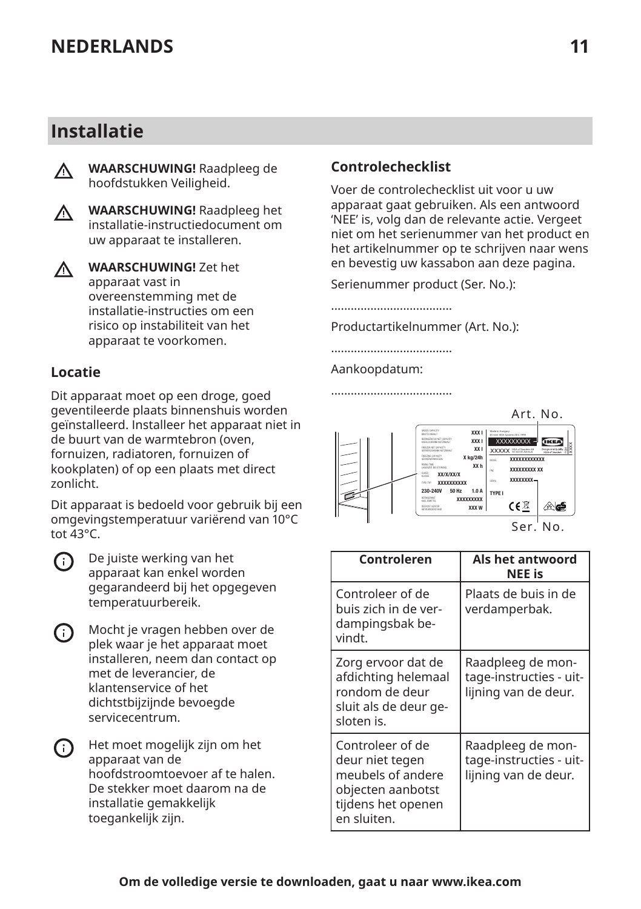## Installatie

⚠ **WAARSCHUWING!** Raadpleeg de hoofdstukken Veiligheid.

⚠ **WAARSCHUWING!** Raadpleeg het installatie-instructiedocument om uw apparaat te installeren.

⚠ **WAARSCHUWING!** Zet het apparaat vast in overeenstemming met de installatie-instructies om een risico op instabiliteit van het apparaat te voorkomen.

### Locatie

Dit apparaat moet op een droge, goed geventileerde plaats binnenshuis worden geïnstalleerd. Installeer het apparaat niet in de buurt van de warmtebron (oven, fornuizen, radiatoren, fornuizen of kookplaten) of op een plaats met direct zonlicht.

Dit apparaat is bedoeld voor gebruik bij een omgevingstemperatuur variërend van 10°C tot 43°C.

De juiste werking van het apparaat kan enkel worden gegarandeerd bij het opgegeven temperatuurbereik.

Mocht je vragen hebben over de plek waar je het apparaat moet installeren, neem dan contact op met de leverancier, de klantenservice of het dichtstbijzijnde bevoegde servicecentrum.

Het moet mogelijk zijn om het apparaat van de hoofdstroomtoevoer af te halen. De stekker moet daarom na de installatie gemakkelijk toegankelijk zijn.

### Controlechecklist

Voer de controlechecklist uit voor u uw apparaat gaat gebruiken. Als een antwoord 'NEE' is, volg dan de relevante actie. Vergeet niet om het serienummer van het product en het artikelnummer op te schrijven naar wens en bevestig uw kassabon aan deze pagina.

Serienummer product (Ser. No.):

....................................

Productartikelnummer (Art. No.):

....................................

Aankoopdatum:

....................................

Art. No.

Ser. No.

| Controleren | Als het antwoord NEE is |
|---|---|
| Controleer of de buis zich in de verdampingsbak bevindt. | Plaats de buis in de verdamperbak. |
| Zorg ervoor dat de afdichting helemaal rondom de deur sluit als de deur gesloten is. | Raadpleeg de montage-instructies - uitlijning van de deur. |
| Controleer of de deur niet tegen meubels of andere objecten aanbotst tijdens het openen en sluiten. | Raadpleeg de montage-instructies - uitlijning van de deur. |

**Om de volledige versie te downloaden, gaat u naar www.ikea.com**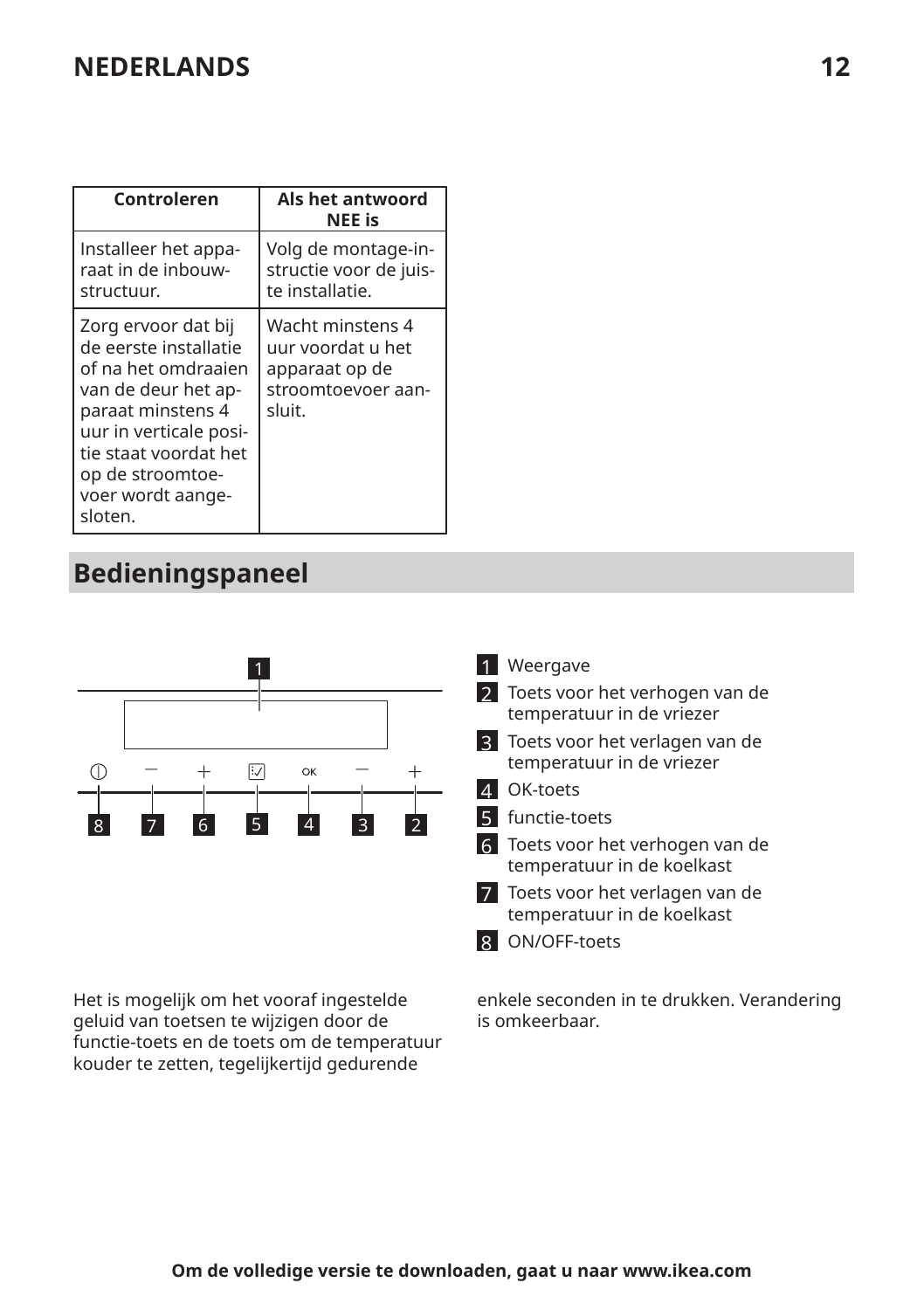| Controleren | Als het antwoord NEE is |
| --- | --- |
| Installeer het apparaat in de inbouwstructuur. | Volg de montage-instructie voor de juiste installatie. |
| Zorg ervoor dat bij de eerste installatie of na het omdraaien van de deur het apparaat minstens 4 uur in verticale positie staat voordat het op de stroomtoevoer wordt aangesloten. | Wacht minstens 4 uur voordat u het apparaat op de stroomtoevoer aansluit. |

## Bedieningspaneel

1. Weergave
2. Toets voor het verhogen van de temperatuur in de vriezer
3. Toets voor het verlagen van de temperatuur in de vriezer
4. OK-toets
5. functie-toets
6. Toets voor het verhogen van de temperatuur in de koelkast
7. Toets voor het verlagen van de temperatuur in de koelkast
8. ON/OFF-toets

Het is mogelijk om het vooraf ingestelde geluid van toetsen te wijzigen door de functie-toets en de toets om de temperatuur kouder te zetten, tegelijkertijd gedurende enkele seconden in te drukken. Verandering is omkeerbaar.

**Om de volledige versie te downloaden, gaat u naar www.ikea.com**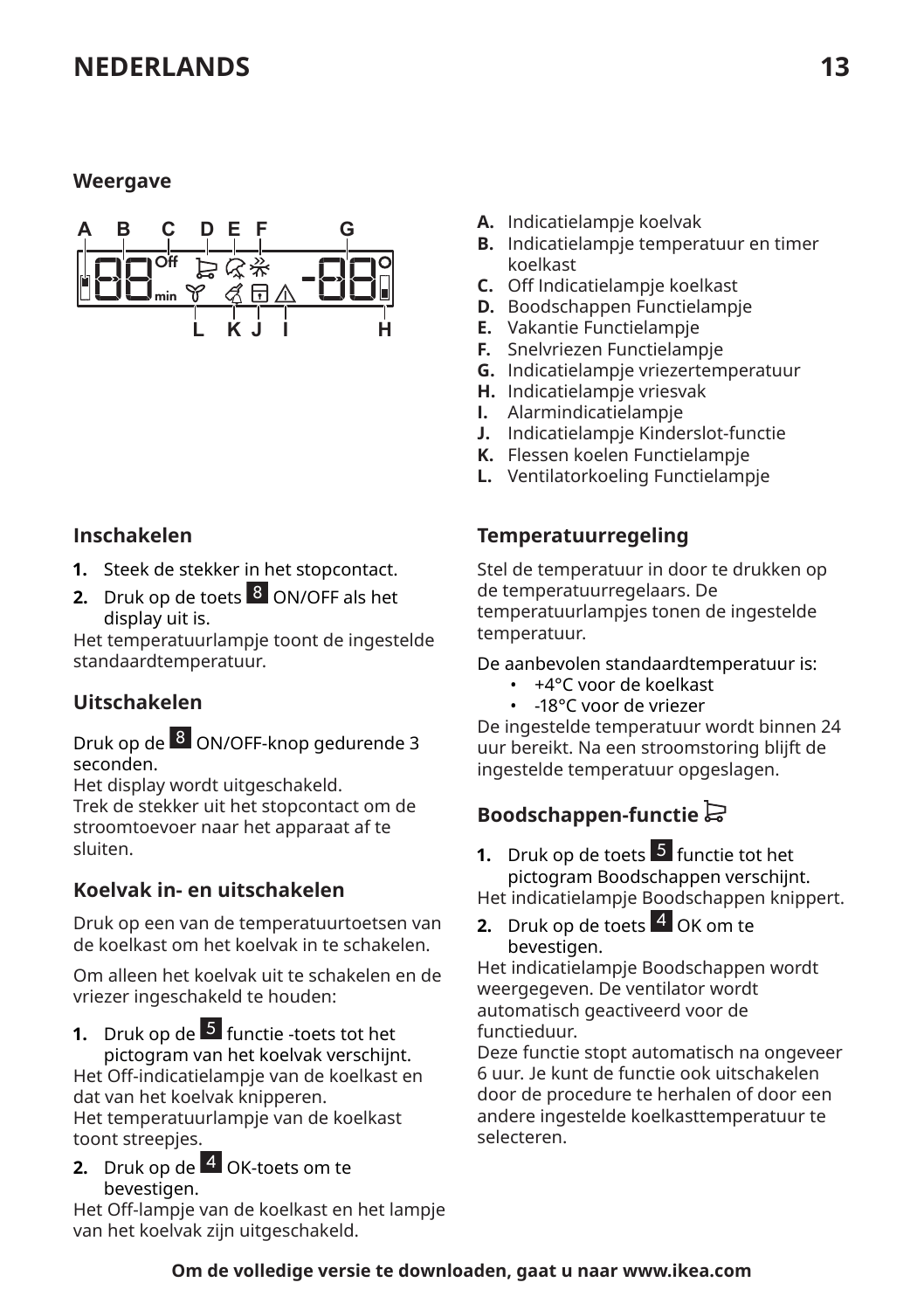### Weergave

- **A.** Indicatielampje koelvak
- **B.** Indicatielampje temperatuur en timer koelkast
- **C.** Off Indicatielampje koelkast
- **D.** Boodschappen Functielampje
- **E.** Vakantie Functielampje
- **F.** Snelvriezen Functielampje
- **G.** Indicatielampje vriezertemperatuur
- **H.** Indicatielampje vriesvak
- **I.** Alarmindicatielampje
- **J.** Indicatielampje Kinderslot-functie
- **K.** Flessen koelen Functielampje
- **L.** Ventilatorkoeling Functielampje

### Inschakelen

1. Steek de stekker in het stopcontact.
2. Druk op de toets 8 ON/OFF als het display uit is.

Het temperatuurlampje toont de ingestelde standaardtemperatuur.

### Uitschakelen

Druk op de 8 ON/OFF-knop gedurende 3 seconden.
Het display wordt uitgeschakeld.
Trek de stekker uit het stopcontact om de stroomtoevoer naar het apparaat af te sluiten.

### Koelvak in- en uitschakelen

Druk op een van de temperatuurtoetsen van de koelkast om het koelvak in te schakelen.

Om alleen het koelvak uit te schakelen en de vriezer ingeschakeld te houden:

1. Druk op de 5 functie -toets tot het pictogram van het koelvak verschijnt.

Het Off-indicatielampje van de koelkast en dat van het koelvak knipperen.
Het temperatuurlampje van de koelkast toont streepjes.

2. Druk op de 4 OK-toets om te bevestigen.

Het Off-lampje van de koelkast en het lampje van het koelvak zijn uitgeschakeld.

### Temperatuurregeling

Stel de temperatuur in door te drukken op de temperatuurregelaars. De temperatuurlampjes tonen de ingestelde temperatuur.

De aanbevolen standaardtemperatuur is:

- +4°C voor de koelkast
- -18°C voor de vriezer

De ingestelde temperatuur wordt binnen 24 uur bereikt. Na een stroomstoring blijft de ingestelde temperatuur opgeslagen.

### Boodschappen-functie

1. Druk op de toets 5 functie tot het pictogram Boodschappen verschijnt.

Het indicatielampje Boodschappen knippert.

2. Druk op de toets 4 OK om te bevestigen.

Het indicatielampje Boodschappen wordt weergegeven. De ventilator wordt automatisch geactiveerd voor de functieduur.
Deze functie stopt automatisch na ongeveer 6 uur. Je kunt de functie ook uitschakelen door de procedure te herhalen of door een andere ingestelde koelkasttemperatuur te selecteren.

**Om de volledige versie te downloaden, gaat u naar www.ikea.com**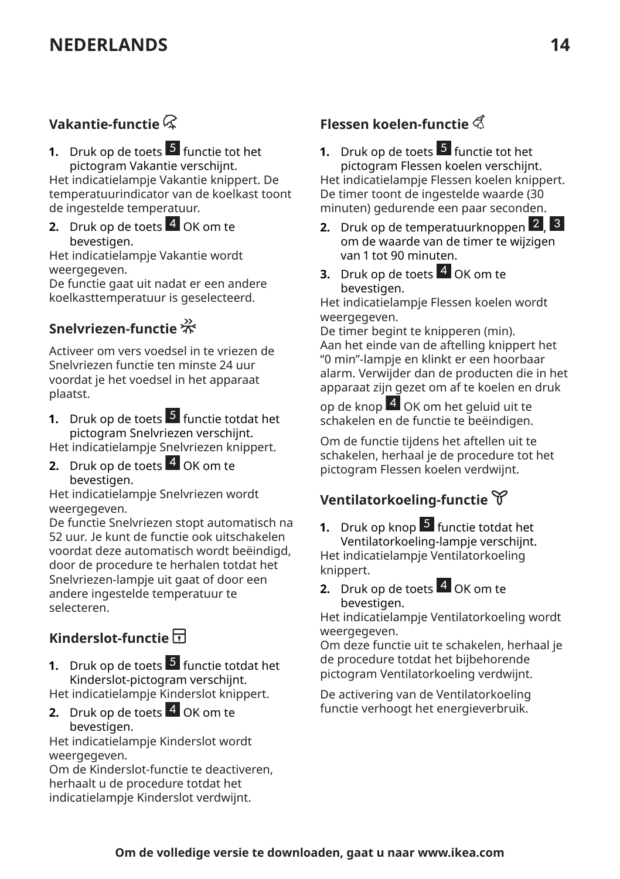## Vakantie-functie

1. Druk op de toets 5 functie tot het pictogram Vakantie verschijnt.

Het indicatielampje Vakantie knippert. De temperatuurindicator van de koelkast toont de ingestelde temperatuur.

2. Druk op de toets 4 OK om te bevestigen.

Het indicatielampje Vakantie wordt weergegeven.
De functie gaat uit nadat er een andere koelkasttemperatuur is geselecteerd.

## Snelvriezen-functie

Activeer om vers voedsel in te vriezen de Snelvriezen functie ten minste 24 uur voordat je het voedsel in het apparaat plaatst.

1. Druk op de toets 5 functie totdat het pictogram Snelvriezen verschijnt.

Het indicatielampje Snelvriezen knippert.

2. Druk op de toets 4 OK om te bevestigen.

Het indicatielampje Snelvriezen wordt weergegeven.
De functie Snelvriezen stopt automatisch na 52 uur. Je kunt de functie ook uitschakelen voordat deze automatisch wordt beëindigd, door de procedure te herhalen totdat het Snelvriezen-lampje uit gaat of door een andere ingestelde temperatuur te selecteren.

## Kinderslot-functie

1. Druk op de toets 5 functie totdat het Kinderslot-pictogram verschijnt.

Het indicatielampje Kinderslot knippert.

2. Druk op de toets 4 OK om te bevestigen.

Het indicatielampje Kinderslot wordt weergegeven.
Om de Kinderslot-functie te deactiveren, herhaalt u de procedure totdat het indicatielampje Kinderslot verdwijnt.

## Flessen koelen-functie

1. Druk op de toets 5 functie tot het pictogram Flessen koelen verschijnt.

Het indicatielampje Flessen koelen knippert. De timer toont de ingestelde waarde (30 minuten) gedurende een paar seconden.

2. Druk op de temperatuurknoppen 2, 3 om de waarde van de timer te wijzigen van 1 tot 90 minuten.
3. Druk op de toets 4 OK om te bevestigen.

Het indicatielampje Flessen koelen wordt weergegeven.
De timer begint te knipperen (min).
Aan het einde van de aftelling knippert het “0 min”-lampje en klinkt er een hoorbaar alarm. Verwijder dan de producten die in het apparaat zijn gezet om af te koelen en druk op de knop 4 OK om het geluid uit te schakelen en de functie te beëindigen.

Om de functie tijdens het aftellen uit te schakelen, herhaal je de procedure tot het pictogram Flessen koelen verdwijnt.

## Ventilatorkoeling-functie

1. Druk op knop 5 functie totdat het Ventilatorkoeling-lampje verschijnt.

Het indicatielampje Ventilatorkoeling knippert.

2. Druk op de toets 4 OK om te bevestigen.

Het indicatielampje Ventilatorkoeling wordt weergegeven.
Om deze functie uit te schakelen, herhaal je de procedure totdat het bijbehorende pictogram Ventilatorkoeling verdwijnt.

De activering van de Ventilatorkoeling functie verhoogt het energieverbruik.

**Om de volledige versie te downloaden, gaat u naar www.ikea.com**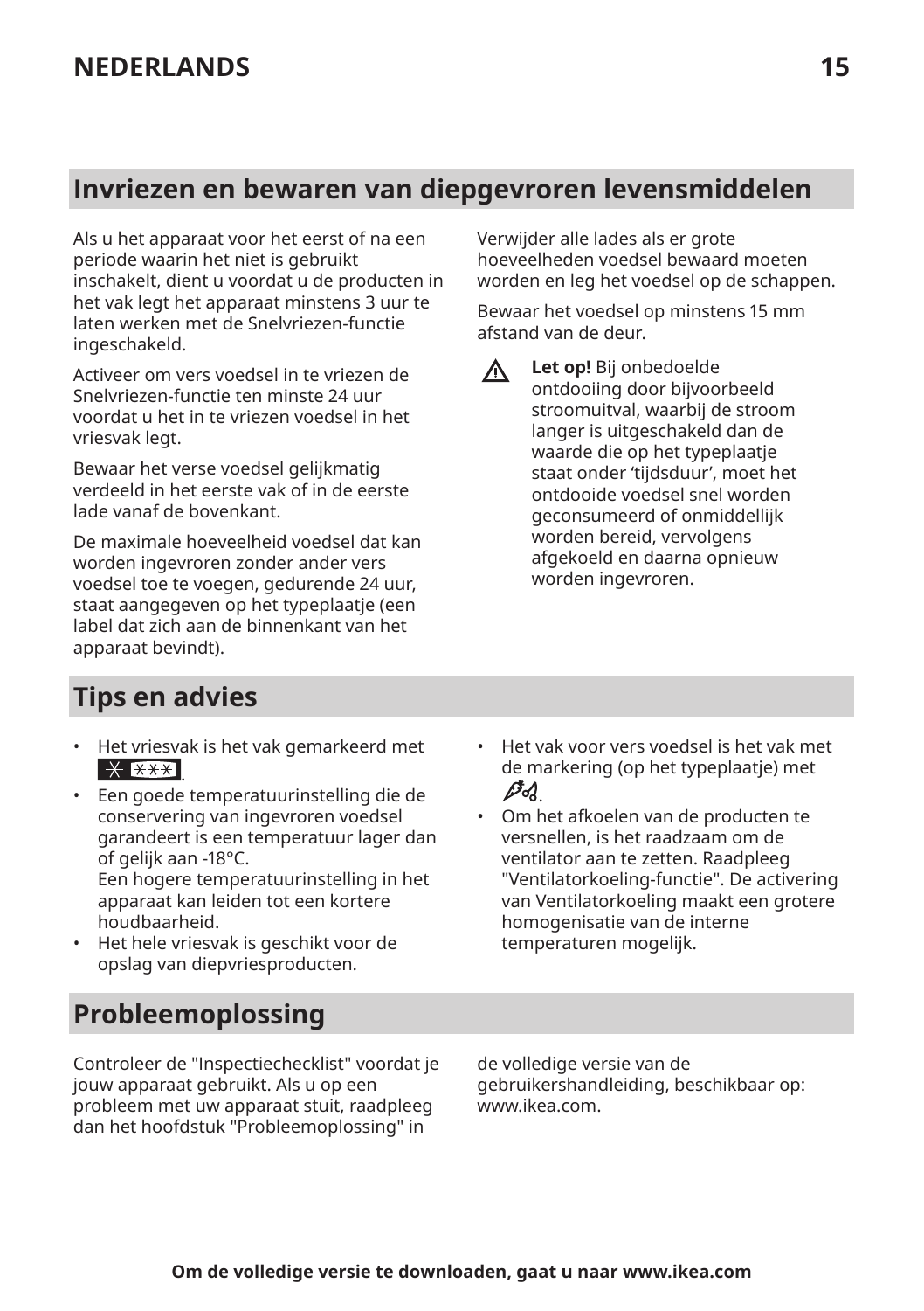## Invriezen en bewaren van diepgevroren levensmiddelen

Als u het apparaat voor het eerst of na een periode waarin het niet is gebruikt inschakelt, dient u voordat u de producten in het vak legt het apparaat minstens 3 uur te laten werken met de Snelvriezen-functie ingeschakeld.

Activeer om vers voedsel in te vriezen de Snelvriezen-functie ten minste 24 uur voordat u het in te vriezen voedsel in het vriesvak legt.

Bewaar het verse voedsel gelijkmatig verdeeld in het eerste vak of in de eerste lade vanaf de bovenkant.

De maximale hoeveelheid voedsel dat kan worden ingevroren zonder ander vers voedsel toe te voegen, gedurende 24 uur, staat aangegeven op het typeplaatje (een label dat zich aan de binnenkant van het apparaat bevindt).

Verwijder alle lades als er grote hoeveelheden voedsel bewaard moeten worden en leg het voedsel op de schappen.

Bewaar het voedsel op minstens 15 mm afstand van de deur.

⚠ **Let op!** Bij onbedoelde ontdooiing door bijvoorbeeld stroomuitval, waarbij de stroom langer is uitgeschakeld dan de waarde die op het typeplaatje staat onder ‘tijdsduur’, moet het ontdooide voedsel snel worden geconsumeerd of onmiddellijk worden bereid, vervolgens afgekoeld en daarna opnieuw worden ingevroren.

## Tips en advies

- Het vriesvak is het vak gemarkeerd met ✳ ✳✳✳.
- Een goede temperatuurinstelling die de conservering van ingevroren voedsel garandeert is een temperatuur lager dan of gelijk aan -18°C.
  Een hogere temperatuurinstelling in het apparaat kan leiden tot een kortere houdbaarheid.
- Het hele vriesvak is geschikt voor de opslag van diepvriesproducten.
- Het vak voor vers voedsel is het vak met de markering (op het typeplaatje) met 🥕🍐.
- Om het afkoelen van de producten te versnellen, is het raadzaam om de ventilator aan te zetten. Raadpleeg "Ventilatorkoeling-functie". De activering van Ventilatorkoeling maakt een grotere homogenisatie van de interne temperaturen mogelijk.

## Probleemoplossing

Controleer de "Inspectiechecklist" voordat je jouw apparaat gebruikt. Als u op een probleem met uw apparaat stuit, raadpleeg dan het hoofdstuk "Probleemoplossing" in de volledige versie van de gebruikershandleiding, beschikbaar op: www.ikea.com.

**Om de volledige versie te downloaden, gaat u naar www.ikea.com**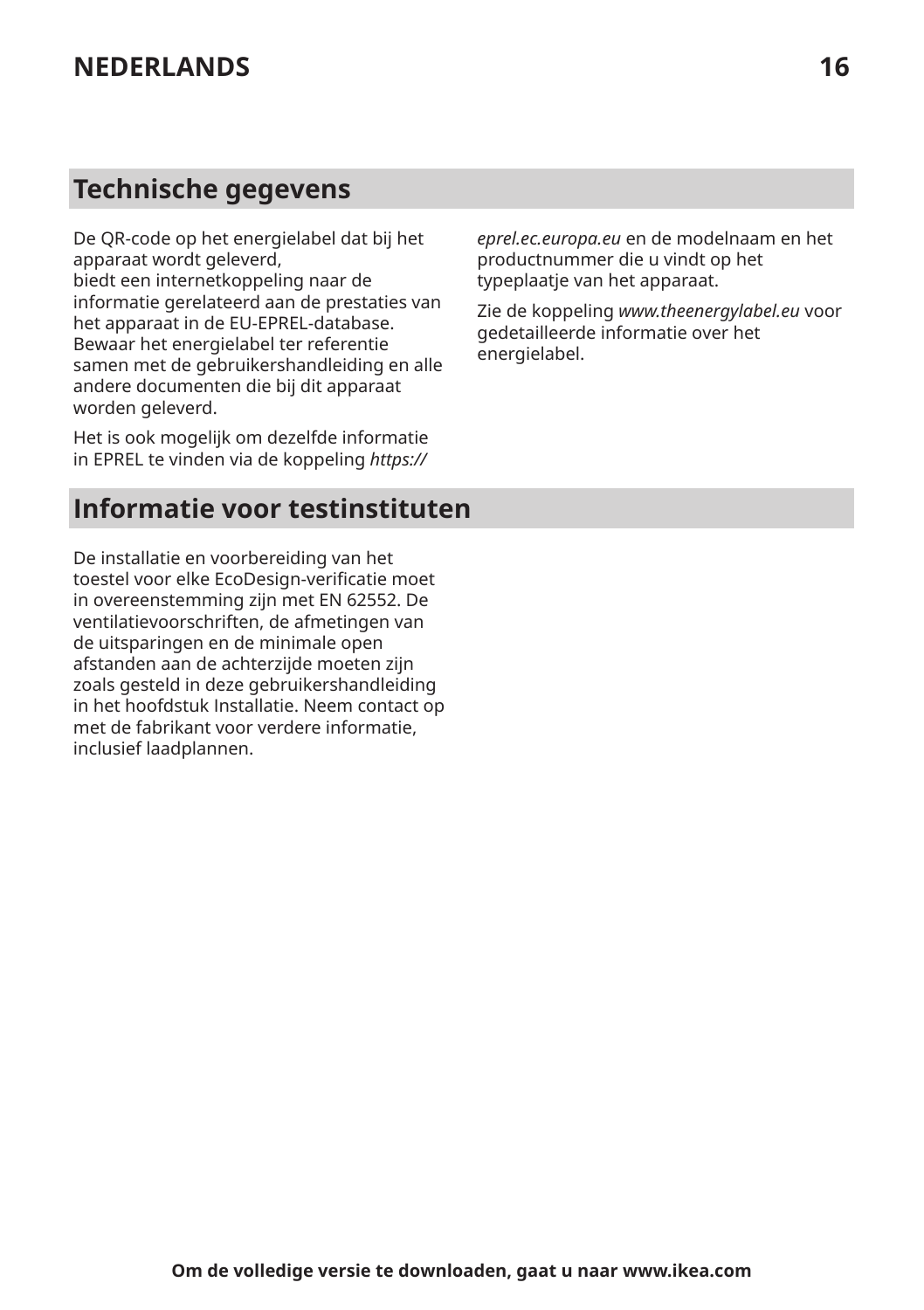## Technische gegevens

De QR-code op het energielabel dat bij het apparaat wordt geleverd, biedt een internetkoppeling naar de informatie gerelateerd aan de prestaties van het apparaat in de EU-EPREL-database. Bewaar het energielabel ter referentie samen met de gebruikershandleiding en alle andere documenten die bij dit apparaat worden geleverd.

Het is ook mogelijk om dezelfde informatie in EPREL te vinden via de koppeling *https://eprel.ec.europa.eu* en de modelnaam en het productnummer die u vindt op het typeplaatje van het apparaat.

Zie de koppeling *www.theenergylabel.eu* voor gedetailleerde informatie over het energielabel.

## Informatie voor testinstituten

De installatie en voorbereiding van het toestel voor elke EcoDesign-verificatie moet in overeenstemming zijn met EN 62552. De ventilatievoorschriften, de afmetingen van de uitsparingen en de minimale open afstanden aan de achterzijde moeten zijn zoals gesteld in deze gebruikershandleiding in het hoofdstuk Installatie. Neem contact op met de fabrikant voor verdere informatie, inclusief laadplannen.

**Om de volledige versie te downloaden, gaat u naar www.ikea.com**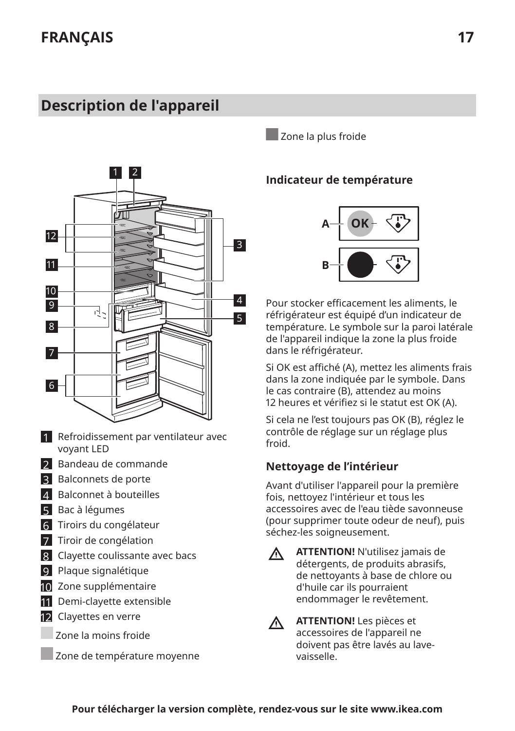## Description de l'appareil

1. Refroidissement par ventilateur avec voyant LED
2. Bandeau de commande
3. Balconnets de porte
4. Balconnet à bouteilles
5. Bac à légumes
6. Tiroirs du congélateur
7. Tiroir de congélation
8. Clayette coulissante avec bacs
9. Plaque signalétique
10. Zone supplémentaire
11. Demi-clayette extensible
12. Clayettes en verre

Zone la moins froide

Zone de température moyenne

Zone la plus froide

### Indicateur de température

A OK

B

Pour stocker efficacement les aliments, le réfrigérateur est équipé d'un indicateur de température. Le symbole sur la paroi latérale de l'appareil indique la zone la plus froide dans le réfrigérateur.

Si OK est affiché (A), mettez les aliments frais dans la zone indiquée par le symbole. Dans le cas contraire (B), attendez au moins 12 heures et vérifiez si le statut est OK (A).

Si cela ne l'est toujours pas OK (B), réglez le contrôle de réglage sur un réglage plus froid.

### Nettoyage de l'intérieur

Avant d'utiliser l'appareil pour la première fois, nettoyez l'intérieur et tous les accessoires avec de l'eau tiède savonneuse (pour supprimer toute odeur de neuf), puis séchez-les soigneusement.

⚠ **ATTENTION!** N'utilisez jamais de détergents, de produits abrasifs, de nettoyants à base de chlore ou d'huile car ils pourraient endommager le revêtement.

⚠ **ATTENTION!** Les pièces et accessoires de l'appareil ne doivent pas être lavés au lave-vaisselle.

**Pour télécharger la version complète, rendez-vous sur le site www.ikea.com**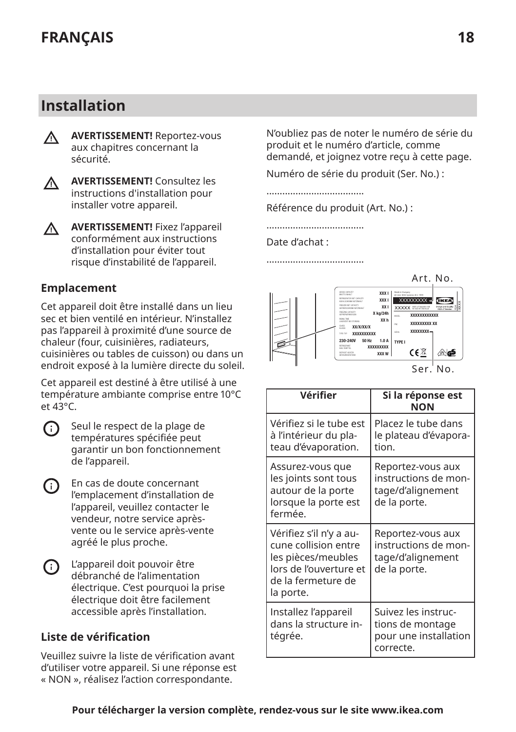## Installation

⚠ **AVERTISSEMENT!** Reportez-vous aux chapitres concernant la sécurité.

⚠ **AVERTISSEMENT!** Consultez les instructions d'installation pour installer votre appareil.

⚠ **AVERTISSEMENT!** Fixez l'appareil conformément aux instructions d'installation pour éviter tout risque d'instabilité de l'appareil.

### Emplacement

Cet appareil doit être installé dans un lieu sec et bien ventilé en intérieur. N'installez pas l'appareil à proximité d'une source de chaleur (four, cuisinières, radiateurs, cuisinières ou tables de cuisson) ou dans un endroit exposé à la lumière directe du soleil.

Cet appareil est destiné à être utilisé à une température ambiante comprise entre 10°C et 43°C.

Seul le respect de la plage de températures spécifiée peut garantir un bon fonctionnement de l'appareil.

En cas de doute concernant l'emplacement d'installation de l'appareil, veuillez contacter le vendeur, notre service après-vente ou le service après-vente agréé le plus proche.

L'appareil doit pouvoir être débranché de l'alimentation électrique. C'est pourquoi la prise électrique doit être facilement accessible après l'installation.

### Liste de vérification

Veuillez suivre la liste de vérification avant d'utiliser votre appareil. Si une réponse est « NON », réalisez l'action correspondante.

N'oubliez pas de noter le numéro de série du produit et le numéro d'article, comme demandé, et joignez votre reçu à cette page.

Numéro de série du produit (Ser. No.) :

....................................

Référence du produit (Art. No.) :

....................................

Date d'achat :

....................................

Art. No.

Ser. No.

| Vérifier | Si la réponse est NON |
|---|---|
| Vérifiez si le tube est à l'intérieur du plateau d'évaporation. | Placez le tube dans le plateau d'évaporation. |
| Assurez-vous que les joints sont tous autour de la porte lorsque la porte est fermée. | Reportez-vous aux instructions de montage/d'alignement de la porte. |
| Vérifiez s'il n'y a aucune collision entre les pièces/meubles lors de l'ouverture et de la fermeture de la porte. | Reportez-vous aux instructions de montage/d'alignement de la porte. |
| Installez l'appareil dans la structure intégrée. | Suivez les instructions de montage pour une installation correcte. |

**Pour télécharger la version complète, rendez-vous sur le site www.ikea.com**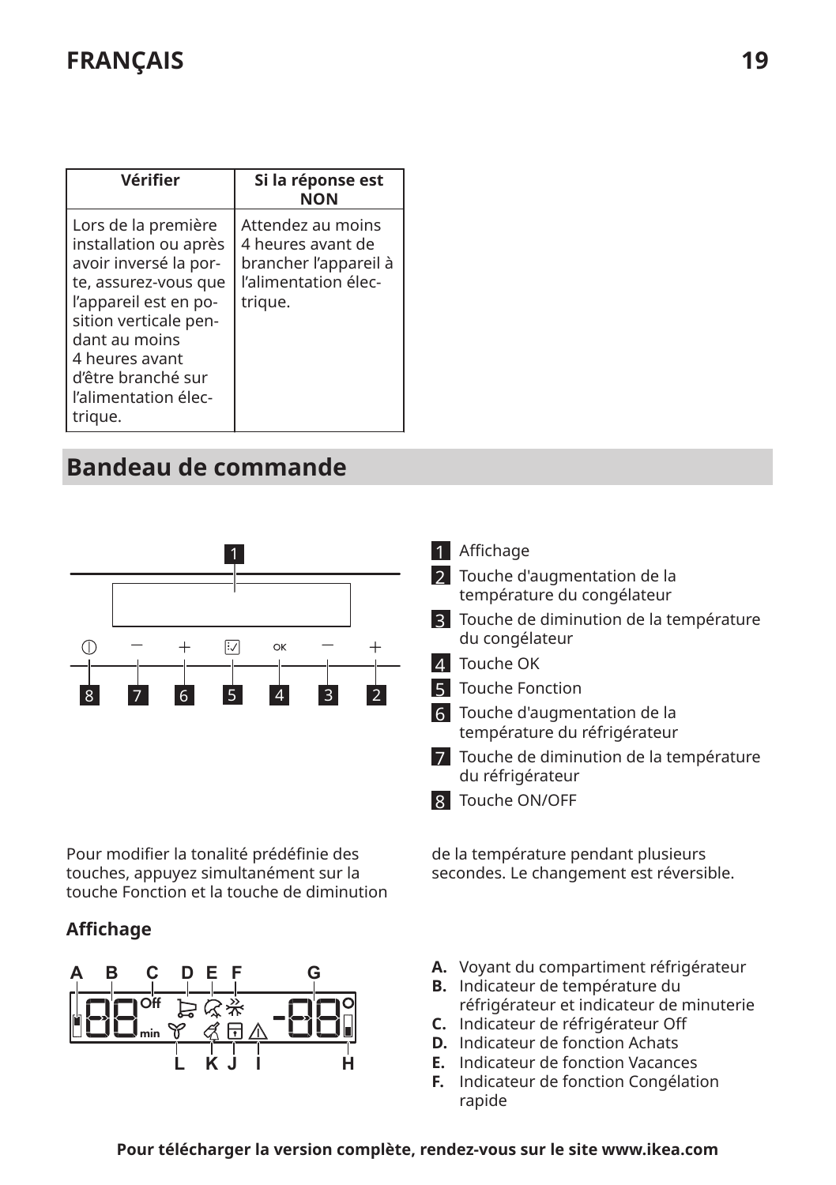| Vérifier | Si la réponse est NON |
| --- | --- |
| Lors de la première installation ou après avoir inversé la porte, assurez-vous que l'appareil est en position verticale pendant au moins 4 heures avant d'être branché sur l'alimentation électrique. | Attendez au moins 4 heures avant de brancher l'appareil à l'alimentation électrique. |

## Bandeau de commande

1. Affichage
2. Touche d'augmentation de la température du congélateur
3. Touche de diminution de la température du congélateur
4. Touche OK
5. Touche Fonction
6. Touche d'augmentation de la température du réfrigérateur
7. Touche de diminution de la température du réfrigérateur
8. Touche ON/OFF

Pour modifier la tonalité prédéfinie des touches, appuyez simultanément sur la touche Fonction et la touche de diminution de la température pendant plusieurs secondes. Le changement est réversible.

### Affichage

- **A.** Voyant du compartiment réfrigérateur
- **B.** Indicateur de température du réfrigérateur et indicateur de minuterie
- **C.** Indicateur de réfrigérateur Off
- **D.** Indicateur de fonction Achats
- **E.** Indicateur de fonction Vacances
- **F.** Indicateur de fonction Congélation rapide

**Pour télécharger la version complète, rendez-vous sur le site www.ikea.com**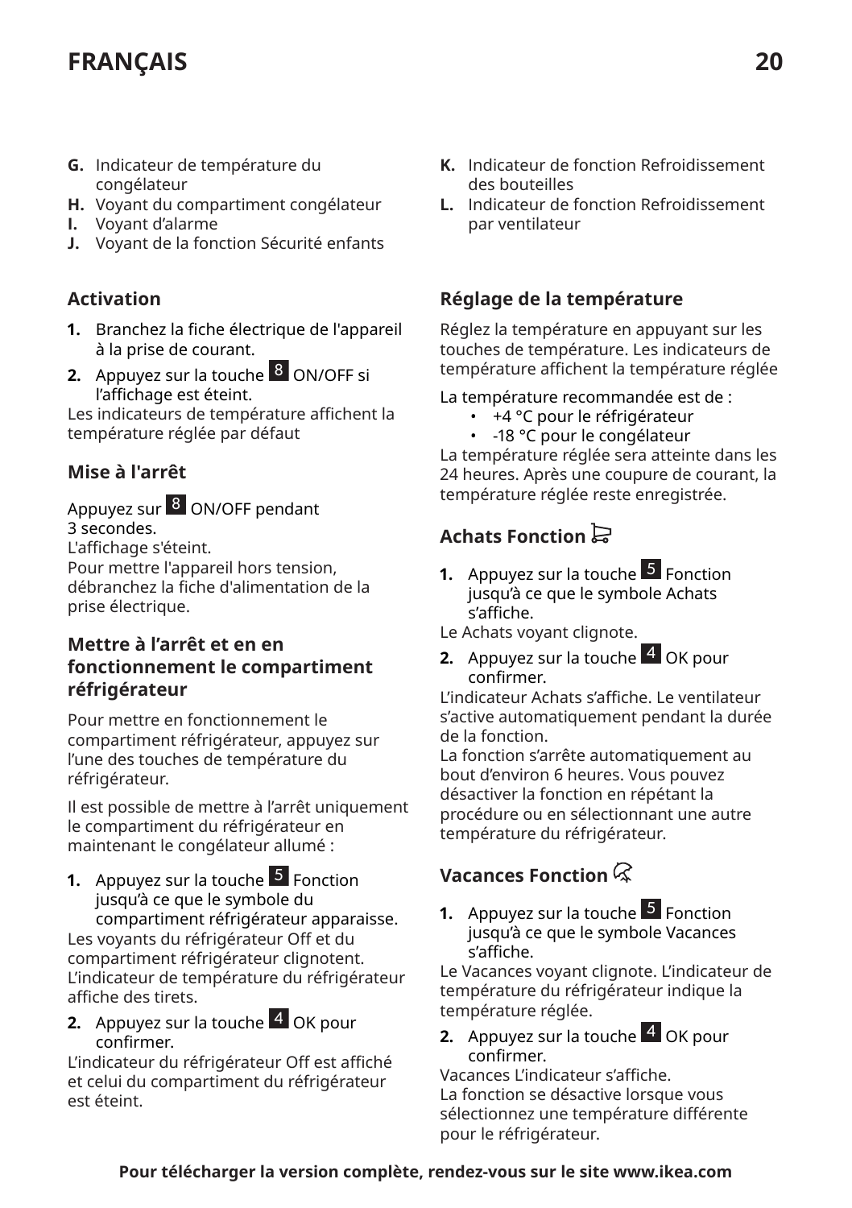- **G.** Indicateur de température du congélateur
- **H.** Voyant du compartiment congélateur
- **I.** Voyant d'alarme
- **J.** Voyant de la fonction Sécurité enfants
- **K.** Indicateur de fonction Refroidissement des bouteilles
- **L.** Indicateur de fonction Refroidissement par ventilateur

### Activation

1. Branchez la fiche électrique de l'appareil à la prise de courant.
2. Appuyez sur la touche 8 ON/OFF si l'affichage est éteint.

Les indicateurs de température affichent la température réglée par défaut

### Mise à l'arrêt

Appuyez sur 8 ON/OFF pendant 3 secondes.
L'affichage s'éteint.
Pour mettre l'appareil hors tension, débranchez la fiche d'alimentation de la prise électrique.

### Mettre à l'arrêt et en en fonctionnement le compartiment réfrigérateur

Pour mettre en fonctionnement le compartiment réfrigérateur, appuyez sur l'une des touches de température du réfrigérateur.

Il est possible de mettre à l'arrêt uniquement le compartiment du réfrigérateur en maintenant le congélateur allumé :

1. Appuyez sur la touche 5 Fonction jusqu'à ce que le symbole du compartiment réfrigérateur apparaisse.

Les voyants du réfrigérateur Off et du compartiment réfrigérateur clignotent.
L'indicateur de température du réfrigérateur affiche des tirets.

2. Appuyez sur la touche 4 OK pour confirmer.

L'indicateur du réfrigérateur Off est affiché et celui du compartiment du réfrigérateur est éteint.

### Réglage de la température

Réglez la température en appuyant sur les touches de température. Les indicateurs de température affichent la température réglée

La température recommandée est de :
- +4 °C pour le réfrigérateur
- -18 °C pour le congélateur

La température réglée sera atteinte dans les 24 heures. Après une coupure de courant, la température réglée reste enregistrée.

### Achats Fonction

1. Appuyez sur la touche 5 Fonction jusqu'à ce que le symbole Achats s'affiche.

Le Achats voyant clignote.

2. Appuyez sur la touche 4 OK pour confirmer.

L'indicateur Achats s'affiche. Le ventilateur s'active automatiquement pendant la durée de la fonction.
La fonction s'arrête automatiquement au bout d'environ 6 heures. Vous pouvez désactiver la fonction en répétant la procédure ou en sélectionnant une autre température du réfrigérateur.

### Vacances Fonction

1. Appuyez sur la touche 5 Fonction jusqu'à ce que le symbole Vacances s'affiche.

Le Vacances voyant clignote. L'indicateur de température du réfrigérateur indique la température réglée.

2. Appuyez sur la touche 4 OK pour confirmer.

Vacances L'indicateur s'affiche.
La fonction se désactive lorsque vous sélectionnez une température différente pour le réfrigérateur.

**Pour télécharger la version complète, rendez-vous sur le site www.ikea.com**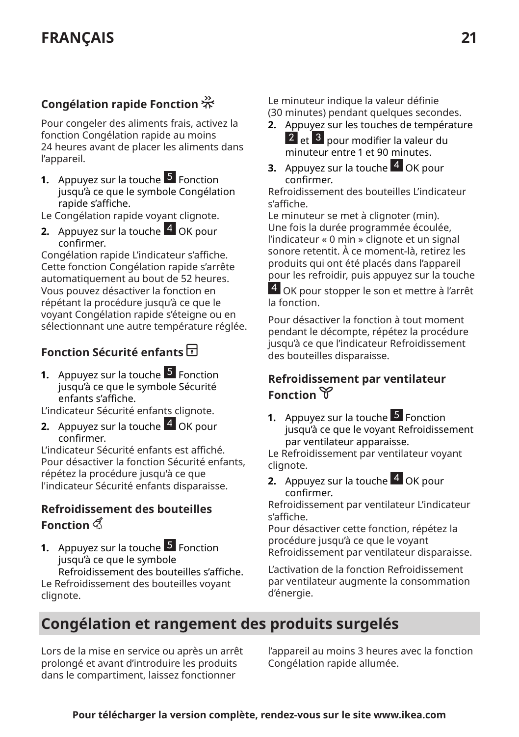### Congélation rapide Fonction

Pour congeler des aliments frais, activez la fonction Congélation rapide au moins 24 heures avant de placer les aliments dans l'appareil.

1. Appuyez sur la touche 5 Fonction jusqu'à ce que le symbole Congélation rapide s'affiche.

Le Congélation rapide voyant clignote.

2. Appuyez sur la touche 4 OK pour confirmer.

Congélation rapide L'indicateur s'affiche.
Cette fonction Congélation rapide s'arrête automatiquement au bout de 52 heures.
Vous pouvez désactiver la fonction en répétant la procédure jusqu'à ce que le voyant Congélation rapide s'éteigne ou en sélectionnant une autre température réglée.

### Fonction Sécurité enfants

1. Appuyez sur la touche 5 Fonction jusqu'à ce que le symbole Sécurité enfants s'affiche.

L'indicateur Sécurité enfants clignote.

2. Appuyez sur la touche 4 OK pour confirmer.

L'indicateur Sécurité enfants est affiché.
Pour désactiver la fonction Sécurité enfants, répétez la procédure jusqu'à ce que l'indicateur Sécurité enfants disparaisse.

### Refroidissement des bouteilles Fonction

1. Appuyez sur la touche 5 Fonction jusqu'à ce que le symbole Refroidissement des bouteilles s'affiche.

Le Refroidissement des bouteilles voyant clignote.
Le minuteur indique la valeur définie (30 minutes) pendant quelques secondes.

2. Appuyez sur les touches de température 2 et 3 pour modifier la valeur du minuteur entre 1 et 90 minutes.
3. Appuyez sur la touche 4 OK pour confirmer.

Refroidissement des bouteilles L'indicateur s'affiche.
Le minuteur se met à clignoter (min).
Une fois la durée programmée écoulée, l'indicateur « 0 min » clignote et un signal sonore retentit. À ce moment-là, retirez les produits qui ont été placés dans l'appareil pour les refroidir, puis appuyez sur la touche 4 OK pour stopper le son et mettre à l'arrêt la fonction.

Pour désactiver la fonction à tout moment pendant le décompte, répétez la procédure jusqu'à ce que l'indicateur Refroidissement des bouteilles disparaisse.

### Refroidissement par ventilateur Fonction

1. Appuyez sur la touche 5 Fonction jusqu'à ce que le voyant Refroidissement par ventilateur apparaisse.

Le Refroidissement par ventilateur voyant clignote.

2. Appuyez sur la touche 4 OK pour confirmer.

Refroidissement par ventilateur L'indicateur s'affiche.
Pour désactiver cette fonction, répétez la procédure jusqu'à ce que le voyant Refroidissement par ventilateur disparaisse.

L'activation de la fonction Refroidissement par ventilateur augmente la consommation d'énergie.

## Congélation et rangement des produits surgelés

Lors de la mise en service ou après un arrêt prolongé et avant d'introduire les produits dans le compartiment, laissez fonctionner l'appareil au moins 3 heures avec la fonction Congélation rapide allumée.

**Pour télécharger la version complète, rendez-vous sur le site www.ikea.com**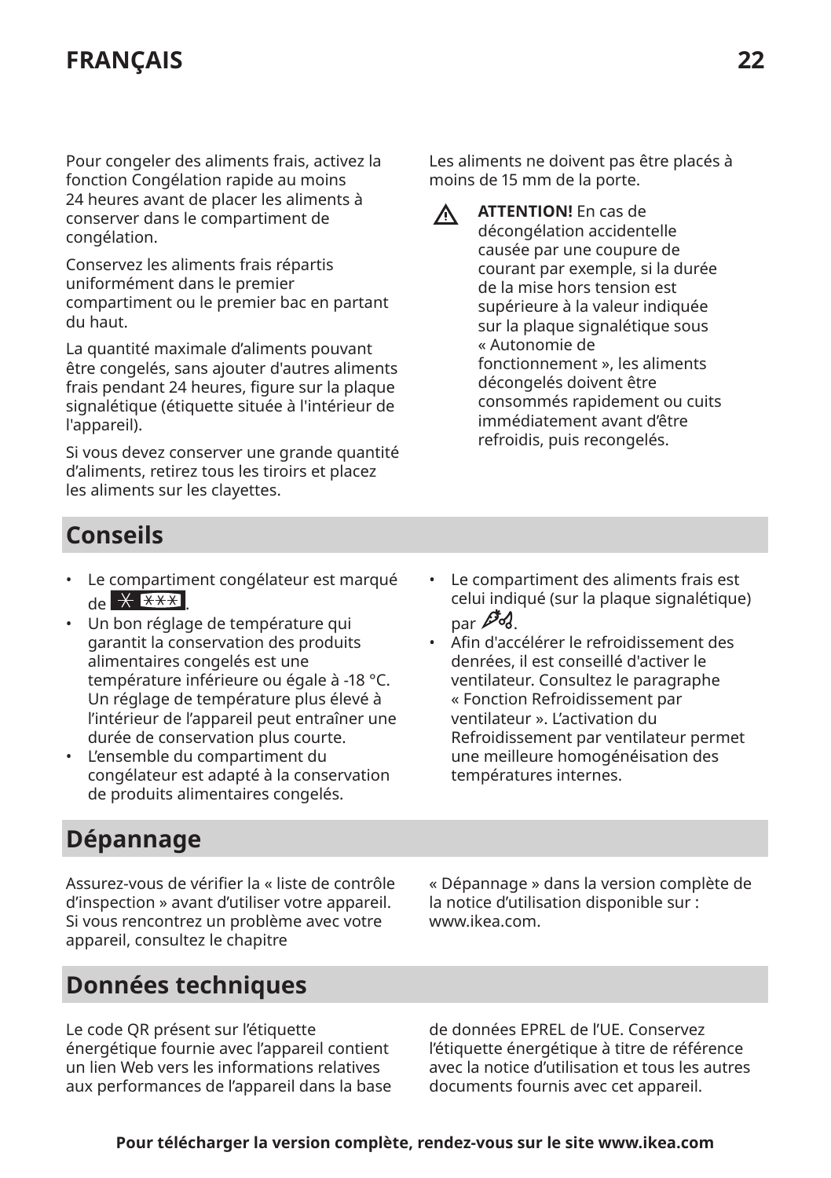Pour congeler des aliments frais, activez la fonction Congélation rapide au moins 24 heures avant de placer les aliments à conserver dans le compartiment de congélation.

Conservez les aliments frais répartis uniformément dans le premier compartiment ou le premier bac en partant du haut.

La quantité maximale d’aliments pouvant être congelés, sans ajouter d'autres aliments frais pendant 24 heures, figure sur la plaque signalétique (étiquette située à l'intérieur de l'appareil).

Si vous devez conserver une grande quantité d’aliments, retirez tous les tiroirs et placez les aliments sur les clayettes.

Les aliments ne doivent pas être placés à moins de 15 mm de la porte.

**ATTENTION!** En cas de décongélation accidentelle causée par une coupure de courant par exemple, si la durée de la mise hors tension est supérieure à la valeur indiquée sur la plaque signalétique sous « Autonomie de fonctionnement », les aliments décongelés doivent être consommés rapidement ou cuits immédiatement avant d’être refroidis, puis recongelés.

## Conseils

- Le compartiment congélateur est marqué de ✳ ✳✳✳.
- Un bon réglage de température qui garantit la conservation des produits alimentaires congelés est une température inférieure ou égale à -18 °C. Un réglage de température plus élevé à l’intérieur de l’appareil peut entraîner une durée de conservation plus courte.
- L’ensemble du compartiment du congélateur est adapté à la conservation de produits alimentaires congelés.
- Le compartiment des aliments frais est celui indiqué (sur la plaque signalétique) par 🥕.
- Afin d'accélérer le refroidissement des denrées, il est conseillé d'activer le ventilateur. Consultez le paragraphe « Fonction Refroidissement par ventilateur ». L’activation du Refroidissement par ventilateur permet une meilleure homogénéisation des températures internes.

## Dépannage

Assurez-vous de vérifier la « liste de contrôle d’inspection » avant d’utiliser votre appareil. Si vous rencontrez un problème avec votre appareil, consultez le chapitre « Dépannage » dans la version complète de la notice d’utilisation disponible sur : www.ikea.com.

## Données techniques

Le code QR présent sur l’étiquette énergétique fournie avec l’appareil contient un lien Web vers les informations relatives aux performances de l’appareil dans la base de données EPREL de l’UE. Conservez l’étiquette énergétique à titre de référence avec la notice d’utilisation et tous les autres documents fournis avec cet appareil.

**Pour télécharger la version complète, rendez-vous sur le site www.ikea.com**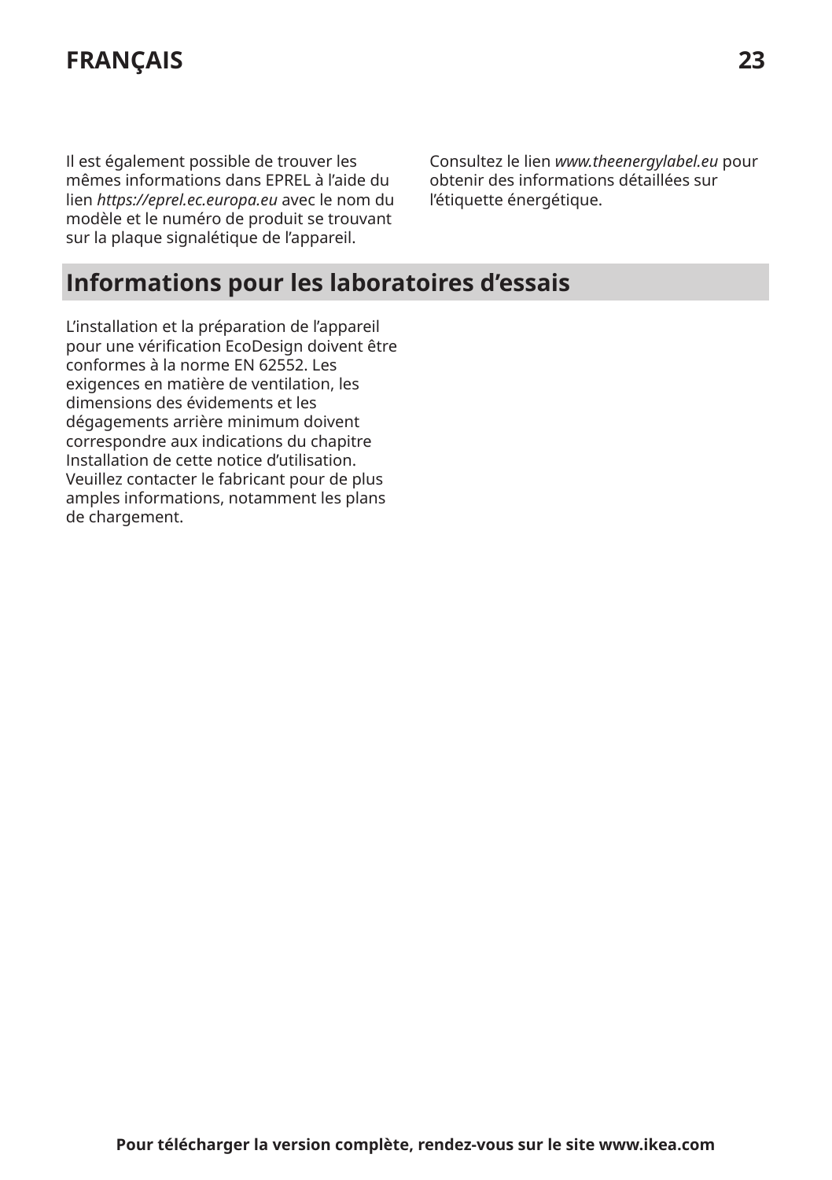Il est également possible de trouver les mêmes informations dans EPREL à l’aide du lien *https://eprel.ec.europa.eu* avec le nom du modèle et le numéro de produit se trouvant sur la plaque signalétique de l’appareil.

Consultez le lien *www.theenergylabel.eu* pour obtenir des informations détaillées sur l’étiquette énergétique.

## Informations pour les laboratoires d’essais

L’installation et la préparation de l’appareil pour une vérification EcoDesign doivent être conformes à la norme EN 62552. Les exigences en matière de ventilation, les dimensions des évidements et les dégagements arrière minimum doivent correspondre aux indications du chapitre Installation de cette notice d’utilisation. Veuillez contacter le fabricant pour de plus amples informations, notamment les plans de chargement.

**Pour télécharger la version complète, rendez-vous sur le site www.ikea.com**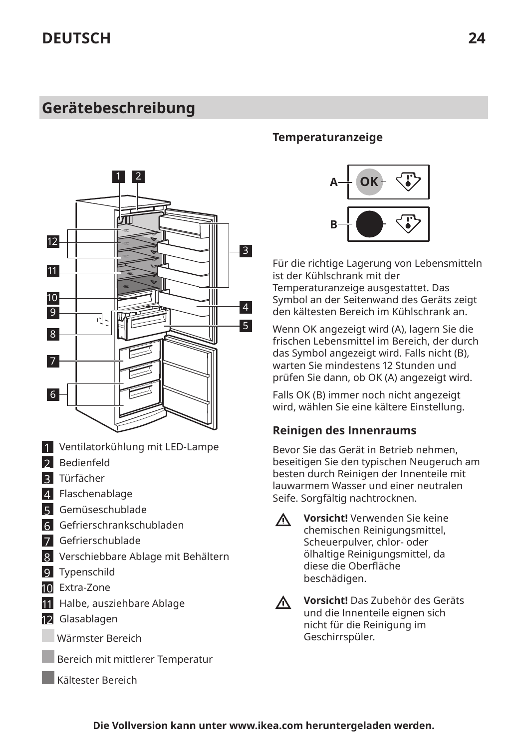## Gerätebeschreibung

1. Ventilatorkühlung mit LED-Lampe
2. Bedienfeld
3. Türfächer
4. Flaschenablage
5. Gemüseschublade
6. Gefrierschrankschubladen
7. Gefrierschublade
8. Verschiebbare Ablage mit Behältern
9. Typenschild
10. Extra-Zone
11. Halbe, ausziehbare Ablage
12. Glasablagen

Wärmster Bereich

Bereich mit mittlerer Temperatur

Kältester Bereich

### Temperaturanzeige

Für die richtige Lagerung von Lebensmitteln ist der Kühlschrank mit der Temperaturanzeige ausgestattet. Das Symbol an der Seitenwand des Geräts zeigt den kältesten Bereich im Kühlschrank an.

Wenn OK angezeigt wird (A), lagern Sie die frischen Lebensmittel im Bereich, der durch das Symbol angezeigt wird. Falls nicht (B), warten Sie mindestens 12 Stunden und prüfen Sie dann, ob OK (A) angezeigt wird.

Falls OK (B) immer noch nicht angezeigt wird, wählen Sie eine kältere Einstellung.

### Reinigen des Innenraums

Bevor Sie das Gerät in Betrieb nehmen, beseitigen Sie den typischen Neugeruch am besten durch Reinigen der Innenteile mit lauwarmem Wasser und einer neutralen Seife. Sorgfältig nachtrocknen.

⚠ **Vorsicht!** Verwenden Sie keine chemischen Reinigungsmittel, Scheuerpulver, chlor- oder ölhaltige Reinigungsmittel, da diese die Oberfläche beschädigen.

⚠ **Vorsicht!** Das Zubehör des Geräts und die Innenteile eignen sich nicht für die Reinigung im Geschirrspüler.

**Die Vollversion kann unter www.ikea.com heruntergeladen werden.**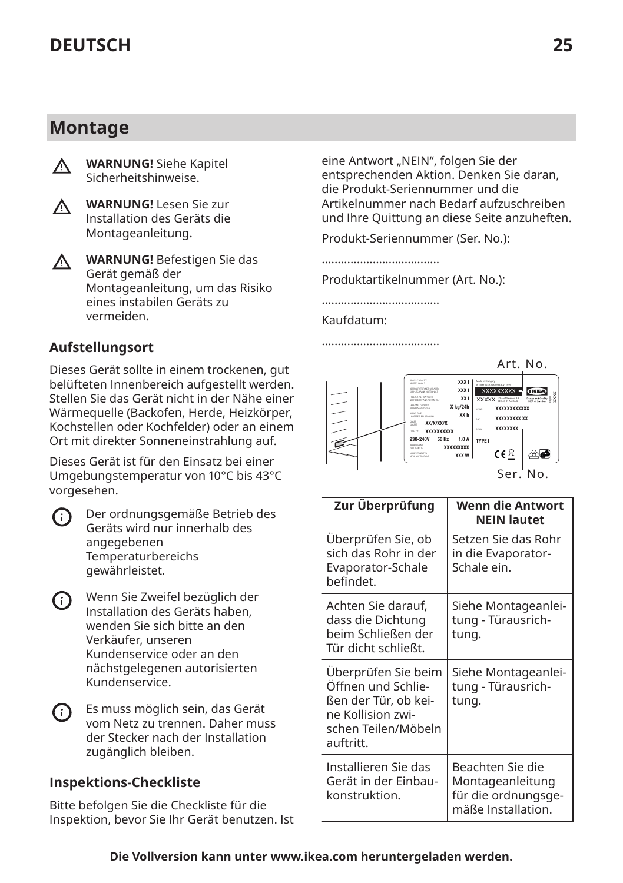## Montage

**WARNUNG!** Siehe Kapitel Sicherheitshinweise.

**WARNUNG!** Lesen Sie zur Installation des Geräts die Montageanleitung.

**WARNUNG!** Befestigen Sie das Gerät gemäß der Montageanleitung, um das Risiko eines instabilen Geräts zu vermeiden.

### Aufstellungsort

Dieses Gerät sollte in einem trockenen, gut belüfteten Innenbereich aufgestellt werden. Stellen Sie das Gerät nicht in der Nähe einer Wärmequelle (Backofen, Herde, Heizkörper, Kochstellen oder Kochfelder) oder an einem Ort mit direkter Sonneneinstrahlung auf.

Dieses Gerät ist für den Einsatz bei einer Umgebungstemperatur von 10°C bis 43°C vorgesehen.

Der ordnungsgemäße Betrieb des Geräts wird nur innerhalb des angegebenen Temperaturbereichs gewährleistet.

Wenn Sie Zweifel bezüglich der Installation des Geräts haben, wenden Sie sich bitte an den Verkäufer, unseren Kundenservice oder an den nächstgelegenen autorisierten Kundenservice.

Es muss möglich sein, das Gerät vom Netz zu trennen. Daher muss der Stecker nach der Installation zugänglich bleiben.

### Inspektions-Checkliste

Bitte befolgen Sie die Checkliste für die Inspektion, bevor Sie Ihr Gerät benutzen. Ist eine Antwort „NEIN“, folgen Sie der entsprechenden Aktion. Denken Sie daran, die Produkt-Seriennummer und die Artikelnummer nach Bedarf aufzuschreiben und Ihre Quittung an diese Seite anzuheften.

Produkt-Seriennummer (Ser. No.):

.....................................

Produktartikelnummer (Art. No.):

.....................................

Kaufdatum:

.....................................

Art. No.

Ser. No.

| Zur Überprüfung | Wenn die Antwort NEIN lautet |
|---|---|
| Überprüfen Sie, ob sich das Rohr in der Evaporator-Schale befindet. | Setzen Sie das Rohr in die Evaporator-Schale ein. |
| Achten Sie darauf, dass die Dichtung beim Schließen der Tür dicht schließt. | Siehe Montageanleitung - Türausrichtung. |
| Überprüfen Sie beim Öffnen und Schließen der Tür, ob keine Kollision zwischen Teilen/Möbeln auftritt. | Siehe Montageanleitung - Türausrichtung. |
| Installieren Sie das Gerät in der Einbaukonstruktion. | Beachten Sie die Montageanleitung für die ordnungsgemäße Installation. |

**Die Vollversion kann unter www.ikea.com heruntergeladen werden.**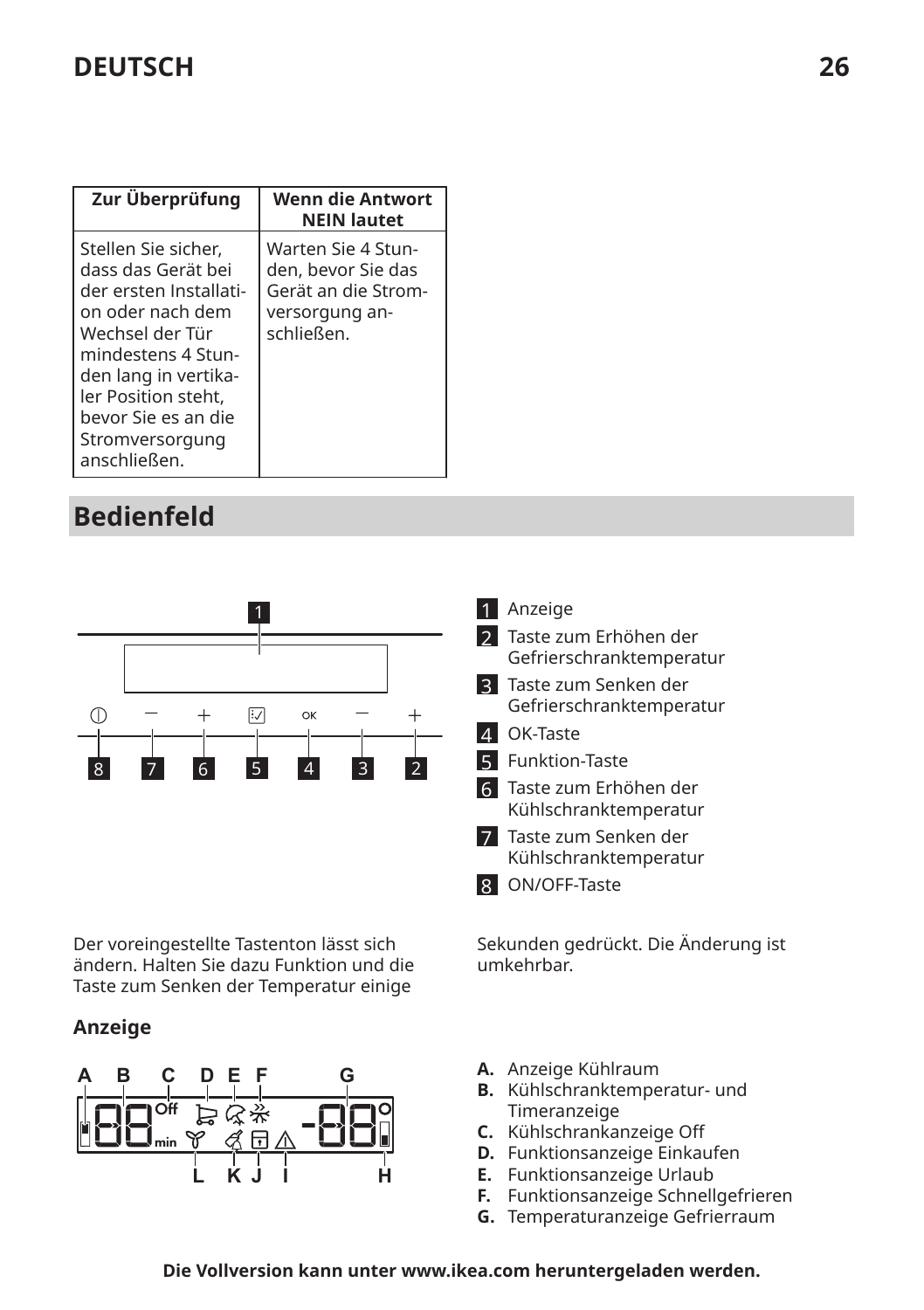| Zur Überprüfung | Wenn die Antwort NEIN lautet |
| --- | --- |
| Stellen Sie sicher, dass das Gerät bei der ersten Installation oder nach dem Wechsel der Tür mindestens 4 Stunden lang in vertikaler Position steht, bevor Sie es an die Stromversorgung anschließen. | Warten Sie 4 Stunden, bevor Sie das Gerät an die Stromversorgung anschließen. |

## Bedienfeld

1. Anzeige
2. Taste zum Erhöhen der Gefrierschranktemperatur
3. Taste zum Senken der Gefrierschranktemperatur
4. OK-Taste
5. Funktion-Taste
6. Taste zum Erhöhen der Kühlschranktemperatur
7. Taste zum Senken der Kühlschranktemperatur
8. ON/OFF-Taste

Der voreingestellte Tastenton lässt sich ändern. Halten Sie dazu Funktion und die Taste zum Senken der Temperatur einige Sekunden gedrückt. Die Änderung ist umkehrbar.

### Anzeige

**A.** Anzeige Kühlraum
**B.** Kühlschranktemperatur- und Timeranzeige
**C.** Kühlschrankanzeige Off
**D.** Funktionsanzeige Einkaufen
**E.** Funktionsanzeige Urlaub
**F.** Funktionsanzeige Schnellgefrieren
**G.** Temperaturanzeige Gefrierraum

**Die Vollversion kann unter www.ikea.com heruntergeladen werden.**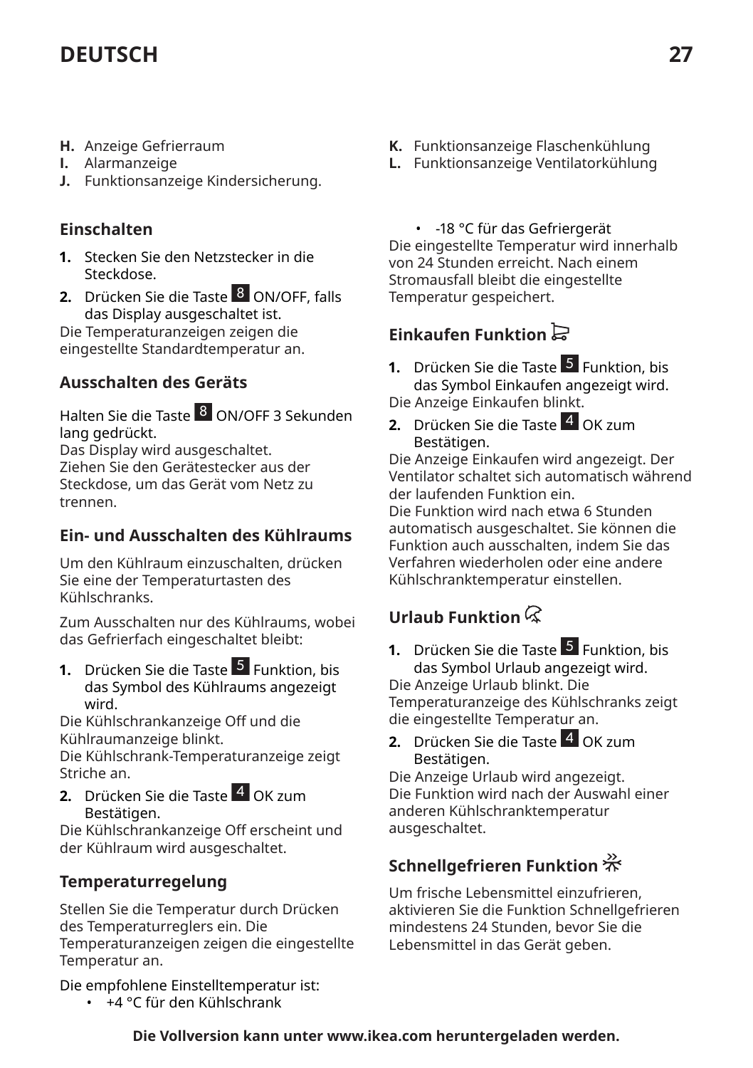H. Anzeige Gefrierraum
I. Alarmanzeige
J. Funktionsanzeige Kindersicherung.
K. Funktionsanzeige Flaschenkühlung
L. Funktionsanzeige Ventilatorkühlung

### Einschalten

1. Stecken Sie den Netzstecker in die Steckdose.
2. Drücken Sie die Taste 8 ON/OFF, falls das Display ausgeschaltet ist.

Die Temperaturanzeigen zeigen die eingestellte Standardtemperatur an.

### Ausschalten des Geräts

Halten Sie die Taste 8 ON/OFF 3 Sekunden lang gedrückt.
Das Display wird ausgeschaltet.
Ziehen Sie den Gerätestecker aus der Steckdose, um das Gerät vom Netz zu trennen.

### Ein- und Ausschalten des Kühlraums

Um den Kühlraum einzuschalten, drücken Sie eine der Temperaturtasten des Kühlschranks.

Zum Ausschalten nur des Kühlraums, wobei das Gefrierfach eingeschaltet bleibt:

1. Drücken Sie die Taste 5 Funktion, bis das Symbol des Kühlraums angezeigt wird.

Die Kühlschrankanzeige Off und die Kühlraumanzeige blinkt.
Die Kühlschrank-Temperaturanzeige zeigt Striche an.

2. Drücken Sie die Taste 4 OK zum Bestätigen.

Die Kühlschrankanzeige Off erscheint und der Kühlraum wird ausgeschaltet.

### Temperaturregelung

Stellen Sie die Temperatur durch Drücken des Temperaturreglers ein. Die Temperaturanzeigen zeigen die eingestellte Temperatur an.

Die empfohlene Einstelltemperatur ist:

- +4 °C für den Kühlschrank
- -18 °C für das Gefriergerät

Die eingestellte Temperatur wird innerhalb von 24 Stunden erreicht. Nach einem Stromausfall bleibt die eingestellte Temperatur gespeichert.

### Einkaufen Funktion

1. Drücken Sie die Taste 5 Funktion, bis das Symbol Einkaufen angezeigt wird.

Die Anzeige Einkaufen blinkt.

2. Drücken Sie die Taste 4 OK zum Bestätigen.

Die Anzeige Einkaufen wird angezeigt. Der Ventilator schaltet sich automatisch während der laufenden Funktion ein.
Die Funktion wird nach etwa 6 Stunden automatisch ausgeschaltet. Sie können die Funktion auch ausschalten, indem Sie das Verfahren wiederholen oder eine andere Kühlschranktemperatur einstellen.

### Urlaub Funktion

1. Drücken Sie die Taste 5 Funktion, bis das Symbol Urlaub angezeigt wird.

Die Anzeige Urlaub blinkt. Die Temperaturanzeige des Kühlschranks zeigt die eingestellte Temperatur an.

2. Drücken Sie die Taste 4 OK zum Bestätigen.

Die Anzeige Urlaub wird angezeigt.
Die Funktion wird nach der Auswahl einer anderen Kühlschranktemperatur ausgeschaltet.

### Schnellgefrieren Funktion

Um frische Lebensmittel einzufrieren, aktivieren Sie die Funktion Schnellgefrieren mindestens 24 Stunden, bevor Sie die Lebensmittel in das Gerät geben.

**Die Vollversion kann unter www.ikea.com heruntergeladen werden.**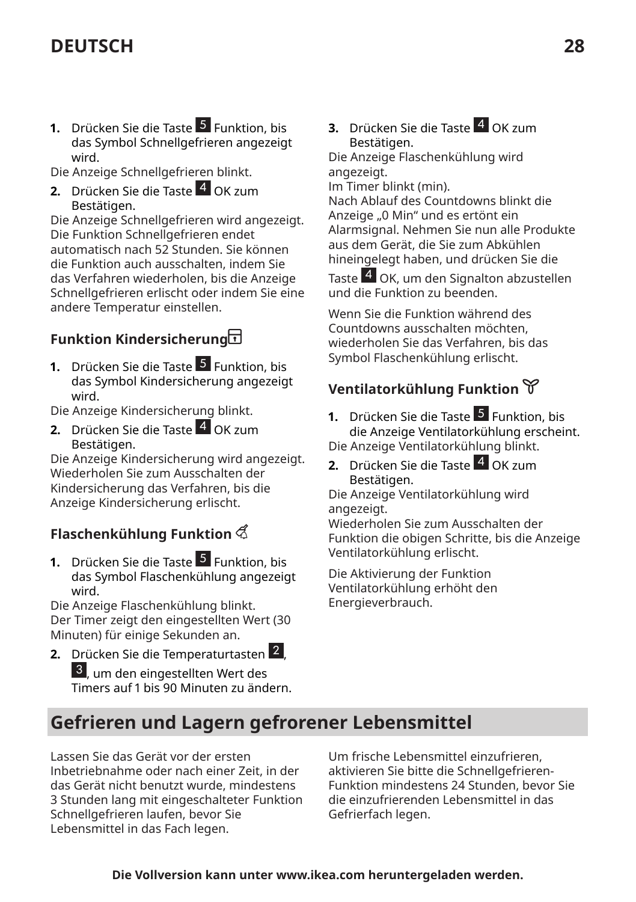1. Drücken Sie die Taste 5 Funktion, bis das Symbol Schnellgefrieren angezeigt wird.

Die Anzeige Schnellgefrieren blinkt.

2. Drücken Sie die Taste 4 OK zum Bestätigen.

Die Anzeige Schnellgefrieren wird angezeigt. Die Funktion Schnellgefrieren endet automatisch nach 52 Stunden. Sie können die Funktion auch ausschalten, indem Sie das Verfahren wiederholen, bis die Anzeige Schnellgefrieren erlischt oder indem Sie eine andere Temperatur einstellen.

### Funktion Kindersicherung

1. Drücken Sie die Taste 5 Funktion, bis das Symbol Kindersicherung angezeigt wird.

Die Anzeige Kindersicherung blinkt.

2. Drücken Sie die Taste 4 OK zum Bestätigen.

Die Anzeige Kindersicherung wird angezeigt. Wiederholen Sie zum Ausschalten der Kindersicherung das Verfahren, bis die Anzeige Kindersicherung erlischt.

### Flaschenkühlung Funktion

1. Drücken Sie die Taste 5 Funktion, bis das Symbol Flaschenkühlung angezeigt wird.

Die Anzeige Flaschenkühlung blinkt.
Der Timer zeigt den eingestellten Wert (30 Minuten) für einige Sekunden an.

2. Drücken Sie die Temperaturtasten 2, 3, um den eingestellten Wert des Timers auf 1 bis 90 Minuten zu ändern.
3. Drücken Sie die Taste 4 OK zum Bestätigen.

Die Anzeige Flaschenkühlung wird angezeigt.
Im Timer blinkt (min).
Nach Ablauf des Countdowns blinkt die Anzeige „0 Min“ und es ertönt ein Alarmsignal. Nehmen Sie nun alle Produkte aus dem Gerät, die Sie zum Abkühlen hineingelegt haben, und drücken Sie die Taste 4 OK, um den Signalton abzustellen und die Funktion zu beenden.

Wenn Sie die Funktion während des Countdowns ausschalten möchten, wiederholen Sie das Verfahren, bis das Symbol Flaschenkühlung erlischt.

### Ventilatorkühlung Funktion

1. Drücken Sie die Taste 5 Funktion, bis die Anzeige Ventilatorkühlung erscheint.

Die Anzeige Ventilatorkühlung blinkt.

2. Drücken Sie die Taste 4 OK zum Bestätigen.

Die Anzeige Ventilatorkühlung wird angezeigt.
Wiederholen Sie zum Ausschalten der Funktion die obigen Schritte, bis die Anzeige Ventilatorkühlung erlischt.

Die Aktivierung der Funktion Ventilatorkühlung erhöht den Energieverbrauch.

## Gefrieren und Lagern gefrorener Lebensmittel

Lassen Sie das Gerät vor der ersten Inbetriebnahme oder nach einer Zeit, in der das Gerät nicht benutzt wurde, mindestens 3 Stunden lang mit eingeschalteter Funktion Schnellgefrieren laufen, bevor Sie Lebensmittel in das Fach legen.

Um frische Lebensmittel einzufrieren, aktivieren Sie bitte die Schnellgefrieren-Funktion mindestens 24 Stunden, bevor Sie die einzufrierenden Lebensmittel in das Gefrierfach legen.

**Die Vollversion kann unter www.ikea.com heruntergeladen werden.**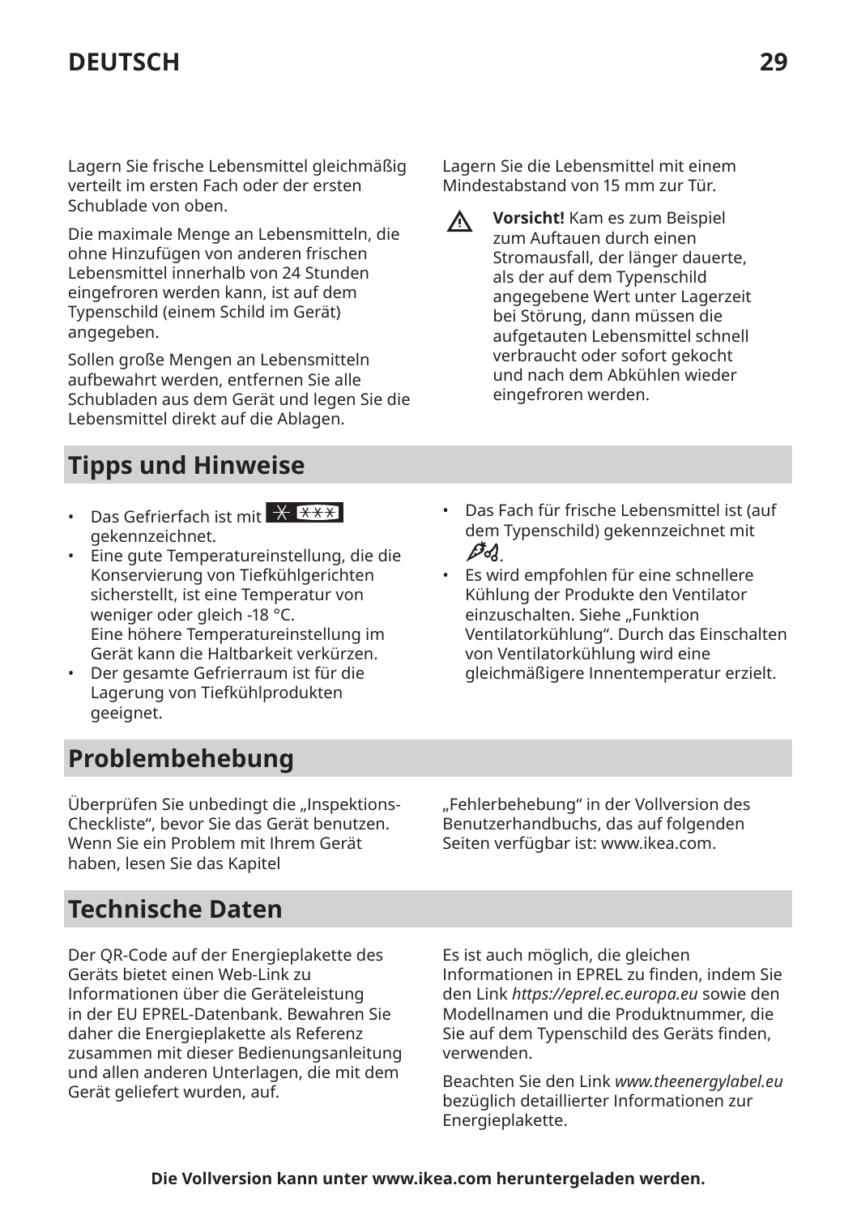Lagern Sie frische Lebensmittel gleichmäßig verteilt im ersten Fach oder der ersten Schublade von oben.

Die maximale Menge an Lebensmitteln, die ohne Hinzufügen von anderen frischen Lebensmittel innerhalb von 24 Stunden eingefroren werden kann, ist auf dem Typenschild (einem Schild im Gerät) angegeben.

Sollen große Mengen an Lebensmitteln aufbewahrt werden, entfernen Sie alle Schubladen aus dem Gerät und legen Sie die Lebensmittel direkt auf die Ablagen.

Lagern Sie die Lebensmittel mit einem Mindestabstand von 15 mm zur Tür.

⚠ **Vorsicht!** Kam es zum Beispiel zum Auftauen durch einen Stromausfall, der länger dauerte, als der auf dem Typenschild angegebene Wert unter Lagerzeit bei Störung, dann müssen die aufgetauten Lebensmittel schnell verbraucht oder sofort gekocht und nach dem Abkühlen wieder eingefroren werden.

## Tipps und Hinweise

- Das Gefrierfach ist mit ✱ ✱✱✱ gekennzeichnet.
- Eine gute Temperatureinstellung, die die Konservierung von Tiefkühlgerichten sicherstellt, ist eine Temperatur von weniger oder gleich -18 °C.
  Eine höhere Temperatureinstellung im Gerät kann die Haltbarkeit verkürzen.
- Der gesamte Gefrierraum ist für die Lagerung von Tiefkühlprodukten geeignet.
- Das Fach für frische Lebensmittel ist (auf dem Typenschild) gekennzeichnet mit .
- Es wird empfohlen für eine schnellere Kühlung der Produkte den Ventilator einzuschalten. Siehe „Funktion Ventilatorkühlung“. Durch das Einschalten von Ventilatorkühlung wird eine gleichmäßigere Innentemperatur erzielt.

## Problembehebung

Überprüfen Sie unbedingt die „Inspektions-Checkliste“, bevor Sie das Gerät benutzen. Wenn Sie ein Problem mit Ihrem Gerät haben, lesen Sie das Kapitel „Fehlerbehebung“ in der Vollversion des Benutzerhandbuchs, das auf folgenden Seiten verfügbar ist: www.ikea.com.

## Technische Daten

Der QR-Code auf der Energieplakette des Geräts bietet einen Web-Link zu Informationen über die Geräteleistung in der EU EPREL-Datenbank. Bewahren Sie daher die Energieplakette als Referenz zusammen mit dieser Bedienungsanleitung und allen anderen Unterlagen, die mit dem Gerät geliefert wurden, auf.

Es ist auch möglich, die gleichen Informationen in EPREL zu finden, indem Sie den Link *https://eprel.ec.europa.eu* sowie den Modellnamen und die Produktnummer, die Sie auf dem Typenschild des Geräts finden, verwenden.

Beachten Sie den Link *www.theenergylabel.eu* bezüglich detaillierter Informationen zur Energieplakette.

**Die Vollversion kann unter www.ikea.com heruntergeladen werden.**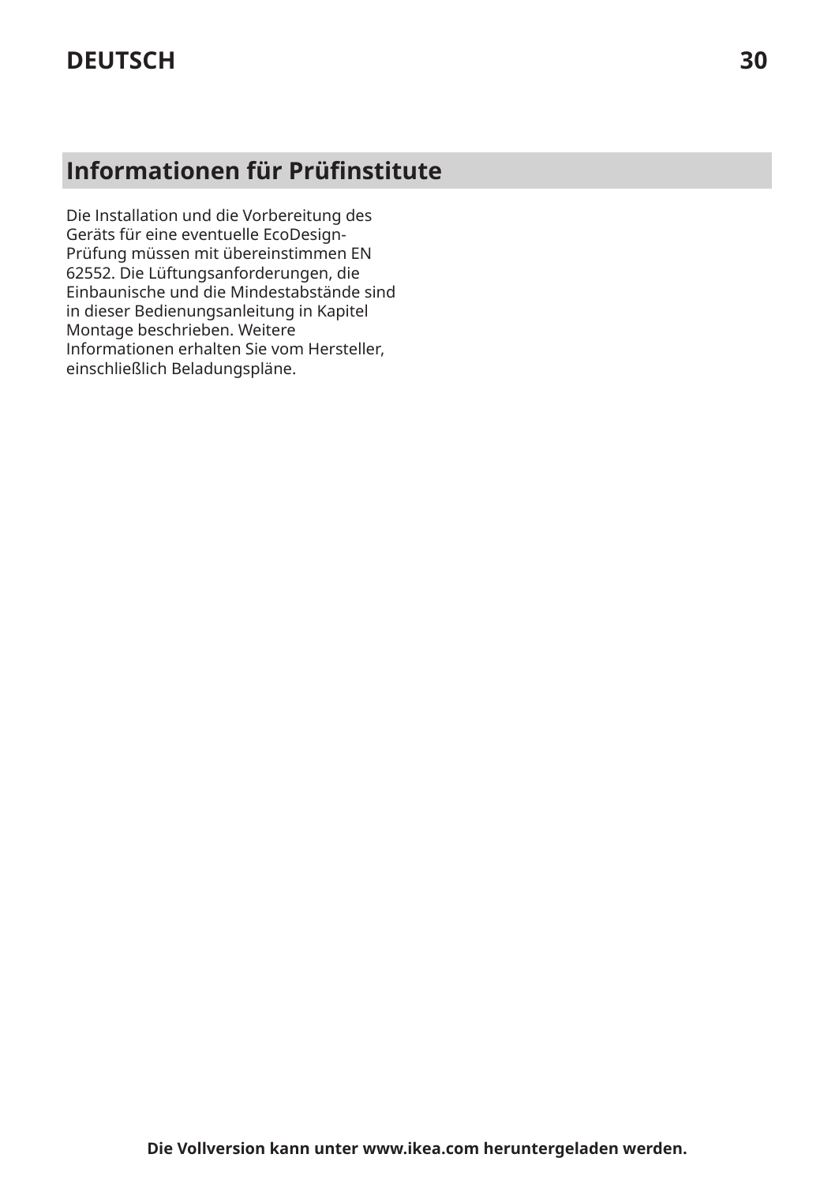## Informationen für Prüfinstitute

Die Installation und die Vorbereitung des Geräts für eine eventuelle EcoDesign-Prüfung müssen mit übereinstimmen EN 62552. Die Lüftungsanforderungen, die Einbaunische und die Mindestabstände sind in dieser Bedienungsanleitung in Kapitel Montage beschrieben. Weitere Informationen erhalten Sie vom Hersteller, einschließlich Beladungspläne.

**Die Vollversion kann unter www.ikea.com heruntergeladen werden.**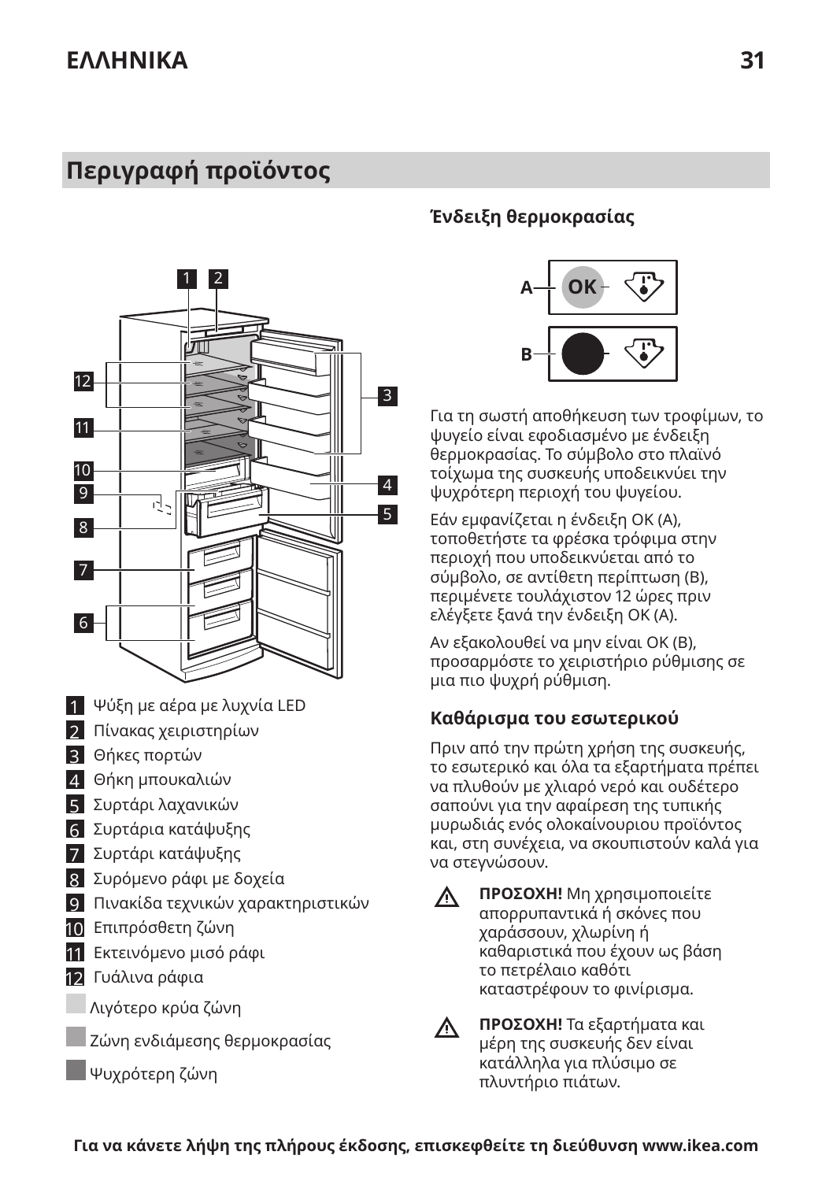## Περιγραφή προϊόντος

1. Ψύξη με αέρα με λυχνία LED
2. Πίνακας χειριστηρίων
3. Θήκες πορτών
4. Θήκη μπουκαλιών
5. Συρτάρι λαχανικών
6. Συρτάρια κατάψυξης
7. Συρτάρι κατάψυξης
8. Συρόμενο ράφι με δοχεία
9. Πινακίδα τεχνικών χαρακτηριστικών
10. Επιπρόσθετη ζώνη
11. Εκτεινόμενο μισό ράφι
12. Γυάλινα ράφια

Λιγότερο κρύα ζώνη

Ζώνη ενδιάμεσης θερμοκρασίας

Ψυχρότερη ζώνη

### Ένδειξη θερμοκρασίας

Για τη σωστή αποθήκευση των τροφίμων, το ψυγείο είναι εφοδιασμένο με ένδειξη θερμοκρασίας. Το σύμβολο στο πλαϊνό τοίχωμα της συσκευής υποδεικνύει την ψυχρότερη περιοχή του ψυγείου.

Εάν εμφανίζεται η ένδειξη OK (A), τοποθετήστε τα φρέσκα τρόφιμα στην περιοχή που υποδεικνύεται από το σύμβολο, σε αντίθετη περίπτωση (B), περιμένετε τουλάχιστον 12 ώρες πριν ελέγξετε ξανά την ένδειξη OK (A).

Αν εξακολουθεί να μην είναι OK (B), προσαρμόστε το χειριστήριο ρύθμισης σε μια πιο ψυχρή ρύθμιση.

### Καθάρισμα του εσωτερικού

Πριν από την πρώτη χρήση της συσκευής, το εσωτερικό και όλα τα εξαρτήματα πρέπει να πλυθούν με χλιαρό νερό και ουδέτερο σαπούνι για την αφαίρεση της τυπικής μυρωδιάς ενός ολοκαίνουριου προϊόντος και, στη συνέχεια, να σκουπιστούν καλά για να στεγνώσουν.

⚠ **ΠΡΟΣΟΧΗ!** Μη χρησιμοποιείτε απορρυπαντικά ή σκόνες που χαράσσουν, χλωρίνη ή καθαριστικά που έχουν ως βάση το πετρέλαιο καθότι καταστρέφουν το φινίρισμα.

⚠ **ΠΡΟΣΟΧΗ!** Τα εξαρτήματα και μέρη της συσκευής δεν είναι κατάλληλα για πλύσιμο σε πλυντήριο πιάτων.

**Για να κάνετε λήψη της πλήρους έκδοσης, επισκεφθείτε τη διεύθυνση www.ikea.com**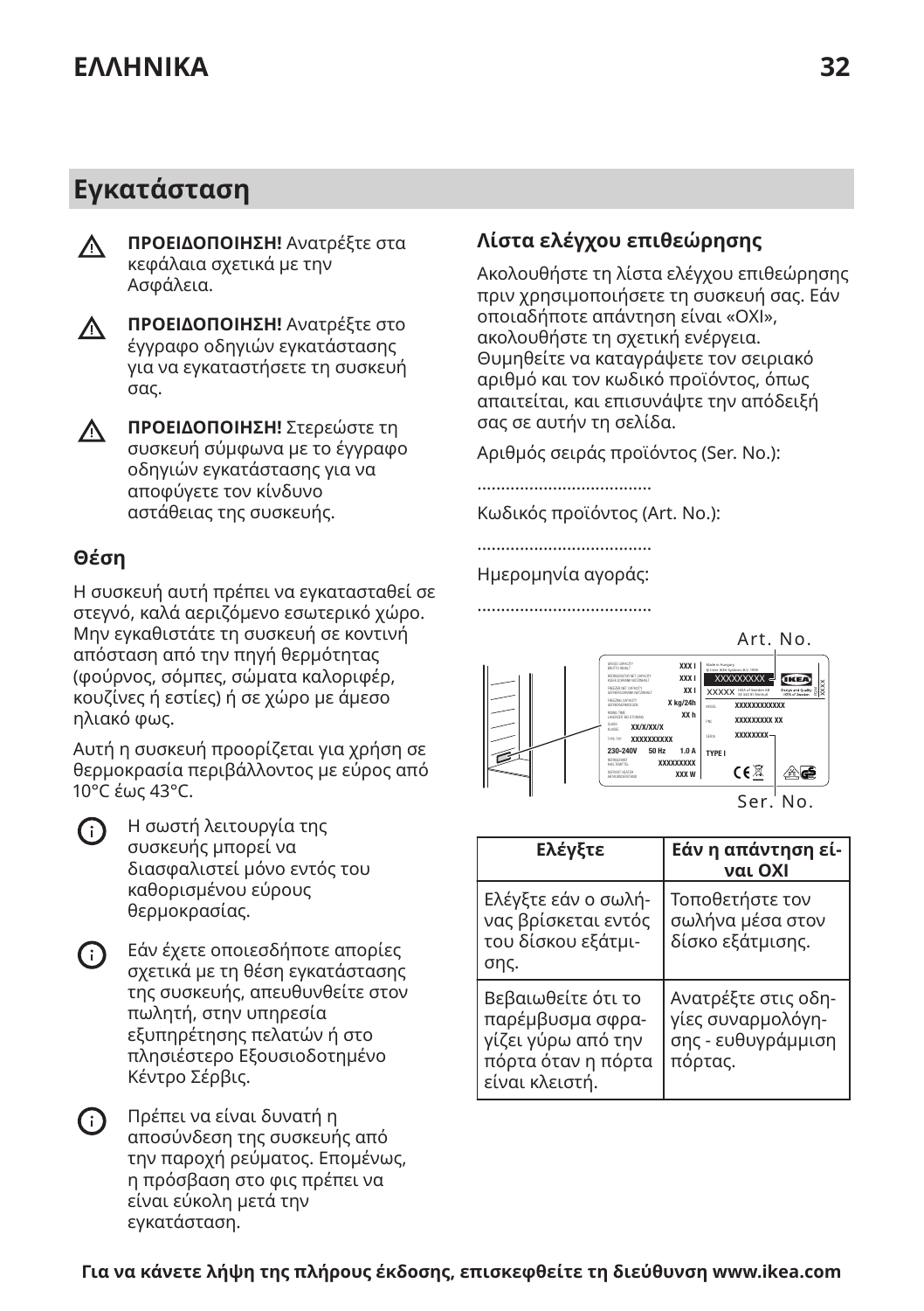## Εγκατάσταση

**ΠΡΟΕΙΔΟΠΟΙΗΣΗ!** Ανατρέξτε στα κεφάλαια σχετικά με την Ασφάλεια.

**ΠΡΟΕΙΔΟΠΟΙΗΣΗ!** Ανατρέξτε στο έγγραφο οδηγιών εγκατάστασης για να εγκαταστήσετε τη συσκευή σας.

**ΠΡΟΕΙΔΟΠΟΙΗΣΗ!** Στερεώστε τη συσκευή σύμφωνα με το έγγραφο οδηγιών εγκατάστασης για να αποφύγετε τον κίνδυνο αστάθειας της συσκευής.

### Θέση

Η συσκευή αυτή πρέπει να εγκατασταθεί σε στεγνό, καλά αεριζόμενο εσωτερικό χώρο. Μην εγκαθιστάτε τη συσκευή σε κοντινή απόσταση από την πηγή θερμότητας (φούρνος, σόμπες, σώματα καλοριφέρ, κουζίνες ή εστίες) ή σε χώρο με άμεσο ηλιακό φως.

Αυτή η συσκευή προορίζεται για χρήση σε θερμοκρασία περιβάλλοντος με εύρος από 10°C έως 43°C.

Η σωστή λειτουργία της συσκευής μπορεί να διασφαλιστεί μόνο εντός του καθορισμένου εύρους θερμοκρασίας.

Εάν έχετε οποιεσδήποτε απορίες σχετικά με τη θέση εγκατάστασης της συσκευής, απευθυνθείτε στον πωλητή, στην υπηρεσία εξυπηρέτησης πελατών ή στο πλησιέστερο Εξουσιοδοτημένο Κέντρο Σέρβις.

Πρέπει να είναι δυνατή η αποσύνδεση της συσκευής από την παροχή ρεύματος. Επομένως, η πρόσβαση στο φις πρέπει να είναι εύκολη μετά την εγκατάσταση.

### Λίστα ελέγχου επιθεώρησης

Ακολουθήστε τη λίστα ελέγχου επιθεώρησης πριν χρησιμοποιήσετε τη συσκευή σας. Εάν οποιαδήποτε απάντηση είναι «ΟΧΙ», ακολουθήστε τη σχετική ενέργεια. Θυμηθείτε να καταγράψετε τον σειριακό αριθμό και τον κωδικό προϊόντος, όπως απαιτείται, και επισυνάψτε την απόδειξή σας σε αυτήν τη σελίδα.

Αριθμός σειράς προϊόντος (Ser. No.):

.....................................

Κωδικός προϊόντος (Art. No.):

.....................................

Ημερομηνία αγοράς:

.....................................

Art. No.

Ser. No.

| Ελέγξτε | Εάν η απάντηση είναι ΟΧΙ |
|---|---|
| Ελέγξτε εάν ο σωλήνας βρίσκεται εντός του δίσκου εξάτμισης. | Τοποθετήστε τον σωλήνα μέσα στον δίσκο εξάτμισης. |
| Βεβαιωθείτε ότι το παρέμβυσμα σφραγίζει γύρω από την πόρτα όταν η πόρτα είναι κλειστή. | Ανατρέξτε στις οδηγίες συναρμολόγησης - ευθυγράμμιση πόρτας. |

**Για να κάνετε λήψη της πλήρους έκδοσης, επισκεφθείτε τη διεύθυνση www.ikea.com**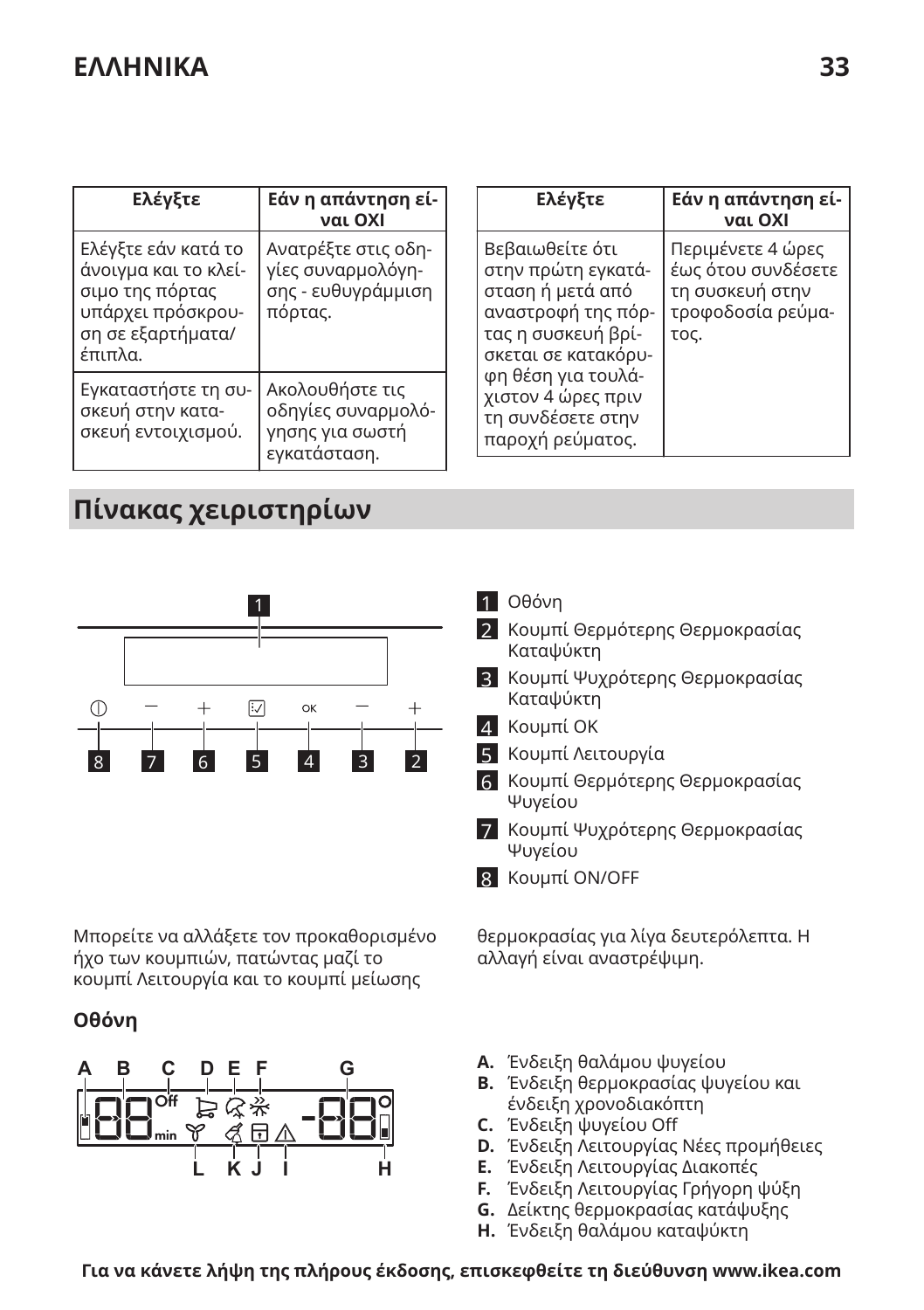| Ελέγξτε | Εάν η απάντηση είναι ΟΧΙ |
|---|---|
| Ελέγξτε εάν κατά το άνοιγμα και το κλείσιμο της πόρτας υπάρχει πρόσκρουση σε εξαρτήματα/έπιπλα. | Ανατρέξτε στις οδηγίες συναρμολόγησης - ευθυγράμμιση πόρτας. |
| Εγκαταστήστε τη συσκευή στην κατασκευή εντοιχισμού. | Ακολουθήστε τις οδηγίες συναρμολόγησης για σωστή εγκατάσταση. |

| Ελέγξτε | Εάν η απάντηση είναι ΟΧΙ |
|---|---|
| Βεβαιωθείτε ότι στην πρώτη εγκατάσταση ή μετά από αναστροφή της πόρτας η συσκευή βρίσκεται σε κατακόρυφη θέση για τουλάχιστον 4 ώρες πριν τη συνδέσετε στην παροχή ρεύματος. | Περιμένετε 4 ώρες έως ότου συνδέσετε τη συσκευή στην τροφοδοσία ρεύματος. |

## Πίνακας χειριστηρίων

1. Οθόνη
2. Κουμπί Θερμότερης Θερμοκρασίας Καταψύκτη
3. Κουμπί Ψυχρότερης Θερμοκρασίας Καταψύκτη
4. Κουμπί OK
5. Κουμπί Λειτουργία
6. Κουμπί Θερμότερης Θερμοκρασίας Ψυγείου
7. Κουμπί Ψυχρότερης Θερμοκρασίας Ψυγείου
8. Κουμπί ON/OFF

Μπορείτε να αλλάξετε τον προκαθορισμένο ήχο των κουμπιών, πατώντας μαζί το κουμπί Λειτουργία και το κουμπί μείωσης θερμοκρασίας για λίγα δευτερόλεπτα. Η αλλαγή είναι αναστρέψιμη.

### Οθόνη

- **A.** Ένδειξη θαλάμου ψυγείου
- **B.** Ένδειξη θερμοκρασίας ψυγείου και ένδειξη χρονοδιακόπτη
- **C.** Ένδειξη ψυγείου Off
- **D.** Ένδειξη Λειτουργίας Νέες προμήθειες
- **E.** Ένδειξη Λειτουργίας Διακοπές
- **F.** Ένδειξη Λειτουργίας Γρήγορη ψύξη
- **G.** Δείκτης θερμοκρασίας κατάψυξης
- **H.** Ένδειξη θαλάμου καταψύκτη

**Για να κάνετε λήψη της πλήρους έκδοσης, επισκεφθείτε τη διεύθυνση www.ikea.com**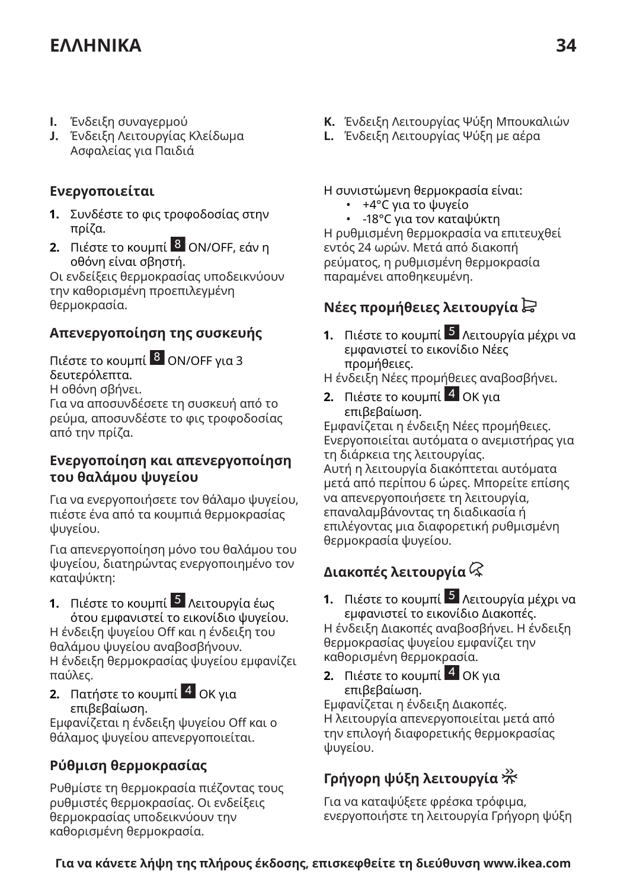- **I.** Ένδειξη συναγερμού
- **J.** Ένδειξη Λειτουργίας Κλείδωμα Ασφαλείας για Παιδιά

### Ενεργοποιείται

1. Συνδέστε το φις τροφοδοσίας στην πρίζα.
2. Πιέστε το κουμπί 8 ON/OFF, εάν η οθόνη είναι σβηστή.

Οι ενδείξεις θερμοκρασίας υποδεικνύουν την καθορισμένη προεπιλεγμένη θερμοκρασία.

### Απενεργοποίηση της συσκευής

Πιέστε το κουμπί 8 ON/OFF για 3 δευτερόλεπτα.
Η οθόνη σβήνει.
Για να αποσυνδέσετε τη συσκευή από το ρεύμα, αποσυνδέστε το φις τροφοδοσίας από την πρίζα.

### Ενεργοποίηση και απενεργοποίηση του θαλάμου ψυγείου

Για να ενεργοποιήσετε τον θάλαμο ψυγείου, πιέστε ένα από τα κουμπιά θερμοκρασίας ψυγείου.

Για απενεργοποίηση μόνο του θαλάμου του ψυγείου, διατηρώντας ενεργοποιημένο τον καταψύκτη:

1. Πιέστε το κουμπί 5 Λειτουργία έως ότου εμφανιστεί το εικονίδιο ψυγείου.

Η ένδειξη ψυγείου Off και η ένδειξη του θαλάμου ψυγείου αναβοσβήνουν.
Η ένδειξη θερμοκρασίας ψυγείου εμφανίζει παύλες.

2. Πατήστε το κουμπί 4 OK για επιβεβαίωση.

Εμφανίζεται η ένδειξη ψυγείου Off και ο θάλαμος ψυγείου απενεργοποιείται.

### Ρύθμιση θερμοκρασίας

Ρυθμίστε τη θερμοκρασία πιέζοντας τους ρυθμιστές θερμοκρασίας. Οι ενδείξεις θερμοκρασίας υποδεικνύουν την καθορισμένη θερμοκρασία.

- **K.** Ένδειξη Λειτουργίας Ψύξη Μπουκαλιών
- **L.** Ένδειξη Λειτουργίας Ψύξη με αέρα

Η συνιστώμενη θερμοκρασία είναι:

- +4°C για το ψυγείο
- -18°C για τον καταψύκτη

Η ρυθμισμένη θερμοκρασία να επιτευχθεί εντός 24 ωρών. Μετά από διακοπή ρεύματος, η ρυθμισμένη θερμοκρασία παραμένει αποθηκευμένη.

### Νέες προμήθειες λειτουργία

1. Πιέστε το κουμπί 5 Λειτουργία μέχρι να εμφανιστεί το εικονίδιο Νέες προμήθειες.

Η ένδειξη Νέες προμήθειες αναβοσβήνει.

2. Πιέστε το κουμπί 4 OK για επιβεβαίωση.

Εμφανίζεται η ένδειξη Νέες προμήθειες.
Ενεργοποιείται αυτόματα ο ανεμιστήρας για τη διάρκεια της λειτουργίας.
Αυτή η λειτουργία διακόπτεται αυτόματα μετά από περίπου 6 ώρες. Μπορείτε επίσης να απενεργοποιήσετε τη λειτουργία, επαναλαμβάνοντας τη διαδικασία ή επιλέγοντας μια διαφορετική ρυθμισμένη θερμοκρασία ψυγείου.

### Διακοπές λειτουργία

1. Πιέστε το κουμπί 5 Λειτουργία μέχρι να εμφανιστεί το εικονίδιο Διακοπές.

Η ένδειξη Διακοπές αναβοσβήνει. Η ένδειξη θερμοκρασίας ψυγείου εμφανίζει την καθορισμένη θερμοκρασία.

2. Πιέστε το κουμπί 4 OK για επιβεβαίωση.

Εμφανίζεται η ένδειξη Διακοπές.
Η λειτουργία απενεργοποιείται μετά από την επιλογή διαφορετικής θερμοκρασίας ψυγείου.

### Γρήγορη ψύξη λειτουργία

Για να καταψύξετε φρέσκα τρόφιμα, ενεργοποιήστε τη λειτουργία Γρήγορη ψύξη

**Για να κάνετε λήψη της πλήρους έκδοσης, επισκεφθείτε τη διεύθυνση www.ikea.com**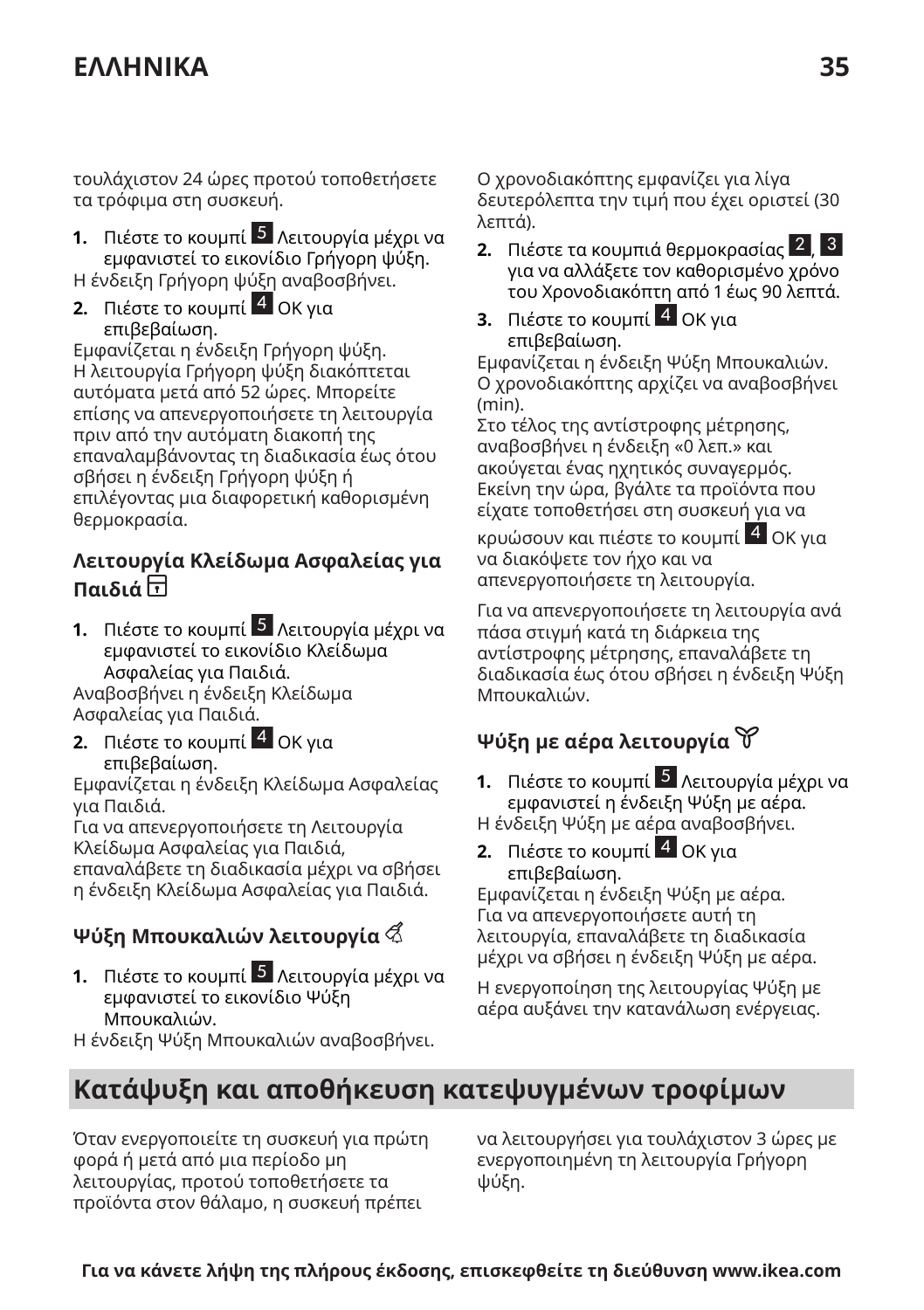τουλάχιστον 24 ώρες προτού τοποθετήσετε τα τρόφιμα στη συσκευή.

1. Πιέστε το κουμπί 5 Λειτουργία μέχρι να εμφανιστεί το εικονίδιο Γρήγορη ψύξη.

Η ένδειξη Γρήγορη ψύξη αναβοσβήνει.

2. Πιέστε το κουμπί 4 OK για επιβεβαίωση.

Εμφανίζεται η ένδειξη Γρήγορη ψύξη.
Η λειτουργία Γρήγορη ψύξη διακόπτεται αυτόματα μετά από 52 ώρες. Μπορείτε επίσης να απενεργοποιήσετε τη λειτουργία πριν από την αυτόματη διακοπή της επαναλαμβάνοντας τη διαδικασία έως ότου σβήσει η ένδειξη Γρήγορη ψύξη ή επιλέγοντας μια διαφορετική καθορισμένη θερμοκρασία.

### Λειτουργία Κλείδωμα Ασφαλείας για Παιδιά

1. Πιέστε το κουμπί 5 Λειτουργία μέχρι να εμφανιστεί το εικονίδιο Κλείδωμα Ασφαλείας για Παιδιά.

Αναβοσβήνει η ένδειξη Κλείδωμα Ασφαλείας για Παιδιά.

2. Πιέστε το κουμπί 4 OK για επιβεβαίωση.

Εμφανίζεται η ένδειξη Κλείδωμα Ασφαλείας για Παιδιά.
Για να απενεργοποιήσετε τη Λειτουργία Κλείδωμα Ασφαλείας για Παιδιά, επαναλάβετε τη διαδικασία μέχρι να σβήσει η ένδειξη Κλείδωμα Ασφαλείας για Παιδιά.

### Ψύξη Μπουκαλιών λειτουργία

1. Πιέστε το κουμπί 5 Λειτουργία μέχρι να εμφανιστεί το εικονίδιο Ψύξη Μπουκαλιών.

Η ένδειξη Ψύξη Μπουκαλιών αναβοσβήνει.
Ο χρονοδιακόπτης εμφανίζει για λίγα δευτερόλεπτα την τιμή που έχει οριστεί (30 λεπτά).

2. Πιέστε τα κουμπιά θερμοκρασίας 2, 3 για να αλλάξετε τον καθορισμένο χρόνο του Χρονοδιακόπτη από 1 έως 90 λεπτά.
3. Πιέστε το κουμπί 4 OK για επιβεβαίωση.

Εμφανίζεται η ένδειξη Ψύξη Μπουκαλιών.
Ο χρονοδιακόπτης αρχίζει να αναβοσβήνει (min).
Στο τέλος της αντίστροφης μέτρησης, αναβοσβήνει η ένδειξη «0 λεπ.» και ακούγεται ένας ηχητικός συναγερμός. Εκείνη την ώρα, βγάλτε τα προϊόντα που είχατε τοποθετήσει στη συσκευή για να κρυώσουν και πιέστε το κουμπί 4 OK για να διακόψετε τον ήχο και να απενεργοποιήσετε τη λειτουργία.

Για να απενεργοποιήσετε τη λειτουργία ανά πάσα στιγμή κατά τη διάρκεια της αντίστροφης μέτρησης, επαναλάβετε τη διαδικασία έως ότου σβήσει η ένδειξη Ψύξη Μπουκαλιών.

### Ψύξη με αέρα λειτουργία

1. Πιέστε το κουμπί 5 Λειτουργία μέχρι να εμφανιστεί η ένδειξη Ψύξη με αέρα.

Η ένδειξη Ψύξη με αέρα αναβοσβήνει.

2. Πιέστε το κουμπί 4 OK για επιβεβαίωση.

Εμφανίζεται η ένδειξη Ψύξη με αέρα.
Για να απενεργοποιήσετε αυτή τη λειτουργία, επαναλάβετε τη διαδικασία μέχρι να σβήσει η ένδειξη Ψύξη με αέρα.

Η ενεργοποίηση της λειτουργίας Ψύξη με αέρα αυξάνει την κατανάλωση ενέργειας.

## Κατάψυξη και αποθήκευση κατεψυγμένων τροφίμων

Όταν ενεργοποιείτε τη συσκευή για πρώτη φορά ή μετά από μια περίοδο μη λειτουργίας, προτού τοποθετήσετε τα προϊόντα στον θάλαμο, η συσκευή πρέπει να λειτουργήσει για τουλάχιστον 3 ώρες με ενεργοποιημένη τη λειτουργία Γρήγορη ψύξη.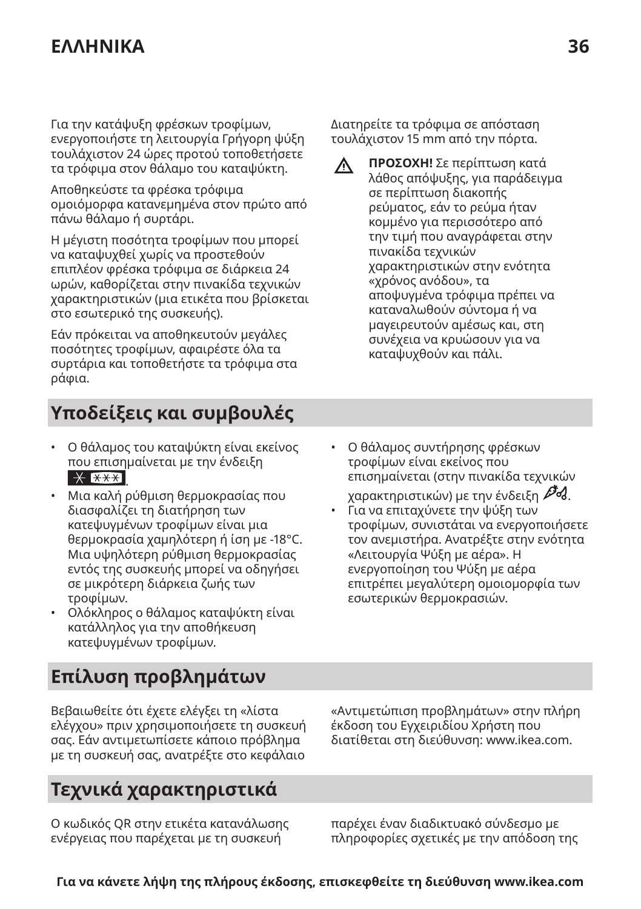Για την κατάψυξη φρέσκων τροφίμων, ενεργοποιήστε τη λειτουργία Γρήγορη ψύξη τουλάχιστον 24 ώρες προτού τοποθετήσετε τα τρόφιμα στον θάλαμο του καταψύκτη.

Αποθηκεύστε τα φρέσκα τρόφιμα ομοιόμορφα κατανεμημένα στον πρώτο από πάνω θάλαμο ή συρτάρι.

Η μέγιστη ποσότητα τροφίμων που μπορεί να καταψυχθεί χωρίς να προστεθούν επιπλέον φρέσκα τρόφιμα σε διάρκεια 24 ωρών, καθορίζεται στην πινακίδα τεχνικών χαρακτηριστικών (μια ετικέτα που βρίσκεται στο εσωτερικό της συσκευής).

Εάν πρόκειται να αποθηκευτούν μεγάλες ποσότητες τροφίμων, αφαιρέστε όλα τα συρτάρια και τοποθετήστε τα τρόφιμα στα ράφια.

Διατηρείτε τα τρόφιμα σε απόσταση τουλάχιστον 15 mm από την πόρτα.

⚠ **ΠΡΟΣΟΧΗ!** Σε περίπτωση κατά λάθος απόψυξης, για παράδειγμα σε περίπτωση διακοπής ρεύματος, εάν το ρεύμα ήταν κομμένο για περισσότερο από την τιμή που αναγράφεται στην πινακίδα τεχνικών χαρακτηριστικών στην ενότητα «χρόνος ανόδου», τα αποψυγμένα τρόφιμα πρέπει να καταναλωθούν σύντομα ή να μαγειρευτούν αμέσως και, στη συνέχεια να κρυώσουν για να καταψυχθούν και πάλι.

## Υποδείξεις και συμβουλές

- Ο θάλαμος του καταψύκτη είναι εκείνος που επισημαίνεται με την ένδειξη ✱ ✱✱✱.
- Μια καλή ρύθμιση θερμοκρασίας που διασφαλίζει τη διατήρηση των κατεψυγμένων τροφίμων είναι μια θερμοκρασία χαμηλότερη ή ίση με -18°C. Μια υψηλότερη ρύθμιση θερμοκρασίας εντός της συσκευής μπορεί να οδηγήσει σε μικρότερη διάρκεια ζωής των τροφίμων.
- Ολόκληρος ο θάλαμος καταψύκτη είναι κατάλληλος για την αποθήκευση κατεψυγμένων τροφίμων.
- Ο θάλαμος συντήρησης φρέσκων τροφίμων είναι εκείνος που επισημαίνεται (στην πινακίδα τεχνικών χαρακτηριστικών) με την ένδειξη 🥕🍒.
- Για να επιταχύνετε την ψύξη των τροφίμων, συνιστάται να ενεργοποιήσετε τον ανεμιστήρα. Ανατρέξτε στην ενότητα «Λειτουργία Ψύξη με αέρα». Η ενεργοποίηση του Ψύξη με αέρα επιτρέπει μεγαλύτερη ομοιομορφία των εσωτερικών θερμοκρασιών.

## Επίλυση προβλημάτων

Βεβαιωθείτε ότι έχετε ελέγξει τη «λίστα ελέγχου» πριν χρησιμοποιήσετε τη συσκευή σας. Εάν αντιμετωπίσετε κάποιο πρόβλημα με τη συσκευή σας, ανατρέξτε στο κεφάλαιο «Αντιμετώπιση προβλημάτων» στην πλήρη έκδοση του Εγχειριδίου Χρήστη που διατίθεται στη διεύθυνση: www.ikea.com.

## Τεχνικά χαρακτηριστικά

Ο κωδικός QR στην ετικέτα κατανάλωσης ενέργειας που παρέχεται με τη συσκευή παρέχει έναν διαδικτυακό σύνδεσμο με πληροφορίες σχετικές με την απόδοση της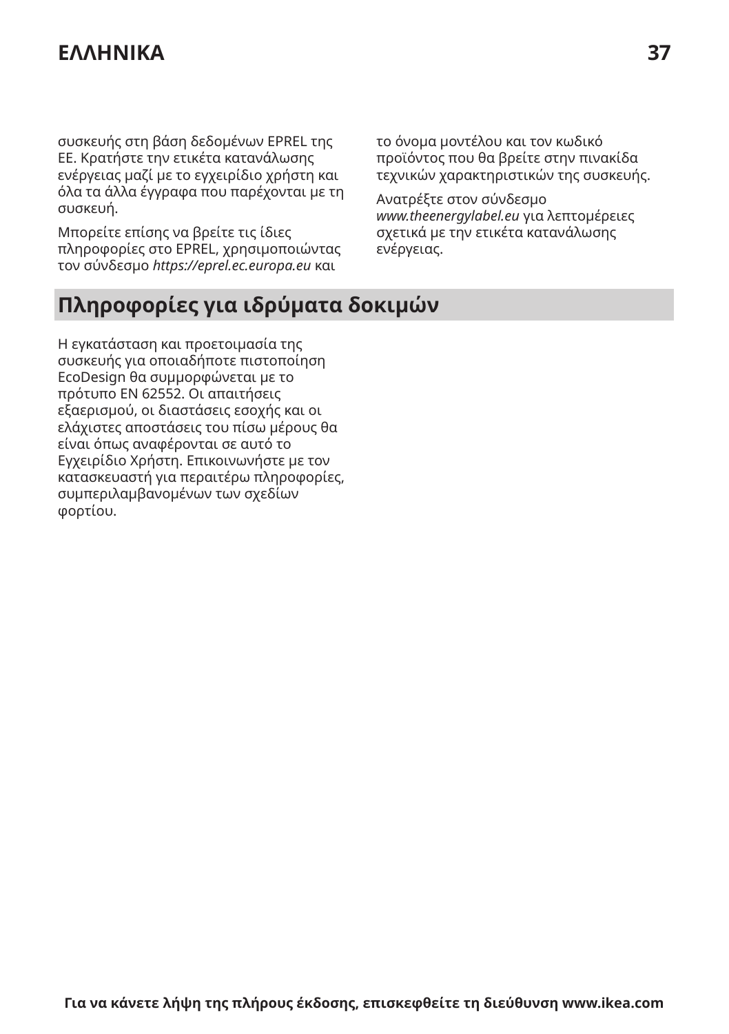συσκευής στη βάση δεδομένων EPREL της ΕΕ. Κρατήστε την ετικέτα κατανάλωσης ενέργειας μαζί με το εγχειρίδιο χρήστη και όλα τα άλλα έγγραφα που παρέχονται με τη συσκευή.

Μπορείτε επίσης να βρείτε τις ίδιες πληροφορίες στο EPREL, χρησιμοποιώντας τον σύνδεσμο *https://eprel.ec.europa.eu* και το όνομα μοντέλου και τον κωδικό προϊόντος που θα βρείτε στην πινακίδα τεχνικών χαρακτηριστικών της συσκευής.

Ανατρέξτε στον σύνδεσμο *www.theenergylabel.eu* για λεπτομέρειες σχετικά με την ετικέτα κατανάλωσης ενέργειας.

## Πληροφορίες για ιδρύματα δοκιμών

Η εγκατάσταση και προετοιμασία της συσκευής για οποιαδήποτε πιστοποίηση EcoDesign θα συμμορφώνεται με το πρότυπο EN 62552. Οι απαιτήσεις εξαερισμού, οι διαστάσεις εσοχής και οι ελάχιστες αποστάσεις του πίσω μέρους θα είναι όπως αναφέρονται σε αυτό το Εγχειρίδιο Χρήστη. Επικοινωνήστε με τον κατασκευαστή για περαιτέρω πληροφορίες, συμπεριλαμβανομένων των σχεδίων φορτίου.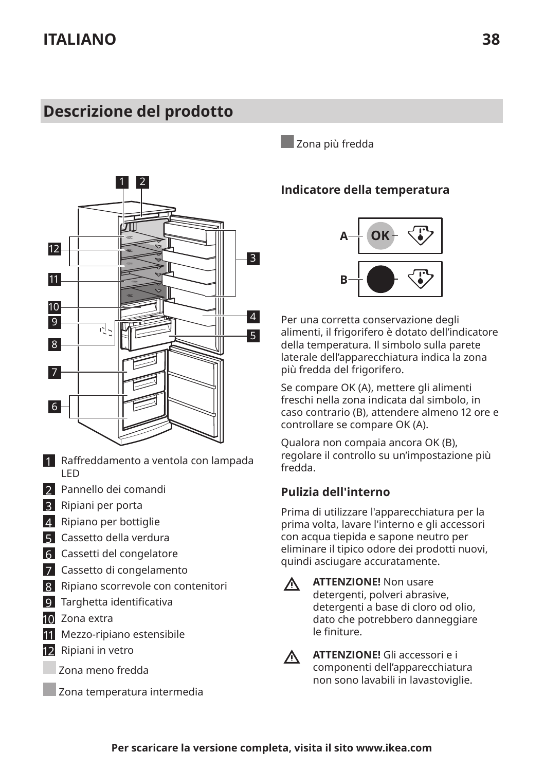## Descrizione del prodotto

1. Raffreddamento a ventola con lampada LED
2. Pannello dei comandi
3. Ripiani per porta
4. Ripiano per bottiglie
5. Cassetto della verdura
6. Cassetti del congelatore
7. Cassetto di congelamento
8. Ripiano scorrevole con contenitori
9. Targhetta identificativa
10. Zona extra
11. Mezzo-ripiano estensibile
12. Ripiani in vetro

Zona meno fredda

Zona temperatura intermedia

Zona più fredda

### Indicatore della temperatura

A — OK

B

Per una corretta conservazione degli alimenti, il frigorifero è dotato dell'indicatore della temperatura. Il simbolo sulla parete laterale dell'apparecchiatura indica la zona più fredda del frigorifero.

Se compare OK (A), mettere gli alimenti freschi nella zona indicata dal simbolo, in caso contrario (B), attendere almeno 12 ore e controllare se compare OK (A).

Qualora non compaia ancora OK (B), regolare il controllo su un'impostazione più fredda.

### Pulizia dell'interno

Prima di utilizzare l'apparecchiatura per la prima volta, lavare l'interno e gli accessori con acqua tiepida e sapone neutro per eliminare il tipico odore dei prodotti nuovi, quindi asciugare accuratamente.

⚠ **ATTENZIONE!** Non usare detergenti, polveri abrasive, detergenti a base di cloro od olio, dato che potrebbero danneggiare le finiture.

⚠ **ATTENZIONE!** Gli accessori e i componenti dell'apparecchiatura non sono lavabili in lavastoviglie.

**Per scaricare la versione completa, visita il sito www.ikea.com**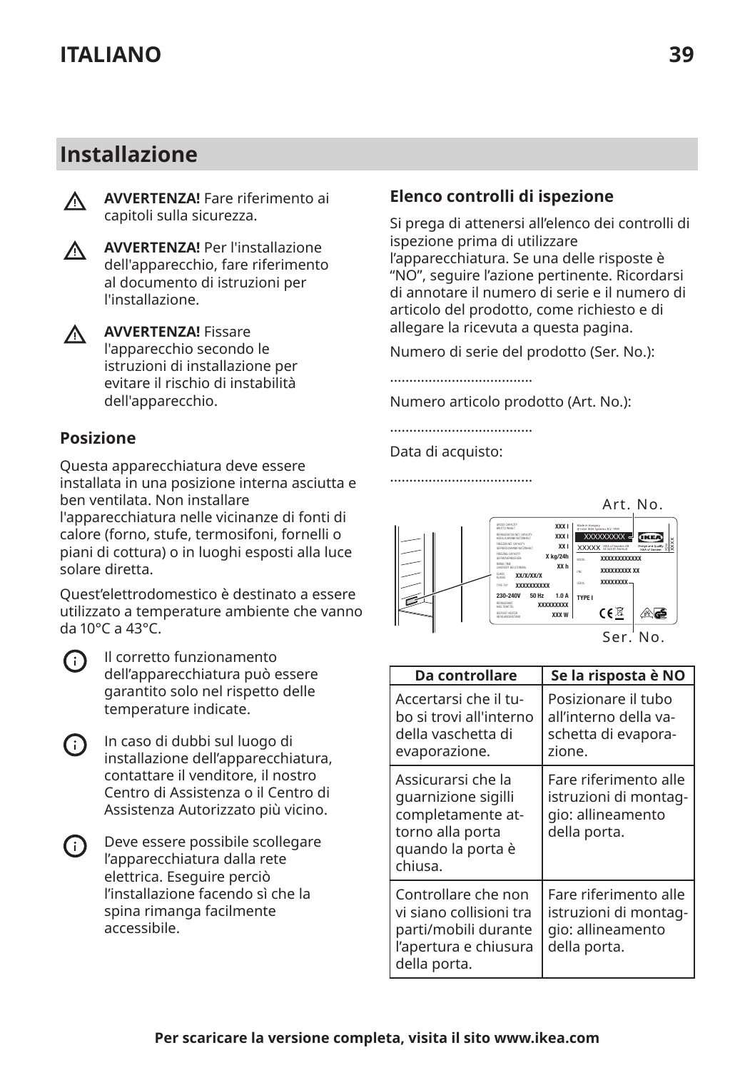# Installazione

⚠ **AVVERTENZA!** Fare riferimento ai capitoli sulla sicurezza.

⚠ **AVVERTENZA!** Per l'installazione dell'apparecchio, fare riferimento al documento di istruzioni per l'installazione.

⚠ **AVVERTENZA!** Fissare l'apparecchio secondo le istruzioni di installazione per evitare il rischio di instabilità dell'apparecchio.

## Posizione

Questa apparecchiatura deve essere installata in una posizione interna asciutta e ben ventilata. Non installare l'apparecchiatura nelle vicinanze di fonti di calore (forno, stufe, termosifoni, fornelli o piani di cottura) o in luoghi esposti alla luce solare diretta.

Quest'elettrodomestico è destinato a essere utilizzato a temperature ambiente che vanno da 10°C a 43°C.

Il corretto funzionamento dell'apparecchiatura può essere garantito solo nel rispetto delle temperature indicate.

In caso di dubbi sul luogo di installazione dell'apparecchiatura, contattare il venditore, il nostro Centro di Assistenza o il Centro di Assistenza Autorizzato più vicino.

Deve essere possibile scollegare l'apparecchiatura dalla rete elettrica. Eseguire perciò l'installazione facendo sì che la spina rimanga facilmente accessibile.

## Elenco controlli di ispezione

Si prega di attenersi all'elenco dei controlli di ispezione prima di utilizzare l'apparecchiatura. Se una delle risposte è "NO", seguire l'azione pertinente. Ricordarsi di annotare il numero di serie e il numero di articolo del prodotto, come richiesto e di allegare la ricevuta a questa pagina.

Numero di serie del prodotto (Ser. No.):

....................................

Numero articolo prodotto (Art. No.):

....................................

Data di acquisto:

....................................

Art. No.

Ser. No.

| Da controllare | Se la risposta è NO |
|---|---|
| Accertarsi che il tubo si trovi all'interno della vaschetta di evaporazione. | Posizionare il tubo all'interno della vaschetta di evaporazione. |
| Assicurarsi che la guarnizione sigilli completamente attorno alla porta quando la porta è chiusa. | Fare riferimento alle istruzioni di montaggio: allineamento della porta. |
| Controllare che non vi siano collisioni tra parti/mobili durante l'apertura e chiusura della porta. | Fare riferimento alle istruzioni di montaggio: allineamento della porta. |

**Per scaricare la versione completa, visita il sito www.ikea.com**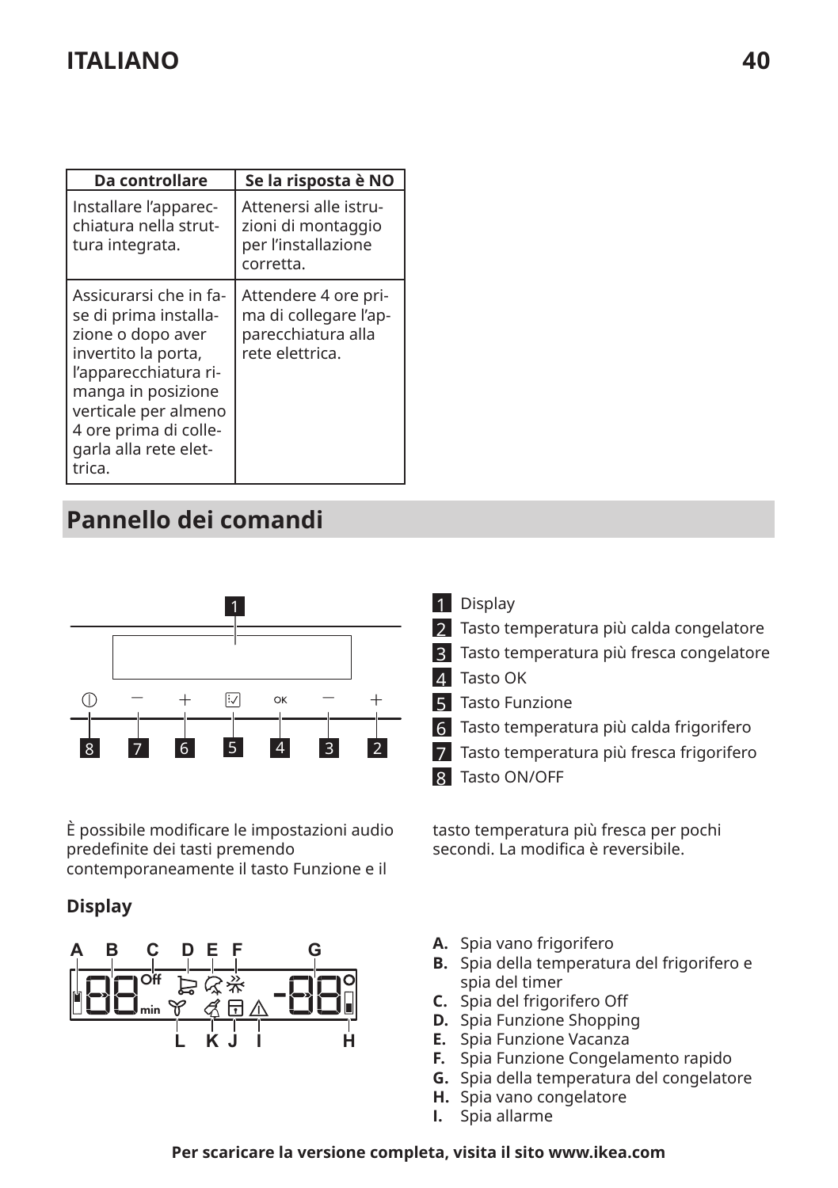| Da controllare | Se la risposta è NO |
|---|---|
| Installare l'apparecchiatura nella struttura integrata. | Attenersi alle istruzioni di montaggio per l'installazione corretta. |
| Assicurarsi che in fase di prima installazione o dopo aver invertito la porta, l'apparecchiatura rimanga in posizione verticale per almeno 4 ore prima di collegarla alla rete elettrica. | Attendere 4 ore prima di collegare l'apparecchiatura alla rete elettrica. |

## Pannello dei comandi

1. Display
2. Tasto temperatura più calda congelatore
3. Tasto temperatura più fresca congelatore
4. Tasto OK
5. Tasto Funzione
6. Tasto temperatura più calda frigorifero
7. Tasto temperatura più fresca frigorifero
8. Tasto ON/OFF

È possibile modificare le impostazioni audio predefinite dei tasti premendo contemporaneamente il tasto Funzione e il tasto temperatura più fresca per pochi secondi. La modifica è reversibile.

### Display

- **A.** Spia vano frigorifero
- **B.** Spia della temperatura del frigorifero e spia del timer
- **C.** Spia del frigorifero Off
- **D.** Spia Funzione Shopping
- **E.** Spia Funzione Vacanza
- **F.** Spia Funzione Congelamento rapido
- **G.** Spia della temperatura del congelatore
- **H.** Spia vano congelatore
- **I.** Spia allarme

**Per scaricare la versione completa, visita il sito www.ikea.com**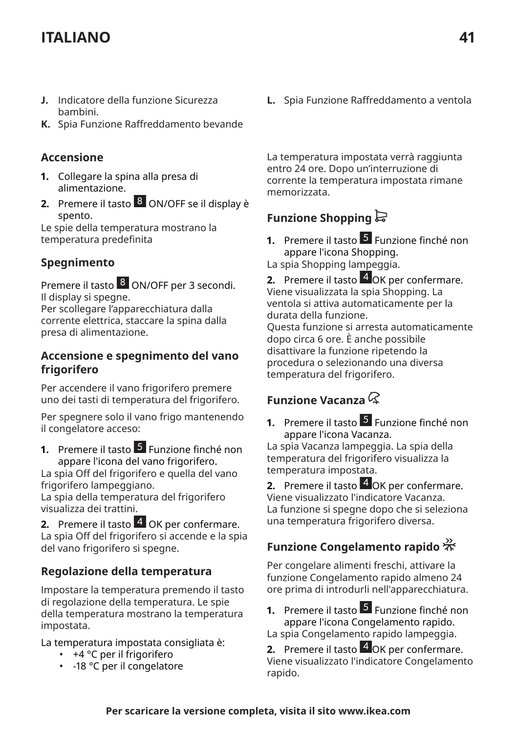**J.** Indicatore della funzione Sicurezza bambini.

**K.** Spia Funzione Raffreddamento bevande

**L.** Spia Funzione Raffreddamento a ventola

### Accensione

1. Collegare la spina alla presa di alimentazione.
2. Premere il tasto 8 ON/OFF se il display è spento.

Le spie della temperatura mostrano la temperatura predefinita

### Spegnimento

Premere il tasto 8 ON/OFF per 3 secondi.
Il display si spegne.
Per scollegare l'apparecchiatura dalla corrente elettrica, staccare la spina dalla presa di alimentazione.

### Accensione e spegnimento del vano frigorifero

Per accendere il vano frigorifero premere uno dei tasti di temperatura del frigorifero.

Per spegnere solo il vano frigo mantenendo il congelatore acceso:

1. Premere il tasto 5 Funzione finché non appare l'icona del vano frigorifero.

La spia Off del frigorifero e quella del vano frigorifero lampeggiano.
La spia della temperatura del frigorifero visualizza dei trattini.

2. Premere il tasto 4 OK per confermare.

La spia Off del frigorifero si accende e la spia del vano frigorifero si spegne.

### Regolazione della temperatura

Impostare la temperatura premendo il tasto di regolazione della temperatura. Le spie della temperatura mostrano la temperatura impostata.

La temperatura impostata consigliata è:

- +4 °C per il frigorifero
- -18 °C per il congelatore

La temperatura impostata verrà raggiunta entro 24 ore. Dopo un'interruzione di corrente la temperatura impostata rimane memorizzata.

### Funzione Shopping

1. Premere il tasto 5 Funzione finché non appare l'icona Shopping.

La spia Shopping lampeggia.

2. Premere il tasto 4 OK per confermare.

Viene visualizzata la spia Shopping. La ventola si attiva automaticamente per la durata della funzione.
Questa funzione si arresta automaticamente dopo circa 6 ore. È anche possibile disattivare la funzione ripetendo la procedura o selezionando una diversa temperatura del frigorifero.

### Funzione Vacanza

1. Premere il tasto 5 Funzione finché non appare l'icona Vacanza.

La spia Vacanza lampeggia. La spia della temperatura del frigorifero visualizza la temperatura impostata.

2. Premere il tasto 4 OK per confermare.

Viene visualizzato l'indicatore Vacanza.
La funzione si spegne dopo che si seleziona una temperatura frigorifero diversa.

### Funzione Congelamento rapido

Per congelare alimenti freschi, attivare la funzione Congelamento rapido almeno 24 ore prima di introdurli nell'apparecchiatura.

1. Premere il tasto 5 Funzione finché non appare l'icona Congelamento rapido.

La spia Congelamento rapido lampeggia.

2. Premere il tasto 4 OK per confermare.

Viene visualizzato l'indicatore Congelamento rapido.

**Per scaricare la versione completa, visita il sito www.ikea.com**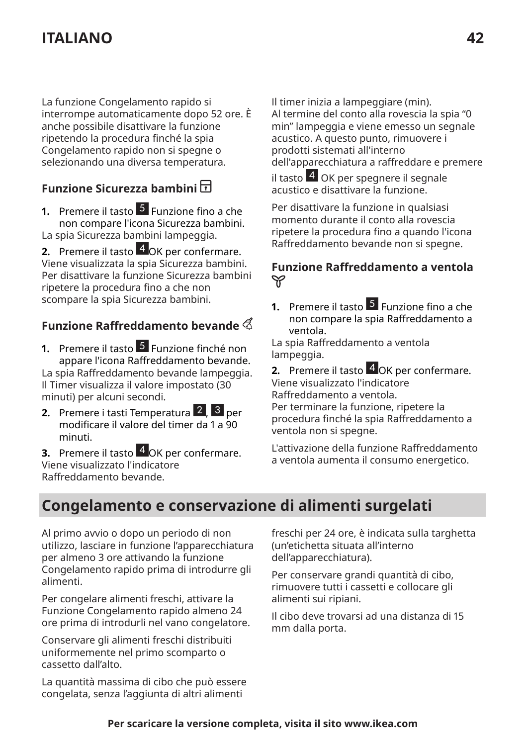La funzione Congelamento rapido si interrompe automaticamente dopo 52 ore. È anche possibile disattivare la funzione ripetendo la procedura finché la spia Congelamento rapido non si spegne o selezionando una diversa temperatura.

### Funzione Sicurezza bambini

1. Premere il tasto 5 Funzione fino a che non compare l'icona Sicurezza bambini.

La spia Sicurezza bambini lampeggia.

2. Premere il tasto 4 OK per confermare.

Viene visualizzata la spia Sicurezza bambini.
Per disattivare la funzione Sicurezza bambini ripetere la procedura fino a che non scompare la spia Sicurezza bambini.

### Funzione Raffreddamento bevande

1. Premere il tasto 5 Funzione finché non appare l'icona Raffreddamento bevande.

La spia Raffreddamento bevande lampeggia.
Il Timer visualizza il valore impostato (30 minuti) per alcuni secondi.

2. Premere i tasti Temperatura 2, 3 per modificare il valore del timer da 1 a 90 minuti.
3. Premere il tasto 4 OK per confermare.

Viene visualizzato l'indicatore Raffreddamento bevande.
Il timer inizia a lampeggiare (min).
Al termine del conto alla rovescia la spia "0 min" lampeggia e viene emesso un segnale acustico. A questo punto, rimuovere i prodotti sistemati all'interno dell'apparecchiatura a raffreddare e premere il tasto 4 OK per spegnere il segnale acustico e disattivare la funzione.

Per disattivare la funzione in qualsiasi momento durante il conto alla rovescia ripetere la procedura fino a quando l'icona Raffreddamento bevande non si spegne.

### Funzione Raffreddamento a ventola

1. Premere il tasto 5 Funzione fino a che non compare la spia Raffreddamento a ventola.

La spia Raffreddamento a ventola lampeggia.

2. Premere il tasto 4 OK per confermare.

Viene visualizzato l'indicatore Raffreddamento a ventola.
Per terminare la funzione, ripetere la procedura finché la spia Raffreddamento a ventola non si spegne.

L'attivazione della funzione Raffreddamento a ventola aumenta il consumo energetico.

## Congelamento e conservazione di alimenti surgelati

Al primo avvio o dopo un periodo di non utilizzo, lasciare in funzione l'apparecchiatura per almeno 3 ore attivando la funzione Congelamento rapido prima di introdurre gli alimenti.

Per congelare alimenti freschi, attivare la Funzione Congelamento rapido almeno 24 ore prima di introdurli nel vano congelatore.

Conservare gli alimenti freschi distribuiti uniformemente nel primo scomparto o cassetto dall'alto.

La quantità massima di cibo che può essere congelata, senza l'aggiunta di altri alimenti freschi per 24 ore, è indicata sulla targhetta (un'etichetta situata all'interno dell'apparecchiatura).

Per conservare grandi quantità di cibo, rimuovere tutti i cassetti e collocare gli alimenti sui ripiani.

Il cibo deve trovarsi ad una distanza di 15 mm dalla porta.

**Per scaricare la versione completa, visita il sito www.ikea.com**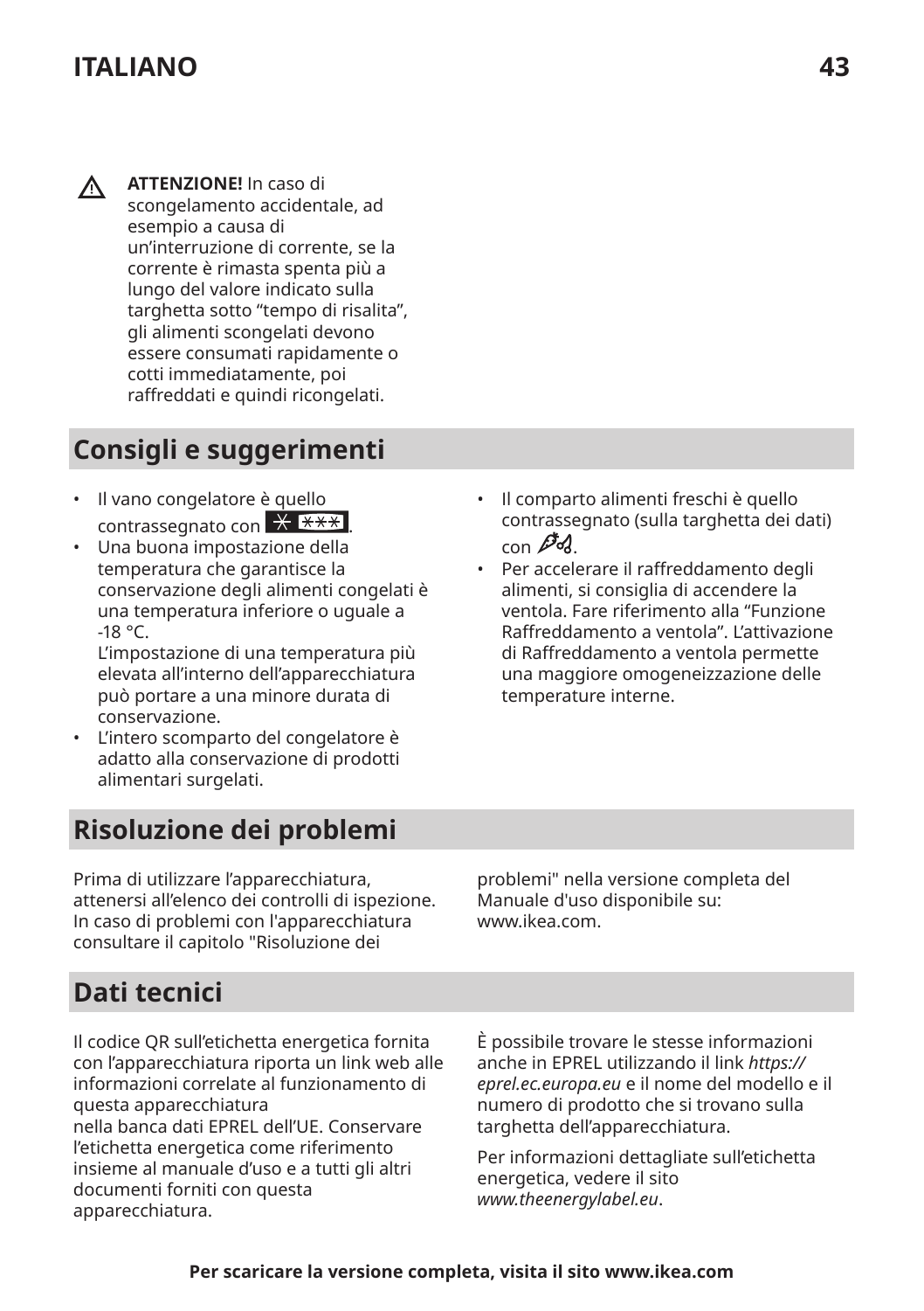⚠ **ATTENZIONE!** In caso di scongelamento accidentale, ad esempio a causa di un’interruzione di corrente, se la corrente è rimasta spenta più a lungo del valore indicato sulla targhetta sotto “tempo di risalita”, gli alimenti scongelati devono essere consumati rapidamente o cotti immediatamente, poi raffreddati e quindi ricongelati.

## Consigli e suggerimenti

- Il vano congelatore è quello contrassegnato con ✳ ✳✳✳.
- Una buona impostazione della temperatura che garantisce la conservazione degli alimenti congelati è una temperatura inferiore o uguale a -18 °C.
  L’impostazione di una temperatura più elevata all’interno dell’apparecchiatura può portare a una minore durata di conservazione.
- L’intero scomparto del congelatore è adatto alla conservazione di prodotti alimentari surgelati.
- Il comparto alimenti freschi è quello contrassegnato (sulla targhetta dei dati) con .
- Per accelerare il raffreddamento degli alimenti, si consiglia di accendere la ventola. Fare riferimento alla “Funzione Raffreddamento a ventola”. L’attivazione di Raffreddamento a ventola permette una maggiore omogeneizzazione delle temperature interne.

## Risoluzione dei problemi

Prima di utilizzare l’apparecchiatura, attenersi all’elenco dei controlli di ispezione. In caso di problemi con l'apparecchiatura consultare il capitolo "Risoluzione dei problemi" nella versione completa del Manuale d'uso disponibile su: www.ikea.com.

## Dati tecnici

Il codice QR sull’etichetta energetica fornita con l’apparecchiatura riporta un link web alle informazioni correlate al funzionamento di questa apparecchiatura
nella banca dati EPREL dell’UE. Conservare l’etichetta energetica come riferimento insieme al manuale d’uso e a tutti gli altri documenti forniti con questa apparecchiatura.

È possibile trovare le stesse informazioni anche in EPREL utilizzando il link *https://eprel.ec.europa.eu* e il nome del modello e il numero di prodotto che si trovano sulla targhetta dell’apparecchiatura.

Per informazioni dettagliate sull’etichetta energetica, vedere il sito *www.theenergylabel.eu*.

**Per scaricare la versione completa, visita il sito www.ikea.com**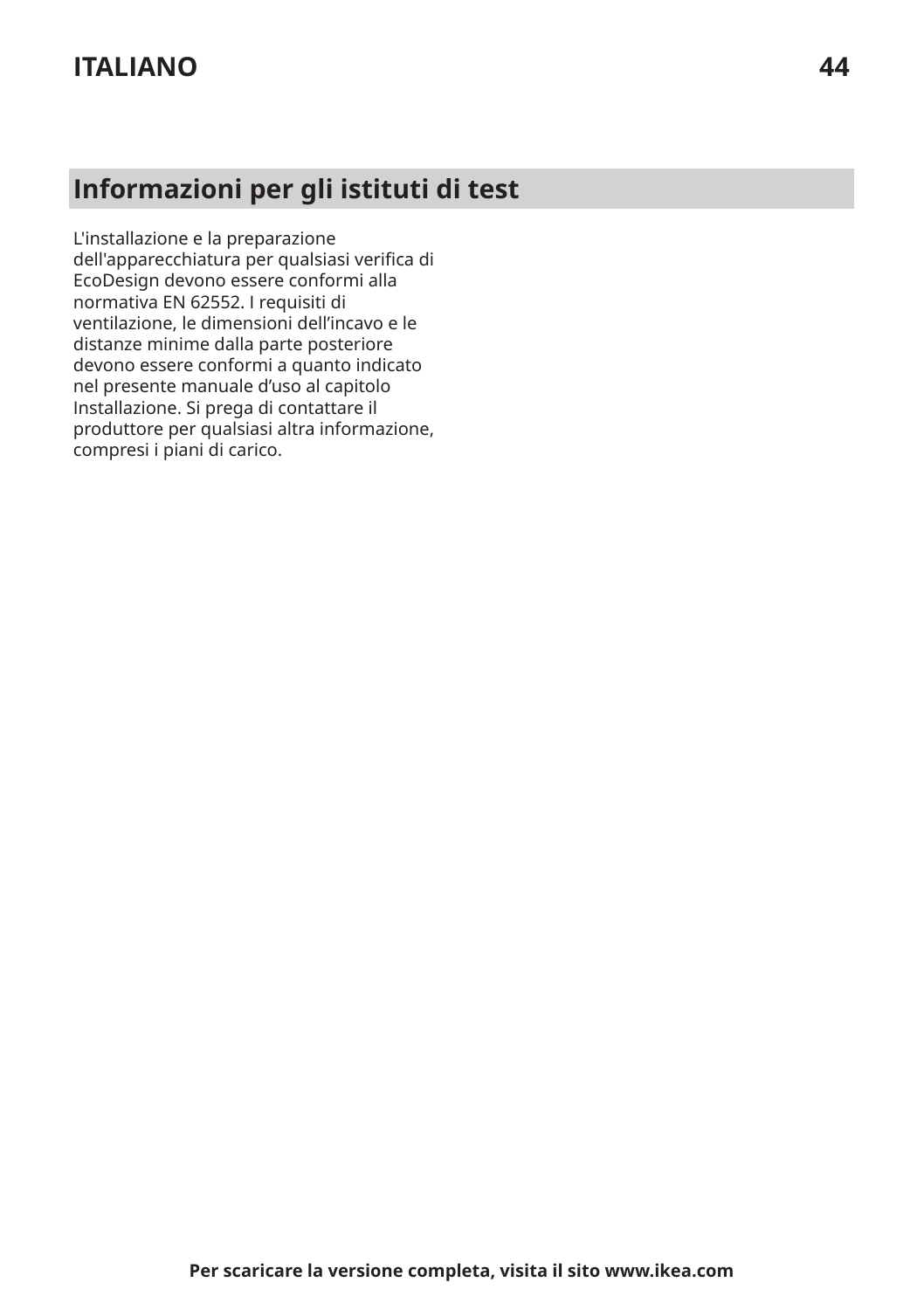## Informazioni per gli istituti di test

L'installazione e la preparazione dell'apparecchiatura per qualsiasi verifica di EcoDesign devono essere conformi alla normativa EN 62552. I requisiti di ventilazione, le dimensioni dell’incavo e le distanze minime dalla parte posteriore devono essere conformi a quanto indicato nel presente manuale d’uso al capitolo Installazione. Si prega di contattare il produttore per qualsiasi altra informazione, compresi i piani di carico.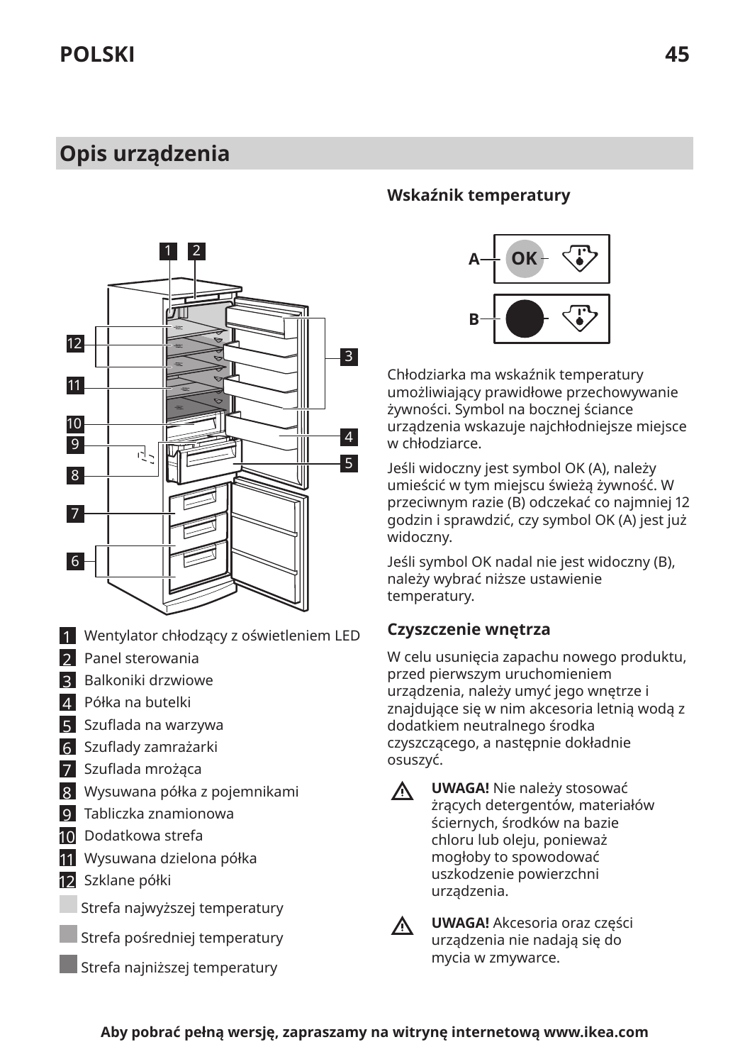## Opis urządzenia

1. Wentylator chłodzący z oświetleniem LED
2. Panel sterowania
3. Balkoniki drzwiowe
4. Półka na butelki
5. Szuflada na warzywa
6. Szuflady zamrażarki
7. Szuflada mrożąca
8. Wysuwana półka z pojemnikami
9. Tabliczka znamionowa
10. Dodatkowa strefa
11. Wysuwana dzielona półka
12. Szklane półki

- Strefa najwyższej temperatury
- Strefa pośredniej temperatury
- Strefa najniższej temperatury

### Wskaźnik temperatury

Chłodziarka ma wskaźnik temperatury umożliwiający prawidłowe przechowywanie żywności. Symbol na bocznej ściance urządzenia wskazuje najchłodniejsze miejsce w chłodziarce.

Jeśli widoczny jest symbol OK (A), należy umieścić w tym miejscu świeżą żywność. W przeciwnym razie (B) odczekać co najmniej 12 godzin i sprawdzić, czy symbol OK (A) jest już widoczny.

Jeśli symbol OK nadal nie jest widoczny (B), należy wybrać niższe ustawienie temperatury.

### Czyszczenie wnętrza

W celu usunięcia zapachu nowego produktu, przed pierwszym uruchomieniem urządzenia, należy umyć jego wnętrze i znajdujące się w nim akcesoria letnią wodą z dodatkiem neutralnego środka czyszczącego, a następnie dokładnie osuszyć.

**UWAGA!** Nie należy stosować żrących detergentów, materiałów ściernych, środków na bazie chloru lub oleju, ponieważ mogłoby to spowodować uszkodzenie powierzchni urządzenia.

**UWAGA!** Akcesoria oraz części urządzenia nie nadają się do mycia w zmywarce.

**Aby pobrać pełną wersję, zapraszamy na witrynę internetową www.ikea.com**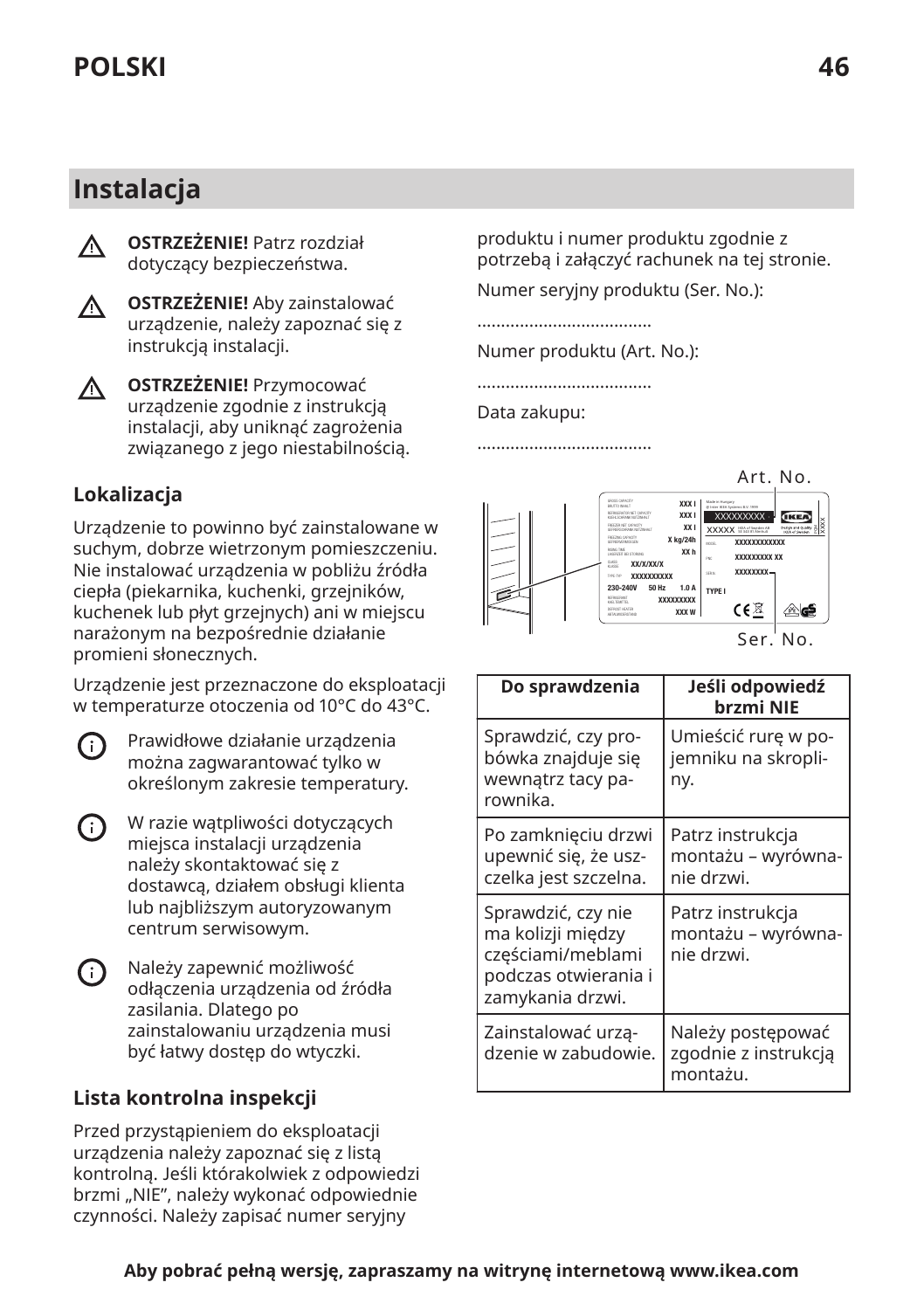## Instalacja

⚠ **OSTRZEŻENIE!** Patrz rozdział dotyczący bezpieczeństwa.

⚠ **OSTRZEŻENIE!** Aby zainstalować urządzenie, należy zapoznać się z instrukcją instalacji.

⚠ **OSTRZEŻENIE!** Przymocować urządzenie zgodnie z instrukcją instalacji, aby uniknąć zagrożenia związanego z jego niestabilnością.

### Lokalizacja

Urządzenie to powinno być zainstalowane w suchym, dobrze wietrzonym pomieszczeniu. Nie instalować urządzenia w pobliżu źródła ciepła (piekarnika, kuchenki, grzejników, kuchenek lub płyt grzejnych) ani w miejscu narażonym na bezpośrednie działanie promieni słonecznych.

Urządzenie jest przeznaczone do eksploatacji w temperaturze otoczenia od 10°C do 43°C.

Prawidłowe działanie urządzenia można zagwarantować tylko w określonym zakresie temperatury.

W razie wątpliwości dotyczących miejsca instalacji urządzenia należy skontaktować się z dostawcą, działem obsługi klienta lub najbliższym autoryzowanym centrum serwisowym.

Należy zapewnić możliwość odłączenia urządzenia od źródła zasilania. Dlatego po zainstalowaniu urządzenia musi być łatwy dostęp do wtyczki.

### Lista kontrolna inspekcji

Przed przystąpieniem do eksploatacji urządzenia należy zapoznać się z listą kontrolną. Jeśli którakolwiek z odpowiedzi brzmi „NIE", należy wykonać odpowiednie czynności. Należy zapisać numer seryjny produktu i numer produktu zgodnie z potrzebą i załączyć rachunek na tej stronie.

Numer seryjny produktu (Ser. No.):

....................................

Numer produktu (Art. No.):

....................................

Data zakupu:

....................................

Art. No.

Ser. No.

| Do sprawdzenia | Jeśli odpowiedź brzmi NIE |
|---|---|
| Sprawdzić, czy probówka znajduje się wewnątrz tacy parownika. | Umieścić rurę w pojemniku na skropliny. |
| Po zamknięciu drzwi upewnić się, że uszczelka jest szczelna. | Patrz instrukcja montażu – wyrównanie drzwi. |
| Sprawdzić, czy nie ma kolizji między częściami/meblami podczas otwierania i zamykania drzwi. | Patrz instrukcja montażu – wyrównanie drzwi. |
| Zainstalować urządzenie w zabudowie. | Należy postępować zgodnie z instrukcją montażu. |

**Aby pobrać pełną wersję, zapraszamy na witrynę internetową www.ikea.com**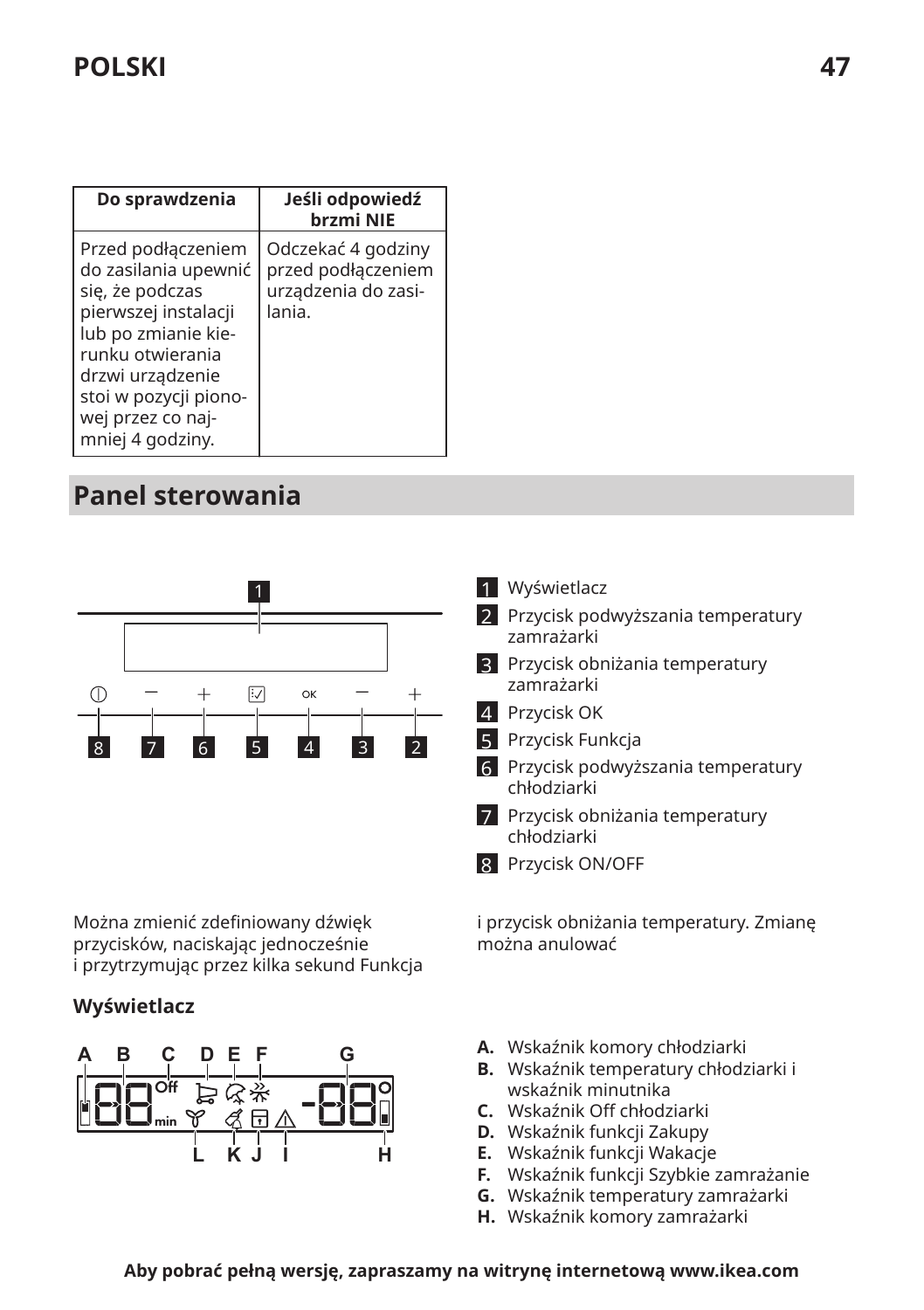| Do sprawdzenia | Jeśli odpowiedź brzmi NIE |
| --- | --- |
| Przed podłączeniem do zasilania upewnić się, że podczas pierwszej instalacji lub po zmianie kierunku otwierania drzwi urządzenie stoi w pozycji pionowej przez co najmniej 4 godziny. | Odczekać 4 godziny przed podłączeniem urządzenia do zasilania. |

## Panel sterowania

1. Wyświetlacz
2. Przycisk podwyższania temperatury zamrażarki
3. Przycisk obniżania temperatury zamrażarki
4. Przycisk OK
5. Przycisk Funkcja
6. Przycisk podwyższania temperatury chłodziarki
7. Przycisk obniżania temperatury chłodziarki
8. Przycisk ON/OFF

Można zmienić zdefiniowany dźwięk przycisków, naciskając jednocześnie i przytrzymując przez kilka sekund Funkcja i przycisk obniżania temperatury. Zmianę można anulować

### Wyświetlacz

- **A.** Wskaźnik komory chłodziarki
- **B.** Wskaźnik temperatury chłodziarki i wskaźnik minutnika
- **C.** Wskaźnik Off chłodziarki
- **D.** Wskaźnik funkcji Zakupy
- **E.** Wskaźnik funkcji Wakacje
- **F.** Wskaźnik funkcji Szybkie zamrażanie
- **G.** Wskaźnik temperatury zamrażarki
- **H.** Wskaźnik komory zamrażarki

**Aby pobrać pełną wersję, zapraszamy na witrynę internetową www.ikea.com**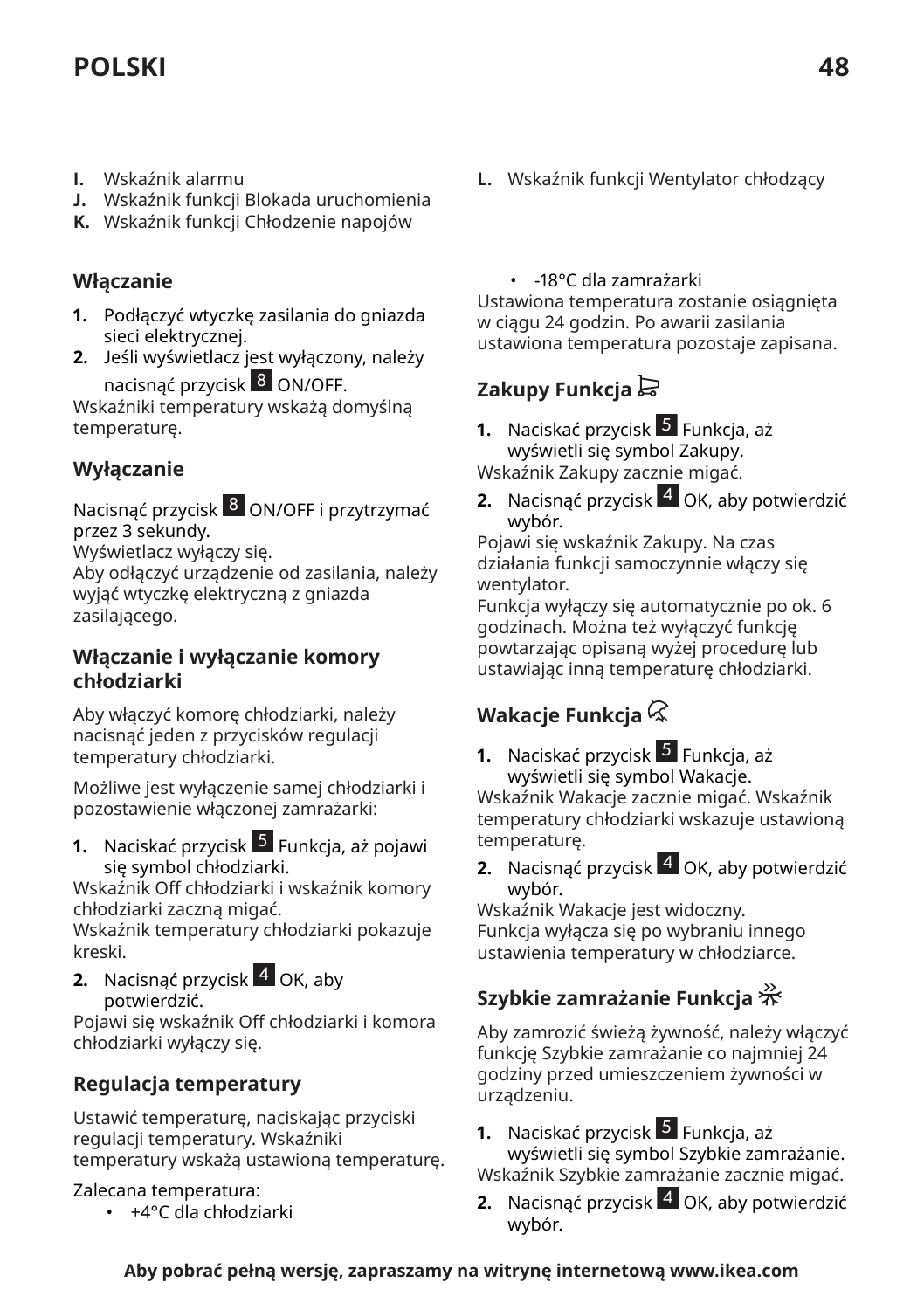- **I.** Wskaźnik alarmu
- **J.** Wskaźnik funkcji Blokada uruchomienia
- **K.** Wskaźnik funkcji Chłodzenie napojów
- **L.** Wskaźnik funkcji Wentylator chłodzący

### Włączanie

1. Podłączyć wtyczkę zasilania do gniazda sieci elektrycznej.
2. Jeśli wyświetlacz jest wyłączony, należy nacisnąć przycisk 8 ON/OFF.

Wskaźniki temperatury wskażą domyślną temperaturę.

### Wyłączanie

Nacisnąć przycisk 8 ON/OFF i przytrzymać przez 3 sekundy.
Wyświetlacz wyłączy się.
Aby odłączyć urządzenie od zasilania, należy wyjąć wtyczkę elektryczną z gniazda zasilającego.

### Włączanie i wyłączanie komory chłodziarki

Aby włączyć komorę chłodziarki, należy nacisnąć jeden z przycisków regulacji temperatury chłodziarki.

Możliwe jest wyłączenie samej chłodziarki i pozostawienie włączonej zamrażarki:

1. Naciskać przycisk 5 Funkcja, aż pojawi się symbol chłodziarki.

Wskaźnik Off chłodziarki i wskaźnik komory chłodziarki zaczną migać.
Wskaźnik temperatury chłodziarki pokazuje kreski.

2. Nacisnąć przycisk 4 OK, aby potwierdzić.

Pojawi się wskaźnik Off chłodziarki i komora chłodziarki wyłączy się.

### Regulacja temperatury

Ustawić temperaturę, naciskając przyciski regulacji temperatury. Wskaźniki temperatury wskażą ustawioną temperaturę.

Zalecana temperatura:

- +4°C dla chłodziarki
- -18°C dla zamrażarki

Ustawiona temperatura zostanie osiągnięta w ciągu 24 godzin. Po awarii zasilania ustawiona temperatura pozostaje zapisana.

### Zakupy Funkcja

1. Naciskać przycisk 5 Funkcja, aż wyświetli się symbol Zakupy.

Wskaźnik Zakupy zacznie migać.

2. Nacisnąć przycisk 4 OK, aby potwierdzić wybór.

Pojawi się wskaźnik Zakupy. Na czas działania funkcji samoczynnie włączy się wentylator.
Funkcja wyłączy się automatycznie po ok. 6 godzinach. Można też wyłączyć funkcję powtarzając opisaną wyżej procedurę lub ustawiając inną temperaturę chłodziarki.

### Wakacje Funkcja

1. Naciskać przycisk 5 Funkcja, aż wyświetli się symbol Wakacje.

Wskaźnik Wakacje zacznie migać. Wskaźnik temperatury chłodziarki wskazuje ustawioną temperaturę.

2. Nacisnąć przycisk 4 OK, aby potwierdzić wybór.

Wskaźnik Wakacje jest widoczny.
Funkcja wyłącza się po wybraniu innego ustawienia temperatury w chłodziarce.

### Szybkie zamrażanie Funkcja

Aby zamrozić świeżą żywność, należy włączyć funkcję Szybkie zamrażanie co najmniej 24 godziny przed umieszczeniem żywności w urządzeniu.

1. Naciskać przycisk 5 Funkcja, aż wyświetli się symbol Szybkie zamrażanie.

Wskaźnik Szybkie zamrażanie zacznie migać.

2. Nacisnąć przycisk 4 OK, aby potwierdzić wybór.

**Aby pobrać pełną wersję, zapraszamy na witrynę internetową www.ikea.com**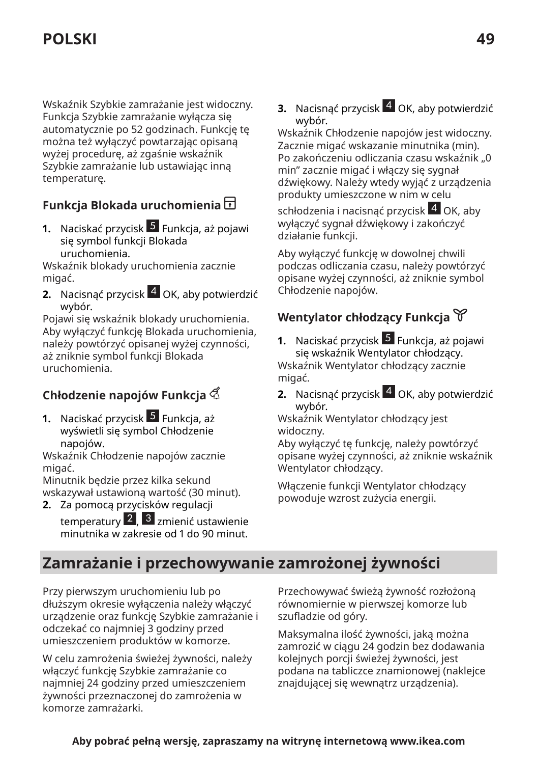Wskaźnik Szybkie zamrażanie jest widoczny. Funkcja Szybkie zamrażanie wyłącza się automatycznie po 52 godzinach. Funkcję tę można też wyłączyć powtarzając opisaną wyżej procedurę, aż zgaśnie wskaźnik Szybkie zamrażanie lub ustawiając inną temperaturę.

### Funkcja Blokada uruchomienia

1. Naciskać przycisk 5 Funkcja, aż pojawi się symbol funkcji Blokada uruchomienia.

Wskaźnik blokady uruchomienia zacznie migać.

2. Nacisnąć przycisk 4 OK, aby potwierdzić wybór.

Pojawi się wskaźnik blokady uruchomienia. Aby wyłączyć funkcję Blokada uruchomienia, należy powtórzyć opisanej wyżej czynności, aż zniknie symbol funkcji Blokada uruchomienia.

### Chłodzenie napojów Funkcja

1. Naciskać przycisk 5 Funkcja, aż wyświetli się symbol Chłodzenie napojów.

Wskaźnik Chłodzenie napojów zacznie migać.
Minutnik będzie przez kilka sekund wskazywał ustawioną wartość (30 minut).

2. Za pomocą przycisków regulacji temperatury 2, 3 zmienić ustawienie minutnika w zakresie od 1 do 90 minut.
3. Nacisnąć przycisk 4 OK, aby potwierdzić wybór.

Wskaźnik Chłodzenie napojów jest widoczny. Zacznie migać wskazanie minutnika (min). Po zakończeniu odliczania czasu wskaźnik „0 min" zacznie migać i włączy się sygnał dźwiękowy. Należy wtedy wyjąć z urządzenia produkty umieszczone w nim w celu schłodzenia i nacisnąć przycisk 4 OK, aby wyłączyć sygnał dźwiękowy i zakończyć działanie funkcji.

Aby wyłączyć funkcję w dowolnej chwili podczas odliczania czasu, należy powtórzyć opisane wyżej czynności, aż zniknie symbol Chłodzenie napojów.

### Wentylator chłodzący Funkcja

1. Naciskać przycisk 5 Funkcja, aż pojawi się wskaźnik Wentylator chłodzący.

Wskaźnik Wentylator chłodzący zacznie migać.

2. Nacisnąć przycisk 4 OK, aby potwierdzić wybór.

Wskaźnik Wentylator chłodzący jest widoczny.
Aby wyłączyć tę funkcję, należy powtórzyć opisane wyżej czynności, aż zniknie wskaźnik Wentylator chłodzący.

Włączenie funkcji Wentylator chłodzący powoduje wzrost zużycia energii.

## Zamrażanie i przechowywanie zamrożonej żywności

Przy pierwszym uruchomieniu lub po dłuższym okresie wyłączenia należy włączyć urządzenie oraz funkcję Szybkie zamrażanie i odczekać co najmniej 3 godziny przed umieszczeniem produktów w komorze.

W celu zamrożenia świeżej żywności, należy włączyć funkcję Szybkie zamrażanie co najmniej 24 godziny przed umieszczeniem żywności przeznaczonej do zamrożenia w komorze zamrażarki.

Przechowywać świeżą żywność rozłożoną równomiernie w pierwszej komorze lub szufladzie od góry.

Maksymalna ilość żywności, jaką można zamrozić w ciągu 24 godzin bez dodawania kolejnych porcji świeżej żywności, jest podana na tabliczce znamionowej (naklejce znajdującej się wewnątrz urządzenia).

**Aby pobrać pełną wersję, zapraszamy na witrynę internetową www.ikea.com**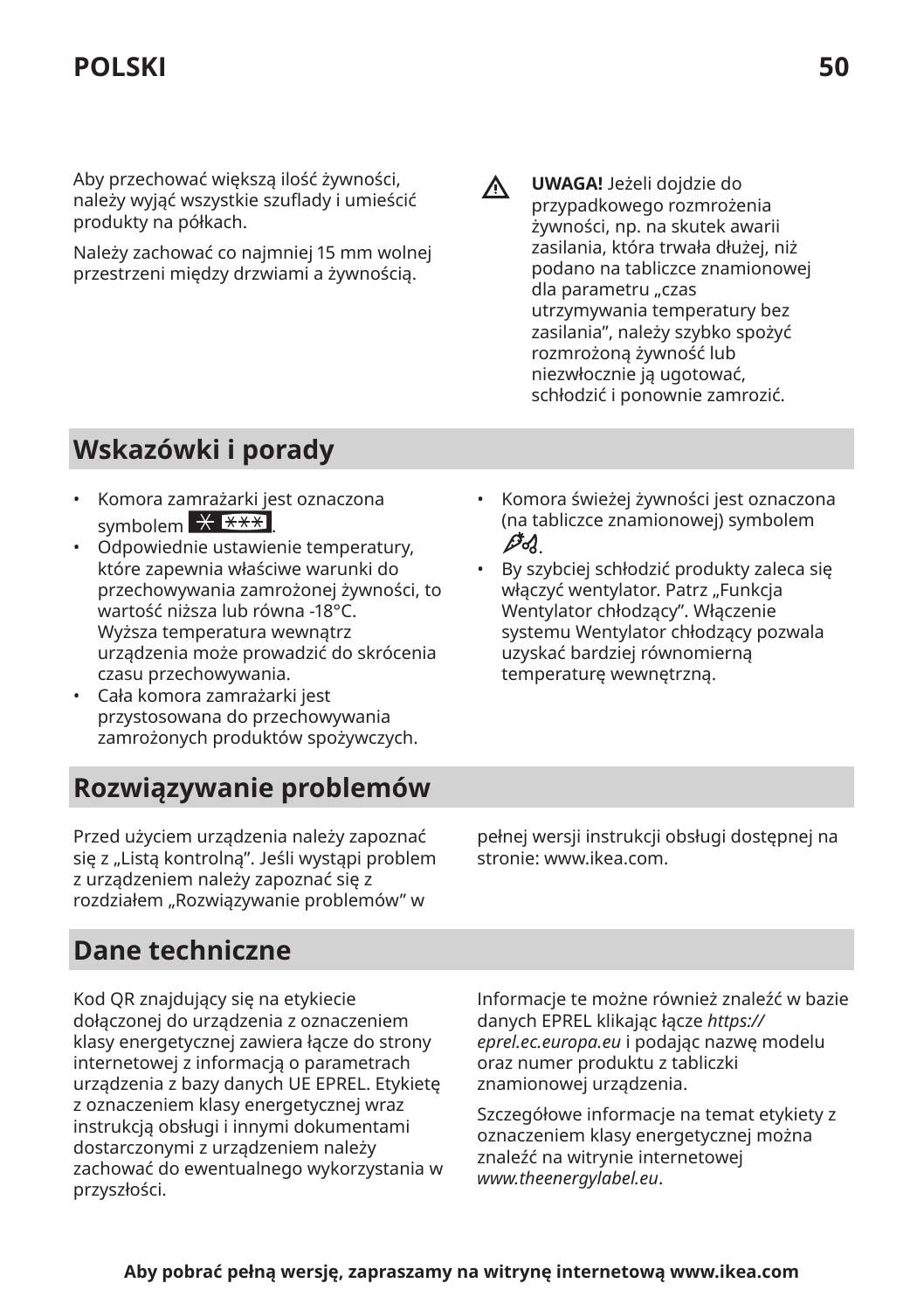Aby przechować większą ilość żywności, należy wyjąć wszystkie szuflady i umieścić produkty na półkach.

Należy zachować co najmniej 15 mm wolnej przestrzeni między drzwiami a żywnością.

⚠ **UWAGA!** Jeżeli dojdzie do przypadkowego rozmrożenia żywności, np. na skutek awarii zasilania, która trwała dłużej, niż podano na tabliczce znamionowej dla parametru „czas utrzymywania temperatury bez zasilania", należy szybko spożyć rozmrożoną żywność lub niezwłocznie ją ugotować, schłodzić i ponownie zamrozić.

## Wskazówki i porady

- Komora zamrażarki jest oznaczona symbolem ✱ ✱✱✱.
- Odpowiednie ustawienie temperatury, które zapewnia właściwe warunki do przechowywania zamrożonej żywności, to wartość niższa lub równa -18°C. Wyższa temperatura wewnątrz urządzenia może prowadzić do skrócenia czasu przechowywania.
- Cała komora zamrażarki jest przystosowana do przechowywania zamrożonych produktów spożywczych.
- Komora świeżej żywności jest oznaczona (na tabliczce znamionowej) symbolem 🥕🍐.
- By szybciej schłodzić produkty zaleca się włączyć wentylator. Patrz „Funkcja Wentylator chłodzący". Włączenie systemu Wentylator chłodzący pozwala uzyskać bardziej równomierną temperaturę wewnętrzną.

## Rozwiązywanie problemów

Przed użyciem urządzenia należy zapoznać się z „Listą kontrolną". Jeśli wystąpi problem z urządzeniem należy zapoznać się z rozdziałem „Rozwiązywanie problemów" w pełnej wersji instrukcji obsługi dostępnej na stronie: www.ikea.com.

## Dane techniczne

Kod QR znajdujący się na etykiecie dołączonej do urządzenia z oznaczeniem klasy energetycznej zawiera łącze do strony internetowej z informacją o parametrach urządzenia z bazy danych UE EPREL. Etykietę z oznaczeniem klasy energetycznej wraz instrukcją obsługi i innymi dokumentami dostarczonymi z urządzeniem należy zachować do ewentualnego wykorzystania w przyszłości.

Informacje te możne również znaleźć w bazie danych EPREL klikając łącze *https://eprel.ec.europa.eu* i podając nazwę modelu oraz numer produktu z tabliczki znamionowej urządzenia.

Szczegółowe informacje na temat etykiety z oznaczeniem klasy energetycznej można znaleźć na witrynie internetowej *www.theenergylabel.eu*.

**Aby pobrać pełną wersję, zapraszamy na witrynę internetową www.ikea.com**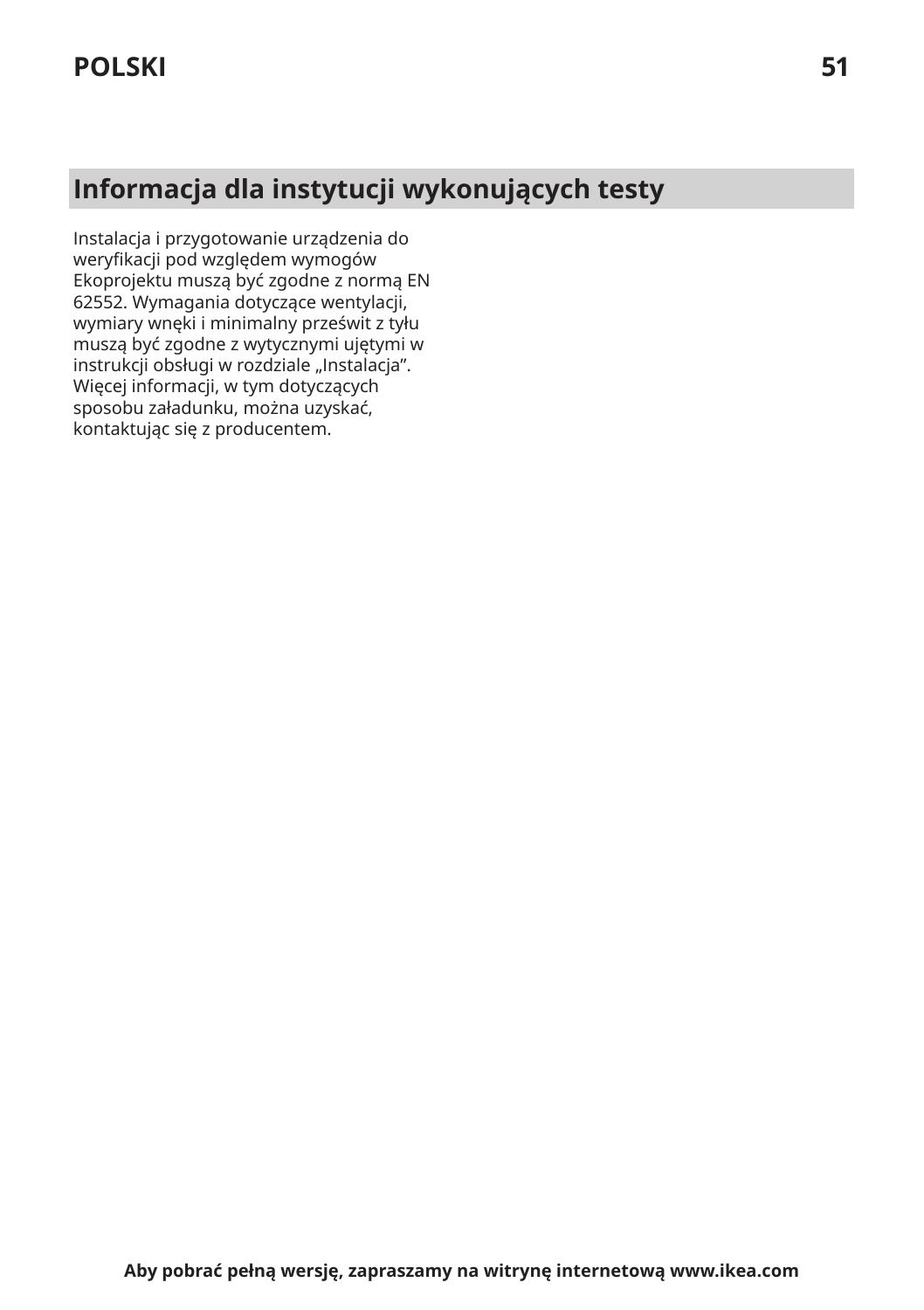## Informacja dla instytucji wykonujących testy

Instalacja i przygotowanie urządzenia do weryfikacji pod względem wymogów Ekoprojektu muszą być zgodne z normą EN 62552. Wymagania dotyczące wentylacji, wymiary wnęki i minimalny prześwit z tyłu muszą być zgodne z wytycznymi ujętymi w instrukcji obsługi w rozdziale „Instalacja”. Więcej informacji, w tym dotyczących sposobu załadunku, można uzyskać, kontaktując się z producentem.

**Aby pobrać pełną wersję, zapraszamy na witrynę internetową www.ikea.com**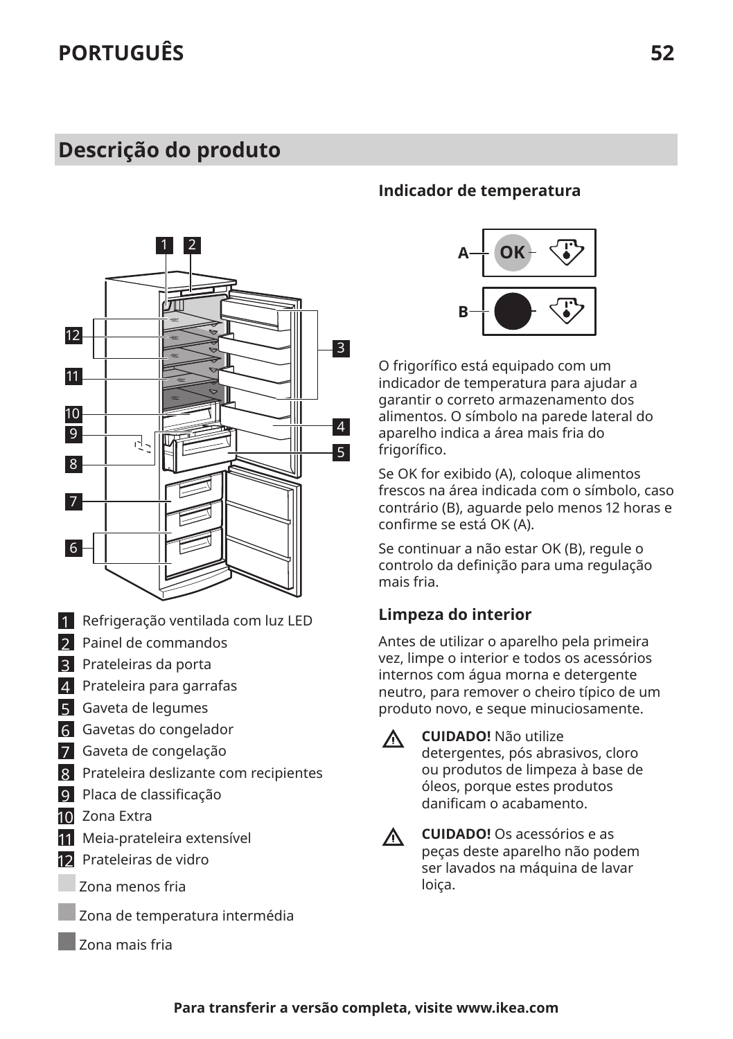## Descrição do produto

1 Refrigeração ventilada com luz LED
2 Painel de commandos
3 Prateleiras da porta
4 Prateleira para garrafas
5 Gaveta de legumes
6 Gavetas do congelador
7 Gaveta de congelação
8 Prateleira deslizante com recipientes
9 Placa de classificação
10 Zona Extra
11 Meia-prateleira extensível
12 Prateleiras de vidro

Zona menos fria

Zona de temperatura intermédia

Zona mais fria

### Indicador de temperatura

A — OK

B

O frigorífico está equipado com um indicador de temperatura para ajudar a garantir o correto armazenamento dos alimentos. O símbolo na parede lateral do aparelho indica a área mais fria do frigorífico.

Se OK for exibido (A), coloque alimentos frescos na área indicada com o símbolo, caso contrário (B), aguarde pelo menos 12 horas e confirme se está OK (A).

Se continuar a não estar OK (B), regule o controlo da definição para uma regulação mais fria.

### Limpeza do interior

Antes de utilizar o aparelho pela primeira vez, limpe o interior e todos os acessórios internos com água morna e detergente neutro, para remover o cheiro típico de um produto novo, e seque minuciosamente.

⚠ **CUIDADO!** Não utilize detergentes, pós abrasivos, cloro ou produtos de limpeza à base de óleos, porque estes produtos danificam o acabamento.

⚠ **CUIDADO!** Os acessórios e as peças deste aparelho não podem ser lavados na máquina de lavar loiça.

**Para transferir a versão completa, visite www.ikea.com**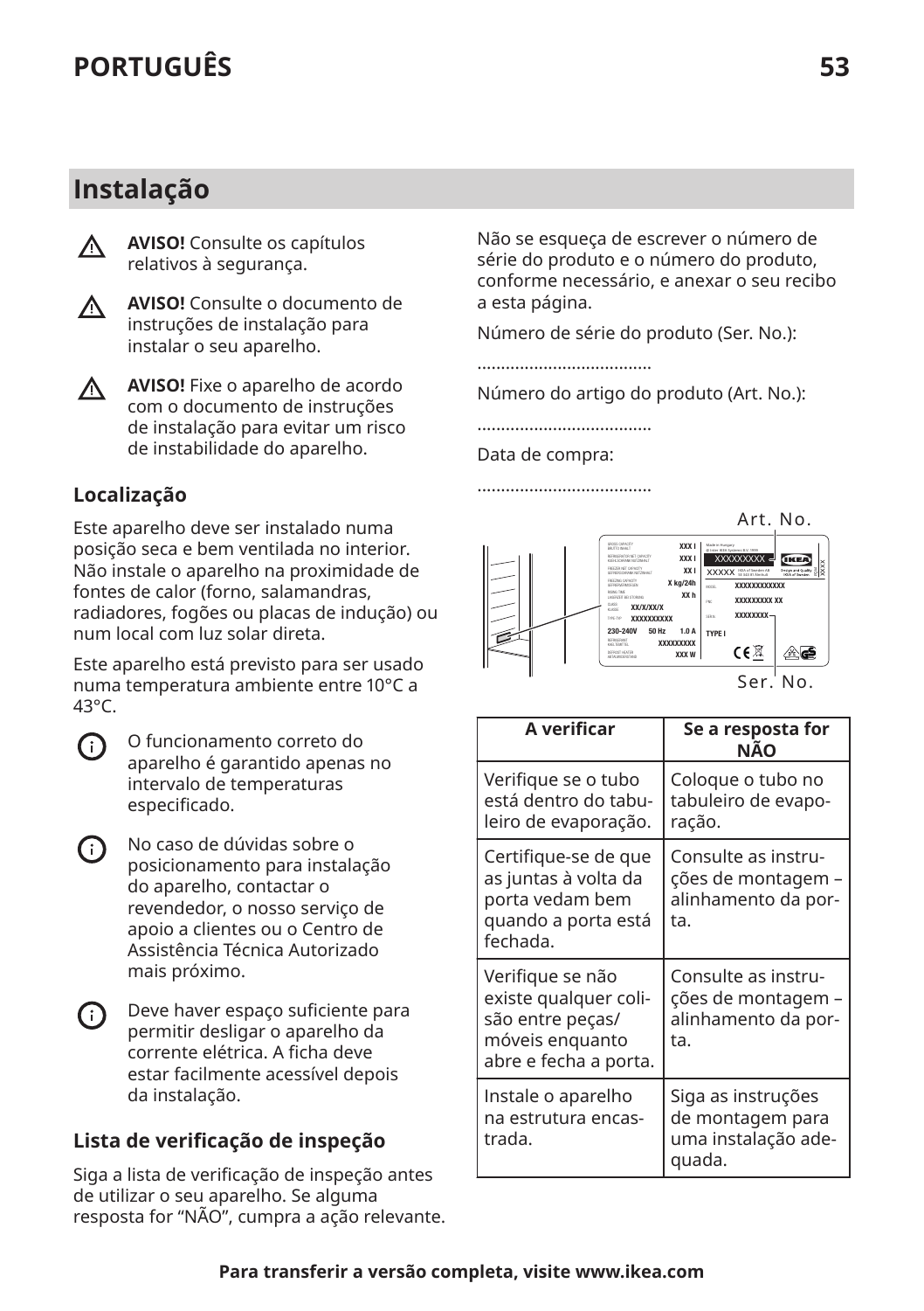## Instalação

**AVISO!** Consulte os capítulos relativos à segurança.

**AVISO!** Consulte o documento de instruções de instalação para instalar o seu aparelho.

**AVISO!** Fixe o aparelho de acordo com o documento de instruções de instalação para evitar um risco de instabilidade do aparelho.

### Localização

Este aparelho deve ser instalado numa posição seca e bem ventilada no interior. Não instale o aparelho na proximidade de fontes de calor (forno, salamandras, radiadores, fogões ou placas de indução) ou num local com luz solar direta.

Este aparelho está previsto para ser usado numa temperatura ambiente entre 10°C a 43°C.

O funcionamento correto do aparelho é garantido apenas no intervalo de temperaturas especificado.

No caso de dúvidas sobre o posicionamento para instalação do aparelho, contactar o revendedor, o nosso serviço de apoio a clientes ou o Centro de Assistência Técnica Autorizado mais próximo.

Deve haver espaço suficiente para permitir desligar o aparelho da corrente elétrica. A ficha deve estar facilmente acessível depois da instalação.

### Lista de verificação de inspeção

Siga a lista de verificação de inspeção antes de utilizar o seu aparelho. Se alguma resposta for “NÃO”, cumpra a ação relevante.

Não se esqueça de escrever o número de série do produto e o número do produto, conforme necessário, e anexar o seu recibo a esta página.

Número de série do produto (Ser. No.):

....................................

Número do artigo do produto (Art. No.):

....................................

Data de compra:

....................................

Art. No.

Ser. No.

| A verificar | Se a resposta for NÃO |
|---|---|
| Verifique se o tubo está dentro do tabuleiro de evaporação. | Coloque o tubo no tabuleiro de evaporação. |
| Certifique-se de que as juntas à volta da porta vedam bem quando a porta está fechada. | Consulte as instruções de montagem – alinhamento da porta. |
| Verifique se não existe qualquer colisão entre peças/móveis enquanto abre e fecha a porta. | Consulte as instruções de montagem – alinhamento da porta. |
| Instale o aparelho na estrutura encastrada. | Siga as instruções de montagem para uma instalação adequada. |

**Para transferir a versão completa, visite www.ikea.com**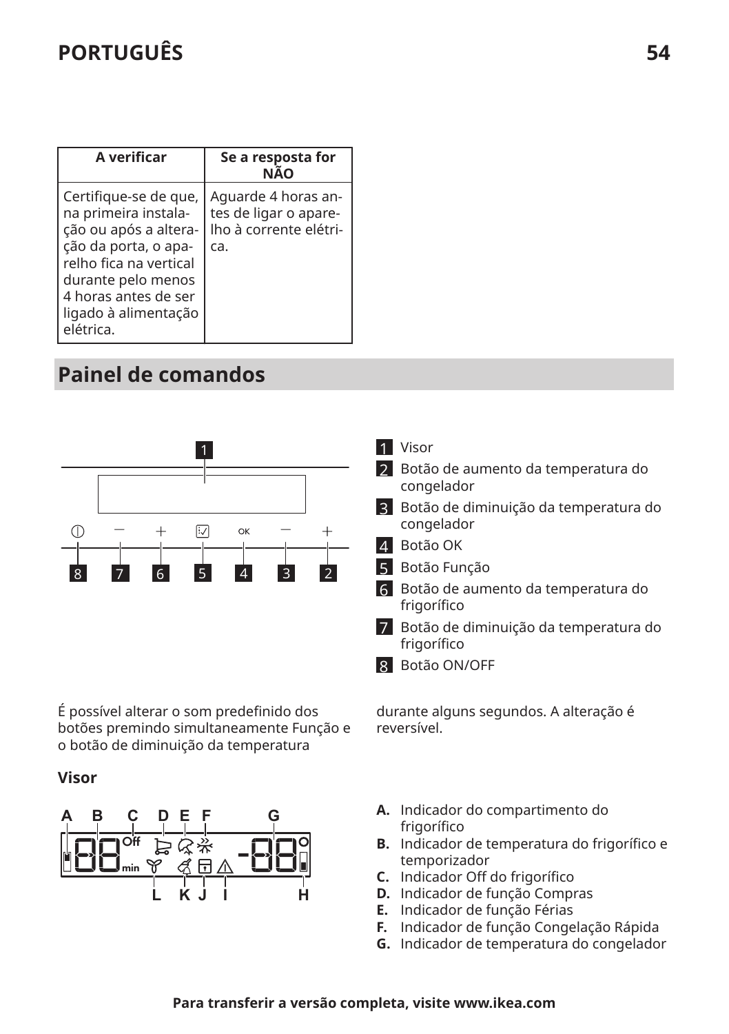| A verificar | Se a resposta for NÃO |
| --- | --- |
| Certifique-se de que, na primeira instalação ou após a alteração da porta, o aparelho fica na vertical durante pelo menos 4 horas antes de ser ligado à alimentação elétrica. | Aguarde 4 horas antes de ligar o aparelho à corrente elétrica. |

## Painel de comandos

1. Visor
2. Botão de aumento da temperatura do congelador
3. Botão de diminuição da temperatura do congelador
4. Botão OK
5. Botão Função
6. Botão de aumento da temperatura do frigorífico
7. Botão de diminuição da temperatura do frigorífico
8. Botão ON/OFF

É possível alterar o som predefinido dos botões premindo simultaneamente Função e o botão de diminuição da temperatura durante alguns segundos. A alteração é reversível.

### Visor

- **A.** Indicador do compartimento do frigorífico
- **B.** Indicador de temperatura do frigorífico e temporizador
- **C.** Indicador Off do frigorífico
- **D.** Indicador de função Compras
- **E.** Indicador de função Férias
- **F.** Indicador de função Congelação Rápida
- **G.** Indicador de temperatura do congelador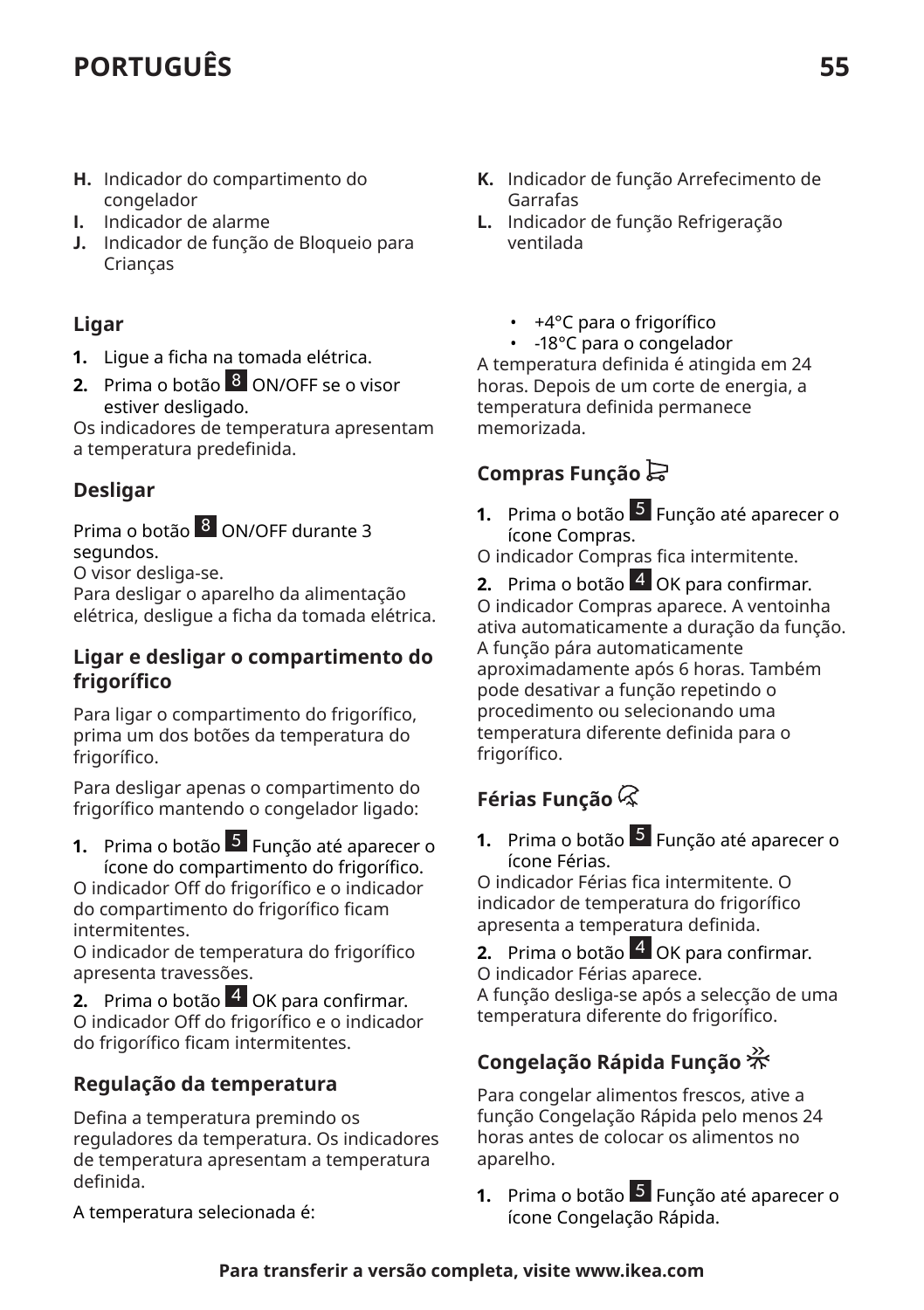H. Indicador do compartimento do congelador
I. Indicador de alarme
J. Indicador de função de Bloqueio para Crianças
K. Indicador de função Arrefecimento de Garrafas
L. Indicador de função Refrigeração ventilada

### Ligar

1. Ligue a ficha na tomada elétrica.
2. Prima o botão 8 ON/OFF se o visor estiver desligado.

Os indicadores de temperatura apresentam a temperatura predefinida.

### Desligar

Prima o botão 8 ON/OFF durante 3 segundos.
O visor desliga-se.
Para desligar o aparelho da alimentação elétrica, desligue a ficha da tomada elétrica.

### Ligar e desligar o compartimento do frigorífico

Para ligar o compartimento do frigorífico, prima um dos botões da temperatura do frigorífico.

Para desligar apenas o compartimento do frigorífico mantendo o congelador ligado:

1. Prima o botão 5 Função até aparecer o ícone do compartimento do frigorífico.

O indicador Off do frigorífico e o indicador do compartimento do frigorífico ficam intermitentes.
O indicador de temperatura do frigorífico apresenta travessões.

2. Prima o botão 4 OK para confirmar.

O indicador Off do frigorífico e o indicador do frigorífico ficam intermitentes.

### Regulação da temperatura

Defina a temperatura premindo os reguladores da temperatura. Os indicadores de temperatura apresentam a temperatura definida.

A temperatura selecionada é:

- +4°C para o frigorífico
- -18°C para o congelador

A temperatura definida é atingida em 24 horas. Depois de um corte de energia, a temperatura definida permanece memorizada.

### Compras Função

1. Prima o botão 5 Função até aparecer o ícone Compras.

O indicador Compras fica intermitente.

2. Prima o botão 4 OK para confirmar.

O indicador Compras aparece. A ventoinha ativa automaticamente a duração da função. A função pára automaticamente aproximadamente após 6 horas. Também pode desativar a função repetindo o procedimento ou selecionando uma temperatura diferente definida para o frigorífico.

### Férias Função

1. Prima o botão 5 Função até aparecer o ícone Férias.

O indicador Férias fica intermitente. O indicador de temperatura do frigorífico apresenta a temperatura definida.

2. Prima o botão 4 OK para confirmar.

O indicador Férias aparece.
A função desliga-se após a selecção de uma temperatura diferente do frigorífico.

### Congelação Rápida Função

Para congelar alimentos frescos, ative a função Congelação Rápida pelo menos 24 horas antes de colocar os alimentos no aparelho.

1. Prima o botão 5 Função até aparecer o ícone Congelação Rápida.

**Para transferir a versão completa, visite www.ikea.com**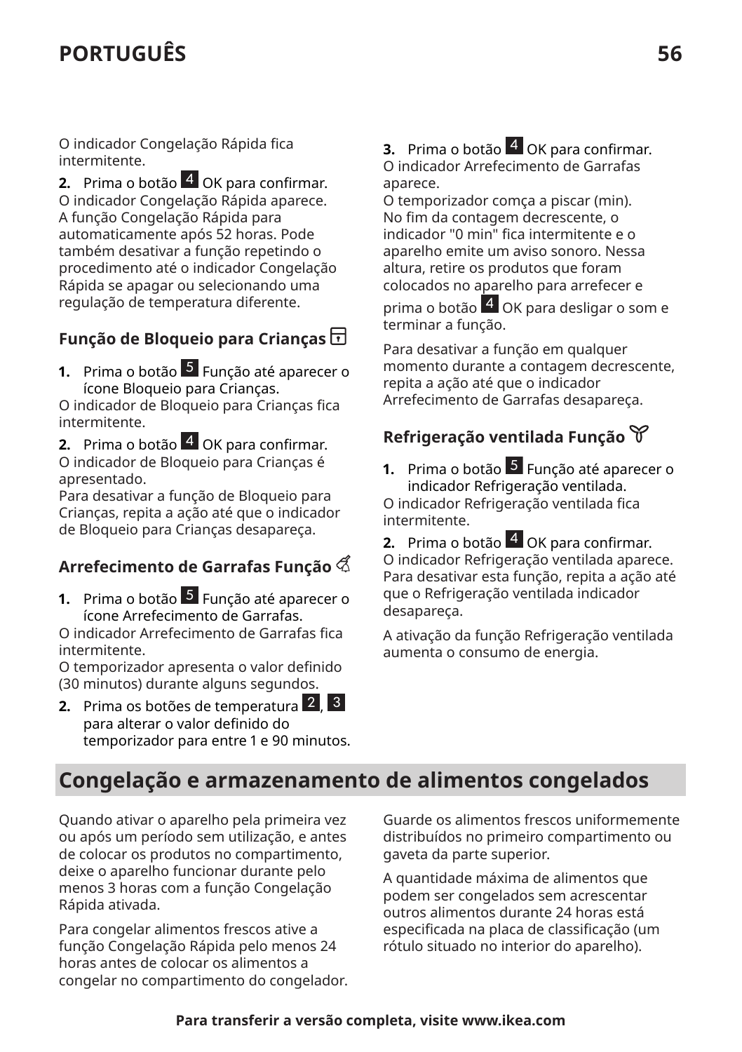O indicador Congelação Rápida fica intermitente.

**2.** Prima o botão 4 OK para confirmar.
O indicador Congelação Rápida aparece.
A função Congelação Rápida para automaticamente após 52 horas. Pode também desativar a função repetindo o procedimento até o indicador Congelação Rápida se apagar ou selecionando uma regulação de temperatura diferente.

### Função de Bloqueio para Crianças

**1.** Prima o botão 5 Função até aparecer o ícone Bloqueio para Crianças.
O indicador de Bloqueio para Crianças fica intermitente.

**2.** Prima o botão 4 OK para confirmar.
O indicador de Bloqueio para Crianças é apresentado.
Para desativar a função de Bloqueio para Crianças, repita a ação até que o indicador de Bloqueio para Crianças desapareça.

### Arrefecimento de Garrafas Função

**1.** Prima o botão 5 Função até aparecer o ícone Arrefecimento de Garrafas.
O indicador Arrefecimento de Garrafas fica intermitente.
O temporizador apresenta o valor definido (30 minutos) durante alguns segundos.

**2.** Prima os botões de temperatura 2, 3 para alterar o valor definido do temporizador para entre 1 e 90 minutos.

**3.** Prima o botão 4 OK para confirmar.
O indicador Arrefecimento de Garrafas aparece.
O temporizador comça a piscar (min).
No fim da contagem decrescente, o indicador "0 min" fica intermitente e o aparelho emite um aviso sonoro. Nessa altura, retire os produtos que foram colocados no aparelho para arrefecer e prima o botão 4 OK para desligar o som e terminar a função.

Para desativar a função em qualquer momento durante a contagem decrescente, repita a ação até que o indicador Arrefecimento de Garrafas desapareça.

### Refrigeração ventilada Função

**1.** Prima o botão 5 Função até aparecer o indicador Refrigeração ventilada.
O indicador Refrigeração ventilada fica intermitente.

**2.** Prima o botão 4 OK para confirmar.
O indicador Refrigeração ventilada aparece.
Para desativar esta função, repita a ação até que o Refrigeração ventilada indicador desapareça.

A ativação da função Refrigeração ventilada aumenta o consumo de energia.

## Congelação e armazenamento de alimentos congelados

Quando ativar o aparelho pela primeira vez ou após um período sem utilização, e antes de colocar os produtos no compartimento, deixe o aparelho funcionar durante pelo menos 3 horas com a função Congelação Rápida ativada.

Para congelar alimentos frescos ative a função Congelação Rápida pelo menos 24 horas antes de colocar os alimentos a congelar no compartimento do congelador.

Guarde os alimentos frescos uniformemente distribuídos no primeiro compartimento ou gaveta da parte superior.

A quantidade máxima de alimentos que podem ser congelados sem acrescentar outros alimentos durante 24 horas está especificada na placa de classificação (um rótulo situado no interior do aparelho).

**Para transferir a versão completa, visite www.ikea.com**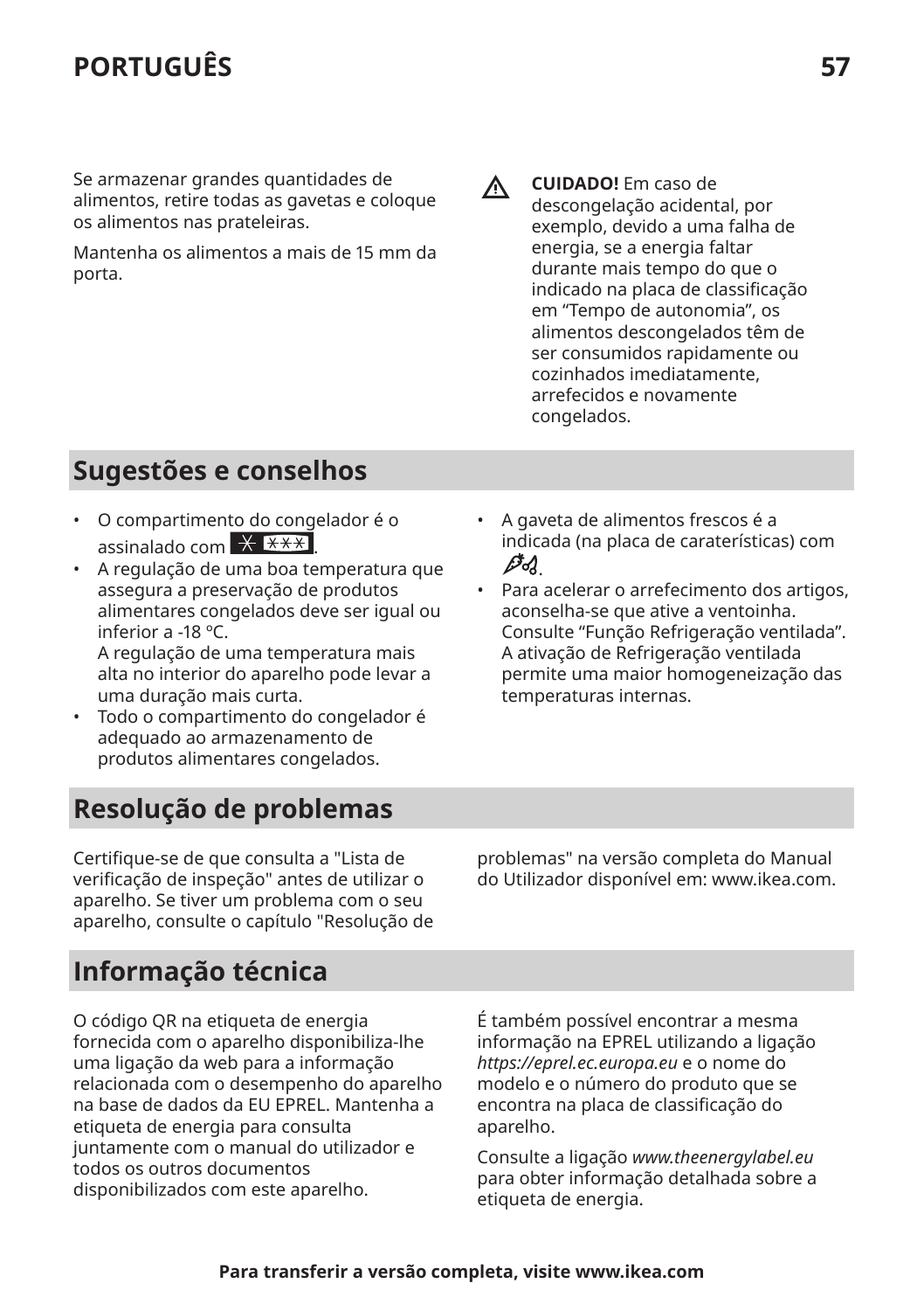Se armazenar grandes quantidades de alimentos, retire todas as gavetas e coloque os alimentos nas prateleiras.

Mantenha os alimentos a mais de 15 mm da porta.

⚠ **CUIDADO!** Em caso de descongelação acidental, por exemplo, devido a uma falha de energia, se a energia faltar durante mais tempo do que o indicado na placa de classificação em “Tempo de autonomia”, os alimentos descongelados têm de ser consumidos rapidamente ou cozinhados imediatamente, arrefecidos e novamente congelados.

## Sugestões e conselhos

- O compartimento do congelador é o assinalado com ✳ ✳✳✳.
- A regulação de uma boa temperatura que assegura a preservação de produtos alimentares congelados deve ser igual ou inferior a -18 ºC.
  A regulação de uma temperatura mais alta no interior do aparelho pode levar a uma duração mais curta.
- Todo o compartimento do congelador é adequado ao armazenamento de produtos alimentares congelados.
- A gaveta de alimentos frescos é a indicada (na placa de caraterísticas) com .
- Para acelerar o arrefecimento dos artigos, aconselha-se que ative a ventoinha. Consulte “Função Refrigeração ventilada”. A ativação de Refrigeração ventilada permite uma maior homogeneização das temperaturas internas.

## Resolução de problemas

Certifique-se de que consulta a "Lista de verificação de inspeção" antes de utilizar o aparelho. Se tiver um problema com o seu aparelho, consulte o capítulo "Resolução de problemas" na versão completa do Manual do Utilizador disponível em: www.ikea.com.

## Informação técnica

O código QR na etiqueta de energia fornecida com o aparelho disponibiliza-lhe uma ligação da web para a informação relacionada com o desempenho do aparelho na base de dados da EU EPREL. Mantenha a etiqueta de energia para consulta juntamente com o manual do utilizador e todos os outros documentos disponibilizados com este aparelho.

É também possível encontrar a mesma informação na EPREL utilizando a ligação *https://eprel.ec.europa.eu* e o nome do modelo e o número do produto que se encontra na placa de classificação do aparelho.

Consulte a ligação *www.theenergylabel.eu* para obter informação detalhada sobre a etiqueta de energia.

**Para transferir a versão completa, visite www.ikea.com**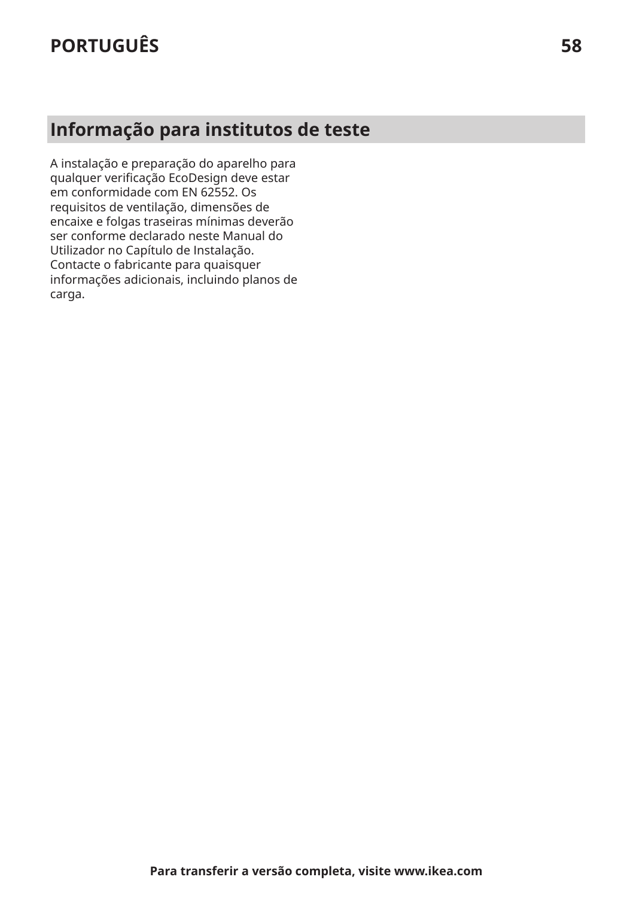## Informação para institutos de teste

A instalação e preparação do aparelho para qualquer verificação EcoDesign deve estar em conformidade com EN 62552. Os requisitos de ventilação, dimensões de encaixe e folgas traseiras mínimas deverão ser conforme declarado neste Manual do Utilizador no Capítulo de Instalação. Contacte o fabricante para quaisquer informações adicionais, incluindo planos de carga.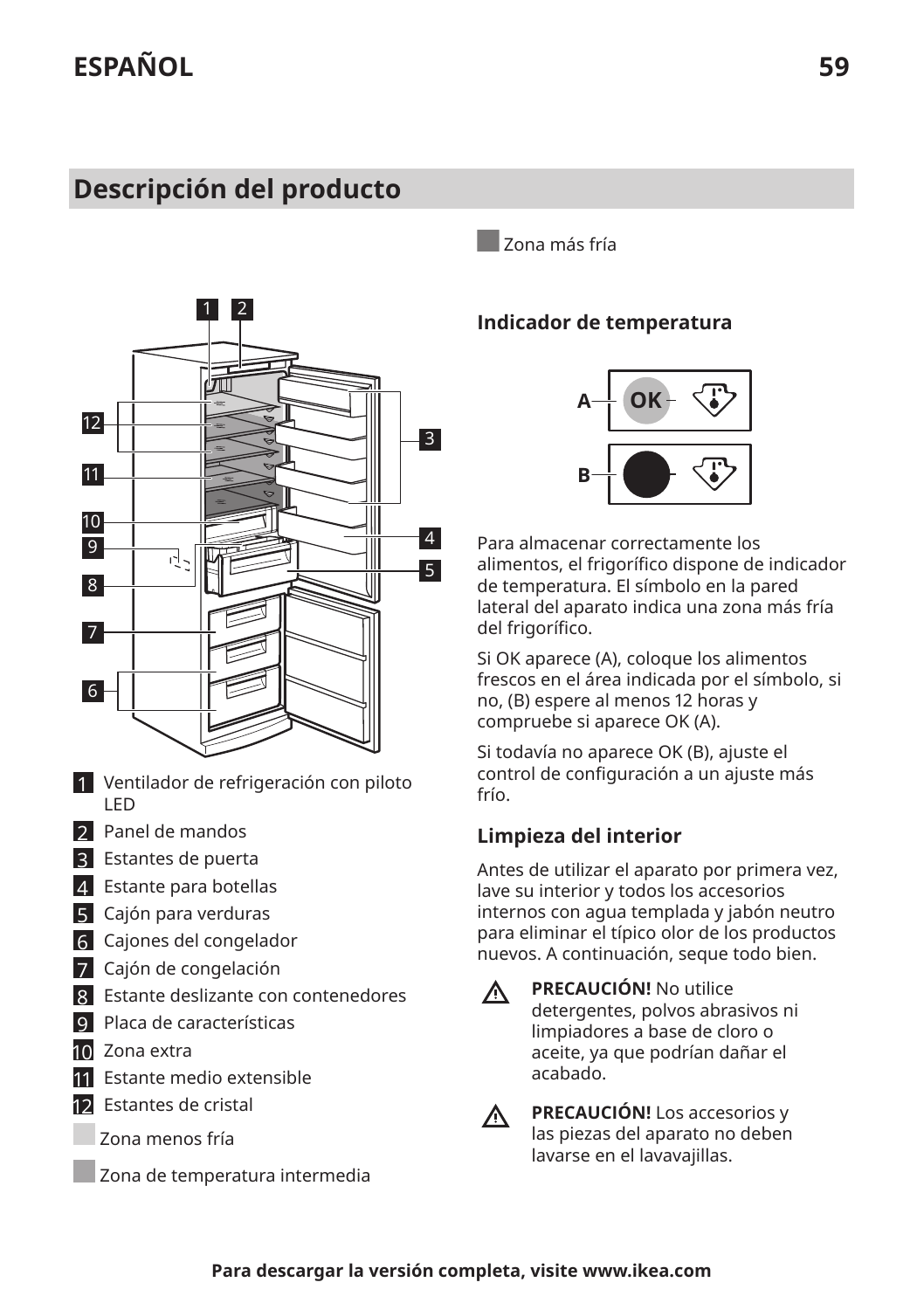## Descripción del producto

1. Ventilador de refrigeración con piloto LED
2. Panel de mandos
3. Estantes de puerta
4. Estante para botellas
5. Cajón para verduras
6. Cajones del congelador
7. Cajón de congelación
8. Estante deslizante con contenedores
9. Placa de características
10. Zona extra
11. Estante medio extensible
12. Estantes de cristal

Zona menos fría

Zona de temperatura intermedia

Zona más fría

### Indicador de temperatura

A OK

B

Para almacenar correctamente los alimentos, el frigorífico dispone de indicador de temperatura. El símbolo en la pared lateral del aparato indica una zona más fría del frigorífico.

Si OK aparece (A), coloque los alimentos frescos en el área indicada por el símbolo, si no, (B) espere al menos 12 horas y compruebe si aparece OK (A).

Si todavía no aparece OK (B), ajuste el control de configuración a un ajuste más frío.

### Limpieza del interior

Antes de utilizar el aparato por primera vez, lave su interior y todos los accesorios internos con agua templada y jabón neutro para eliminar el típico olor de los productos nuevos. A continuación, seque todo bien.

⚠ **PRECAUCIÓN!** No utilice detergentes, polvos abrasivos ni limpiadores a base de cloro o aceite, ya que podrían dañar el acabado.

⚠ **PRECAUCIÓN!** Los accesorios y las piezas del aparato no deben lavarse en el lavavajillas.

**Para descargar la versión completa, visite www.ikea.com**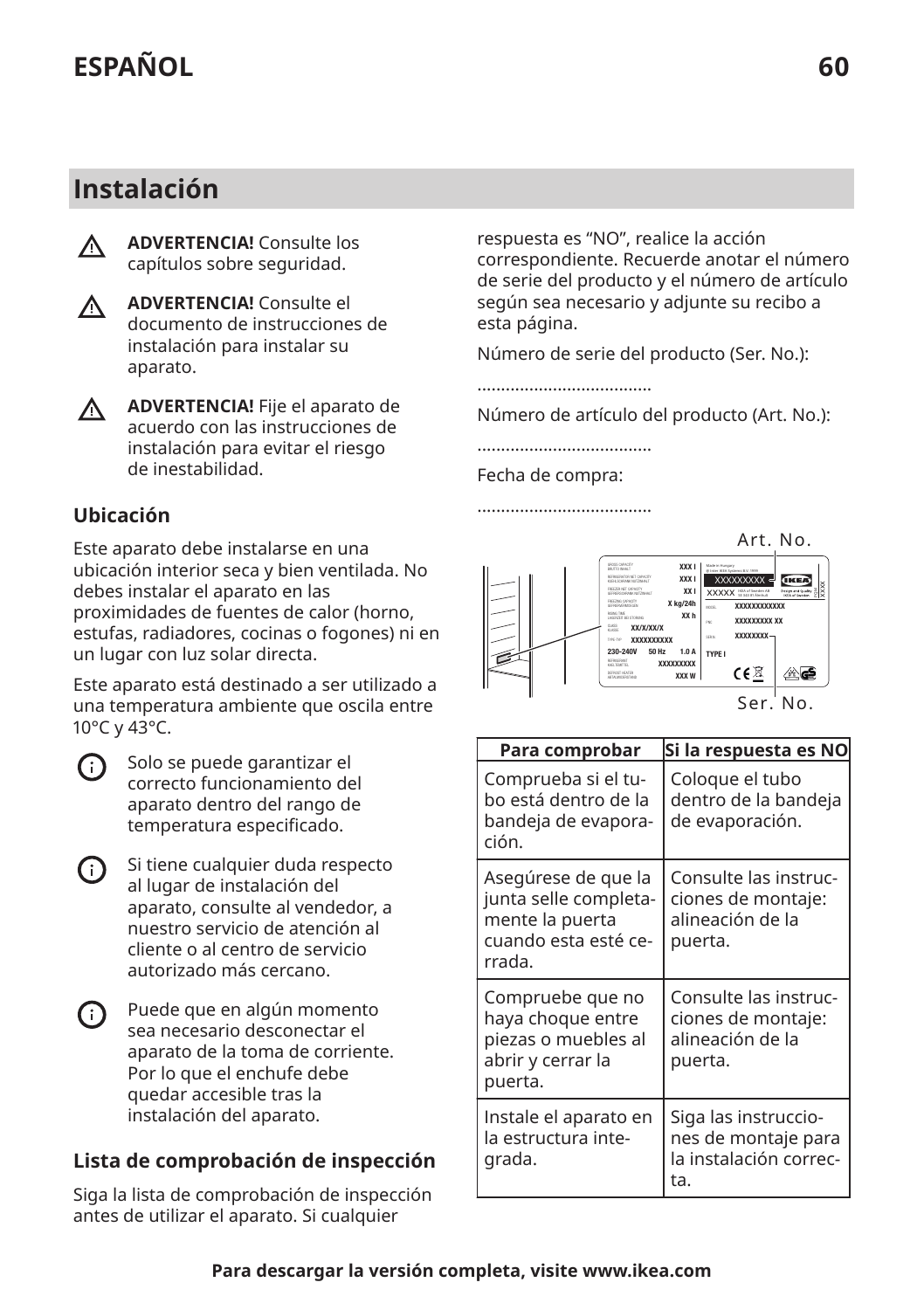## Instalación

**ADVERTENCIA!** Consulte los capítulos sobre seguridad.

**ADVERTENCIA!** Consulte el documento de instrucciones de instalación para instalar su aparato.

**ADVERTENCIA!** Fije el aparato de acuerdo con las instrucciones de instalación para evitar el riesgo de inestabilidad.

### Ubicación

Este aparato debe instalarse en una ubicación interior seca y bien ventilada. No debes instalar el aparato en las proximidades de fuentes de calor (horno, estufas, radiadores, cocinas o fogones) ni en un lugar con luz solar directa.

Este aparato está destinado a ser utilizado a una temperatura ambiente que oscila entre 10°C y 43°C.

Solo se puede garantizar el correcto funcionamiento del aparato dentro del rango de temperatura especificado.

Si tiene cualquier duda respecto al lugar de instalación del aparato, consulte al vendedor, a nuestro servicio de atención al cliente o al centro de servicio autorizado más cercano.

Puede que en algún momento sea necesario desconectar el aparato de la toma de corriente. Por lo que el enchufe debe quedar accesible tras la instalación del aparato.

### Lista de comprobación de inspección

Siga la lista de comprobación de inspección antes de utilizar el aparato. Si cualquier respuesta es “NO”, realice la acción correspondiente. Recuerde anotar el número de serie del producto y el número de artículo según sea necesario y adjunte su recibo a esta página.

Número de serie del producto (Ser. No.):

.....................................

Número de artículo del producto (Art. No.):

.....................................

Fecha de compra:

.....................................

Art. No.

Ser. No.

| Para comprobar | Si la respuesta es NO |
|---|---|
| Comprueba si el tubo está dentro de la bandeja de evaporación. | Coloque el tubo dentro de la bandeja de evaporación. |
| Asegúrese de que la junta selle completamente la puerta cuando esta esté cerrada. | Consulte las instrucciones de montaje: alineación de la puerta. |
| Compruebe que no haya choque entre piezas o muebles al abrir y cerrar la puerta. | Consulte las instrucciones de montaje: alineación de la puerta. |
| Instale el aparato en la estructura integrada. | Siga las instrucciones de montaje para la instalación correcta. |

**Para descargar la versión completa, visite www.ikea.com**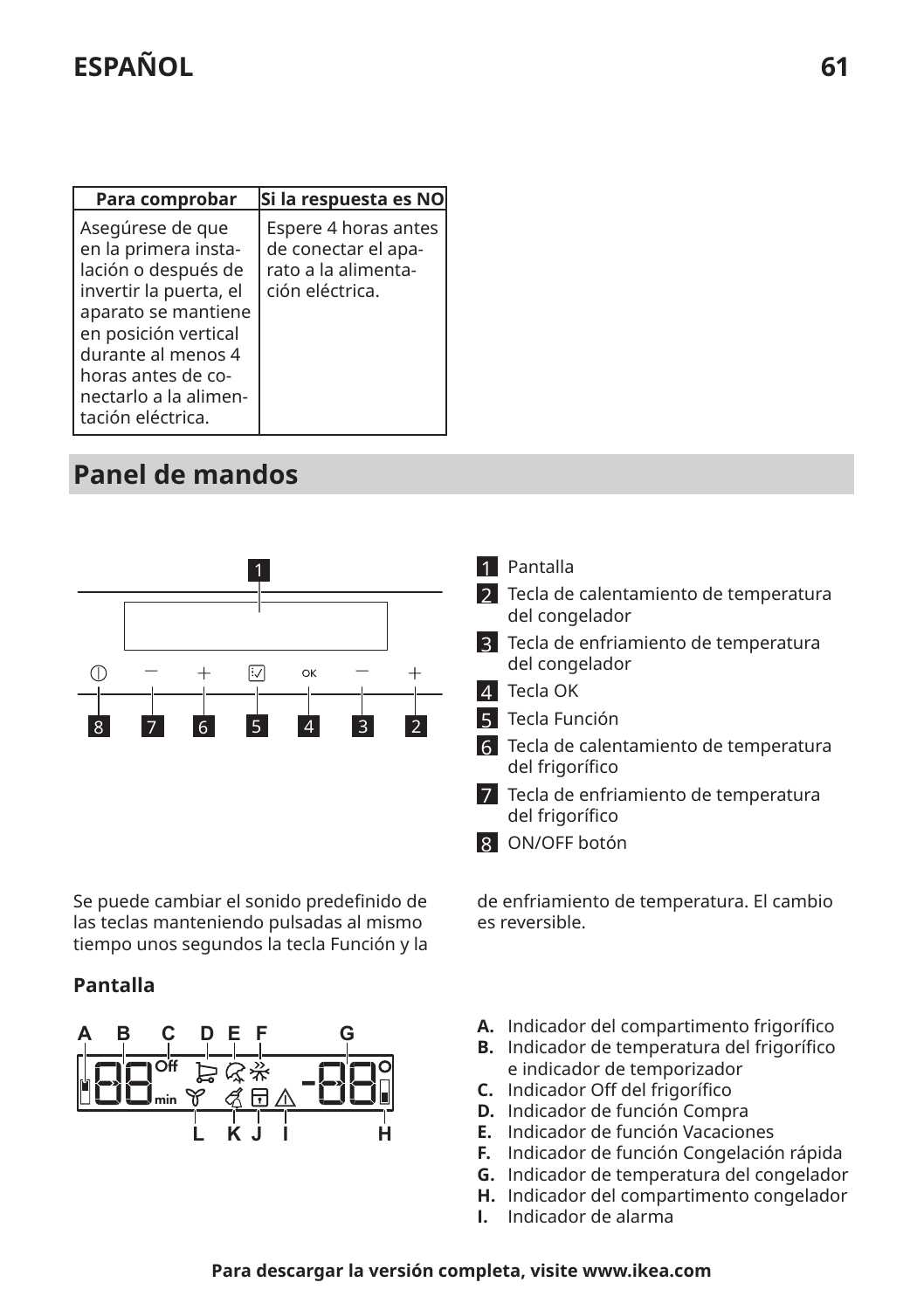| Para comprobar | Si la respuesta es NO |
| --- | --- |
| Asegúrese de que en la primera instalación o después de invertir la puerta, el aparato se mantiene en posición vertical durante al menos 4 horas antes de conectarlo a la alimentación eléctrica. | Espere 4 horas antes de conectar el aparato a la alimentación eléctrica. |

## Panel de mandos

1. Pantalla
2. Tecla de calentamiento de temperatura del congelador
3. Tecla de enfriamiento de temperatura del congelador
4. Tecla OK
5. Tecla Función
6. Tecla de calentamiento de temperatura del frigorífico
7. Tecla de enfriamiento de temperatura del frigorífico
8. ON/OFF botón

Se puede cambiar el sonido predefinido de las teclas manteniendo pulsadas al mismo tiempo unos segundos la tecla Función y la de enfriamiento de temperatura. El cambio es reversible.

### Pantalla

**A.** Indicador del compartimento frigorífico
**B.** Indicador de temperatura del frigorífico e indicador de temporizador
**C.** Indicador Off del frigorífico
**D.** Indicador de función Compra
**E.** Indicador de función Vacaciones
**F.** Indicador de función Congelación rápida
**G.** Indicador de temperatura del congelador
**H.** Indicador del compartimento congelador
**I.** Indicador de alarma

**Para descargar la versión completa, visite www.ikea.com**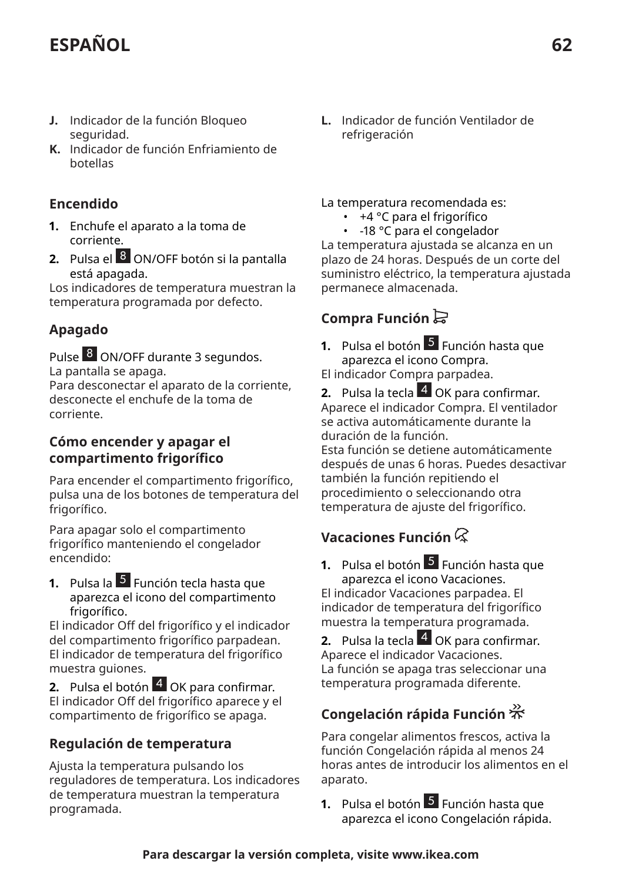**J.** Indicador de la función Bloqueo seguridad.

**K.** Indicador de función Enfriamiento de botellas

**L.** Indicador de función Ventilador de refrigeración

### Encendido

1. Enchufe el aparato a la toma de corriente.
2. Pulsa el 8 ON/OFF botón si la pantalla está apagada.

Los indicadores de temperatura muestran la temperatura programada por defecto.

### Apagado

Pulse 8 ON/OFF durante 3 segundos.
La pantalla se apaga.
Para desconectar el aparato de la corriente, desconecte el enchufe de la toma de corriente.

### Cómo encender y apagar el compartimento frigorífico

Para encender el compartimento frigorífico, pulsa una de los botones de temperatura del frigorífico.

Para apagar solo el compartimento frigorífico manteniendo el congelador encendido:

1. Pulsa la 5 Función tecla hasta que aparezca el icono del compartimento frigorífico.

El indicador Off del frigorífico y el indicador del compartimento frigorífico parpadean.
El indicador de temperatura del frigorífico muestra guiones.

2. Pulsa el botón 4 OK para confirmar.

El indicador Off del frigorífico aparece y el compartimento de frigorífico se apaga.

### Regulación de temperatura

Ajusta la temperatura pulsando los reguladores de temperatura. Los indicadores de temperatura muestran la temperatura programada.

La temperatura recomendada es:

- +4 °C para el frigorífico
- -18 °C para el congelador

La temperatura ajustada se alcanza en un plazo de 24 horas. Después de un corte del suministro eléctrico, la temperatura ajustada permanece almacenada.

### Compra Función

1. Pulsa el botón 5 Función hasta que aparezca el icono Compra.

El indicador Compra parpadea.

2. Pulsa la tecla 4 OK para confirmar.

Aparece el indicador Compra. El ventilador se activa automáticamente durante la duración de la función.
Esta función se detiene automáticamente después de unas 6 horas. Puedes desactivar también la función repitiendo el procedimiento o seleccionando otra temperatura de ajuste del frigorífico.

### Vacaciones Función

1. Pulsa el botón 5 Función hasta que aparezca el icono Vacaciones.

El indicador Vacaciones parpadea. El indicador de temperatura del frigorífico muestra la temperatura programada.

2. Pulsa la tecla 4 OK para confirmar.

Aparece el indicador Vacaciones.
La función se apaga tras seleccionar una temperatura programada diferente.

### Congelación rápida Función

Para congelar alimentos frescos, activa la función Congelación rápida al menos 24 horas antes de introducir los alimentos en el aparato.

1. Pulsa el botón 5 Función hasta que aparezca el icono Congelación rápida.

**Para descargar la versión completa, visite www.ikea.com**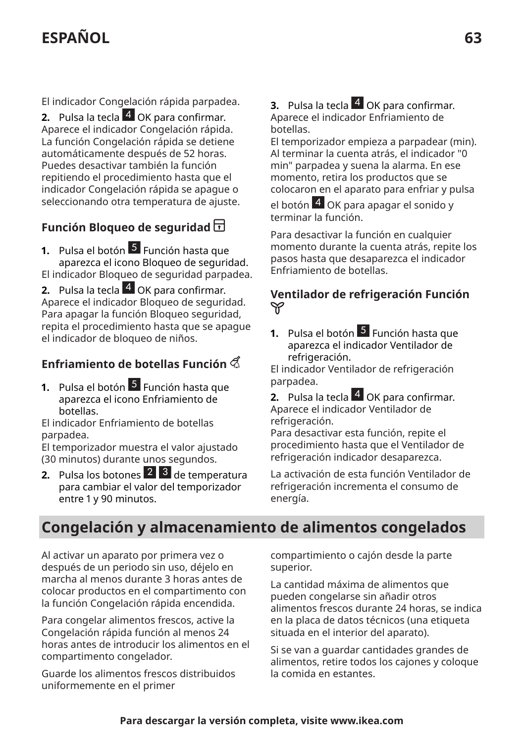El indicador Congelación rápida parpadea.

**2.** Pulsa la tecla 4 OK para confirmar.
Aparece el indicador Congelación rápida.
La función Congelación rápida se detiene automáticamente después de 52 horas. Puedes desactivar también la función repitiendo el procedimiento hasta que el indicador Congelación rápida se apague o seleccionando otra temperatura de ajuste.

### Función Bloqueo de seguridad

**1.** Pulsa el botón 5 Función hasta que aparezca el icono Bloqueo de seguridad.
El indicador Bloqueo de seguridad parpadea.

**2.** Pulsa la tecla 4 OK para confirmar.
Aparece el indicador Bloqueo de seguridad.
Para apagar la función Bloqueo seguridad, repita el procedimiento hasta que se apague el indicador de bloqueo de niños.

### Enfriamiento de botellas Función

**1.** Pulsa el botón 5 Función hasta que aparezca el icono Enfriamiento de botellas.
El indicador Enfriamiento de botellas parpadea.
El temporizador muestra el valor ajustado (30 minutos) durante unos segundos.

**2.** Pulsa los botones 2 3 de temperatura para cambiar el valor del temporizador entre 1 y 90 minutos.

**3.** Pulsa la tecla 4 OK para confirmar.
Aparece el indicador Enfriamiento de botellas.
El temporizador empieza a parpadear (min).
Al terminar la cuenta atrás, el indicador "0 min" parpadea y suena la alarma. En ese momento, retira los productos que se colocaron en el aparato para enfriar y pulsa el botón 4 OK para apagar el sonido y terminar la función.

Para desactivar la función en cualquier momento durante la cuenta atrás, repite los pasos hasta que desaparezca el indicador Enfriamiento de botellas.

### Ventilador de refrigeración Función

**1.** Pulsa el botón 5 Función hasta que aparezca el indicador Ventilador de refrigeración.
El indicador Ventilador de refrigeración parpadea.

**2.** Pulsa la tecla 4 OK para confirmar.
Aparece el indicador Ventilador de refrigeración.
Para desactivar esta función, repite el procedimiento hasta que el Ventilador de refrigeración indicador desaparezca.

La activación de esta función Ventilador de refrigeración incrementa el consumo de energía.

## Congelación y almacenamiento de alimentos congelados

Al activar un aparato por primera vez o después de un periodo sin uso, déjelo en marcha al menos durante 3 horas antes de colocar productos en el compartimento con la función Congelación rápida encendida.

Para congelar alimentos frescos, active la Congelación rápida función al menos 24 horas antes de introducir los alimentos en el compartimento congelador.

Guarde los alimentos frescos distribuidos uniformemente en el primer compartimiento o cajón desde la parte superior.

La cantidad máxima de alimentos que pueden congelarse sin añadir otros alimentos frescos durante 24 horas, se indica en la placa de datos técnicos (una etiqueta situada en el interior del aparato).

Si se van a guardar cantidades grandes de alimentos, retire todos los cajones y coloque la comida en estantes.

**Para descargar la versión completa, visite www.ikea.com**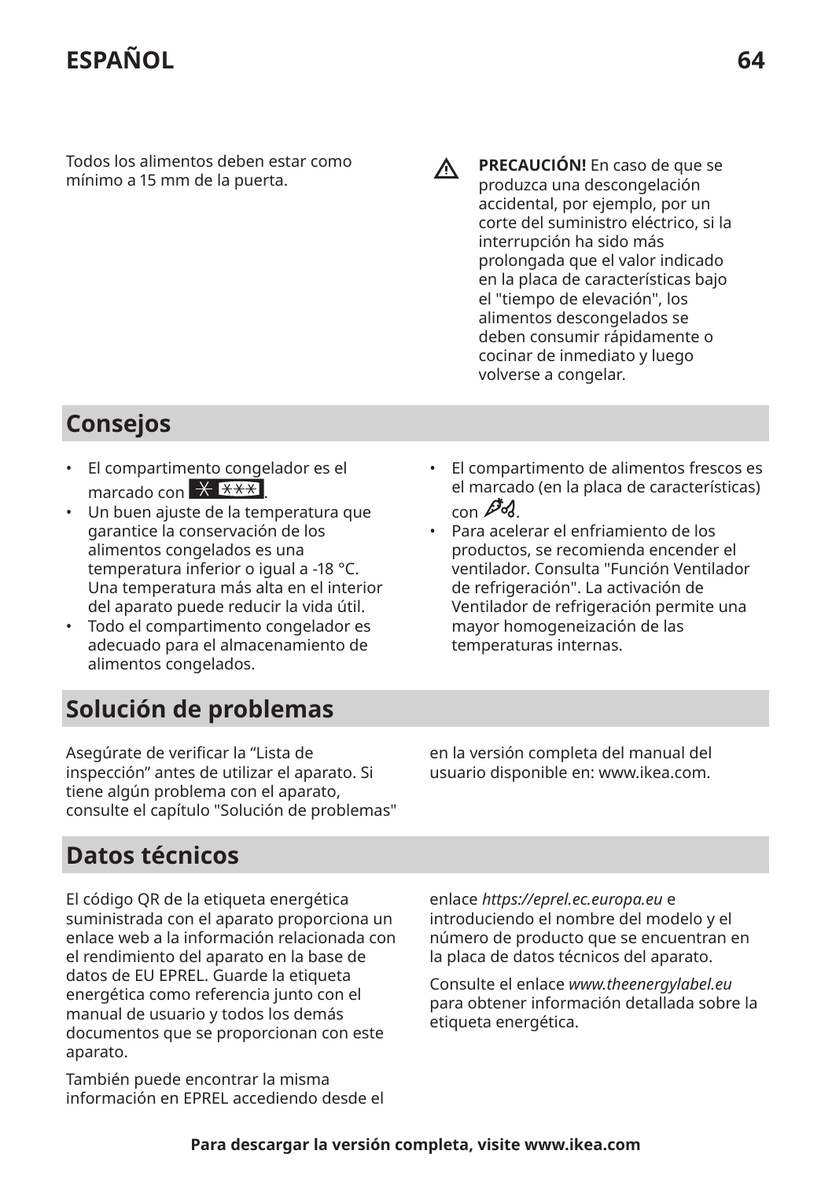Todos los alimentos deben estar como mínimo a 15 mm de la puerta.

⚠ **PRECAUCIÓN!** En caso de que se produzca una descongelación accidental, por ejemplo, por un corte del suministro eléctrico, si la interrupción ha sido más prolongada que el valor indicado en la placa de características bajo el "tiempo de elevación", los alimentos descongelados se deben consumir rápidamente o cocinar de inmediato y luego volverse a congelar.

## Consejos

- El compartimento congelador es el marcado con ✳ ✳✳✳.
- Un buen ajuste de la temperatura que garantice la conservación de los alimentos congelados es una temperatura inferior o igual a -18 °C. Una temperatura más alta en el interior del aparato puede reducir la vida útil.
- Todo el compartimento congelador es adecuado para el almacenamiento de alimentos congelados.
- El compartimento de alimentos frescos es el marcado (en la placa de características) con .
- Para acelerar el enfriamiento de los productos, se recomienda encender el ventilador. Consulta "Función Ventilador de refrigeración". La activación de Ventilador de refrigeración permite una mayor homogeneización de las temperaturas internas.

## Solución de problemas

Asegúrate de verificar la "Lista de inspección" antes de utilizar el aparato. Si tiene algún problema con el aparato, consulte el capítulo "Solución de problemas" en la versión completa del manual del usuario disponible en: www.ikea.com.

## Datos técnicos

El código QR de la etiqueta energética suministrada con el aparato proporciona un enlace web a la información relacionada con el rendimiento del aparato en la base de datos de EU EPREL. Guarde la etiqueta energética como referencia junto con el manual de usuario y todos los demás documentos que se proporcionan con este aparato.

También puede encontrar la misma información en EPREL accediendo desde el enlace *https://eprel.ec.europa.eu* e introduciendo el nombre del modelo y el número de producto que se encuentran en la placa de datos técnicos del aparato.

Consulte el enlace *www.theenergylabel.eu* para obtener información detallada sobre la etiqueta energética.

**Para descargar la versión completa, visite www.ikea.com**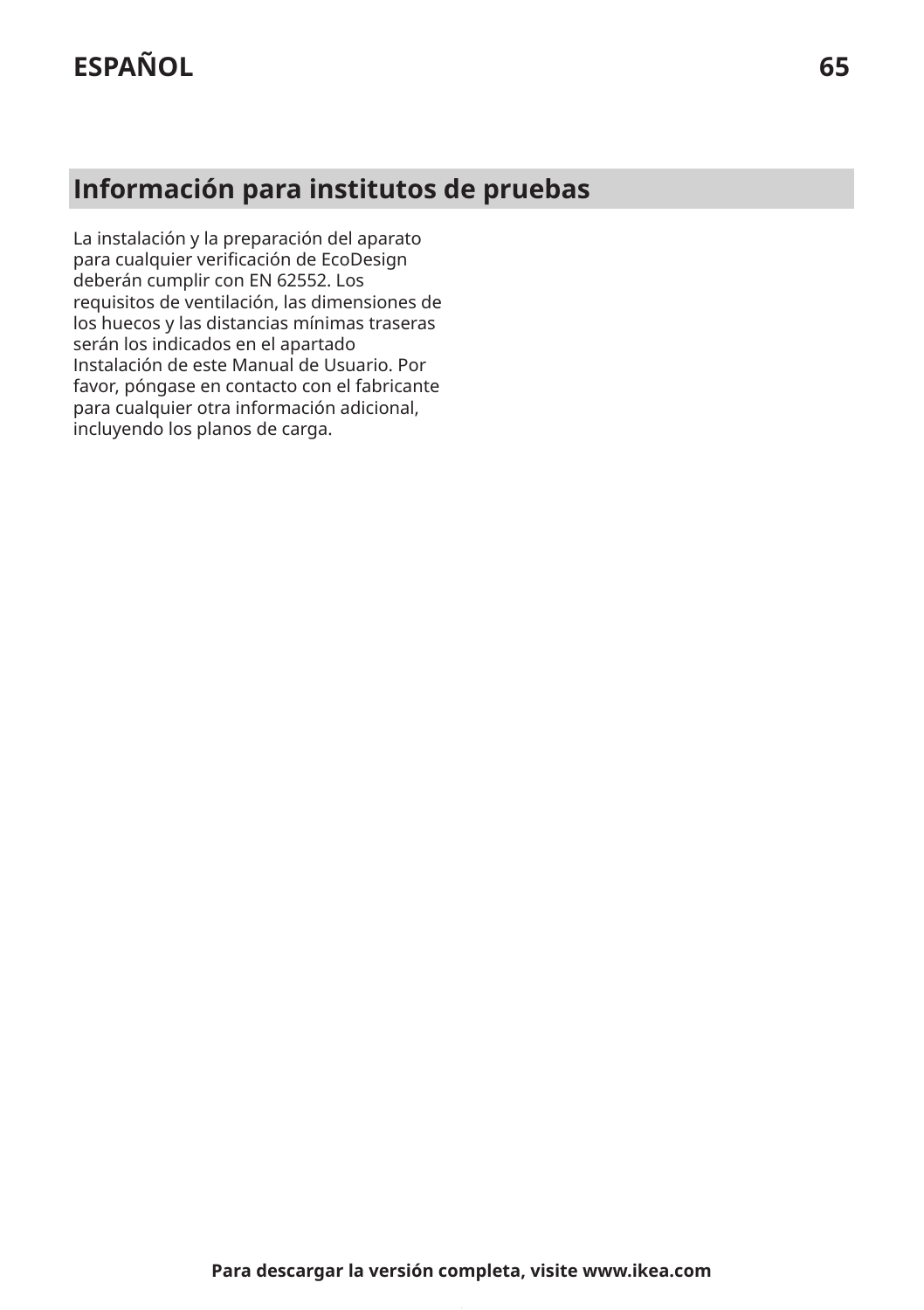## Información para institutos de pruebas

La instalación y la preparación del aparato para cualquier verificación de EcoDesign deberán cumplir con EN 62552. Los requisitos de ventilación, las dimensiones de los huecos y las distancias mínimas traseras serán los indicados en el apartado Instalación de este Manual de Usuario. Por favor, póngase en contacto con el fabricante para cualquier otra información adicional, incluyendo los planos de carga.

**Para descargar la versión completa, visite www.ikea.com**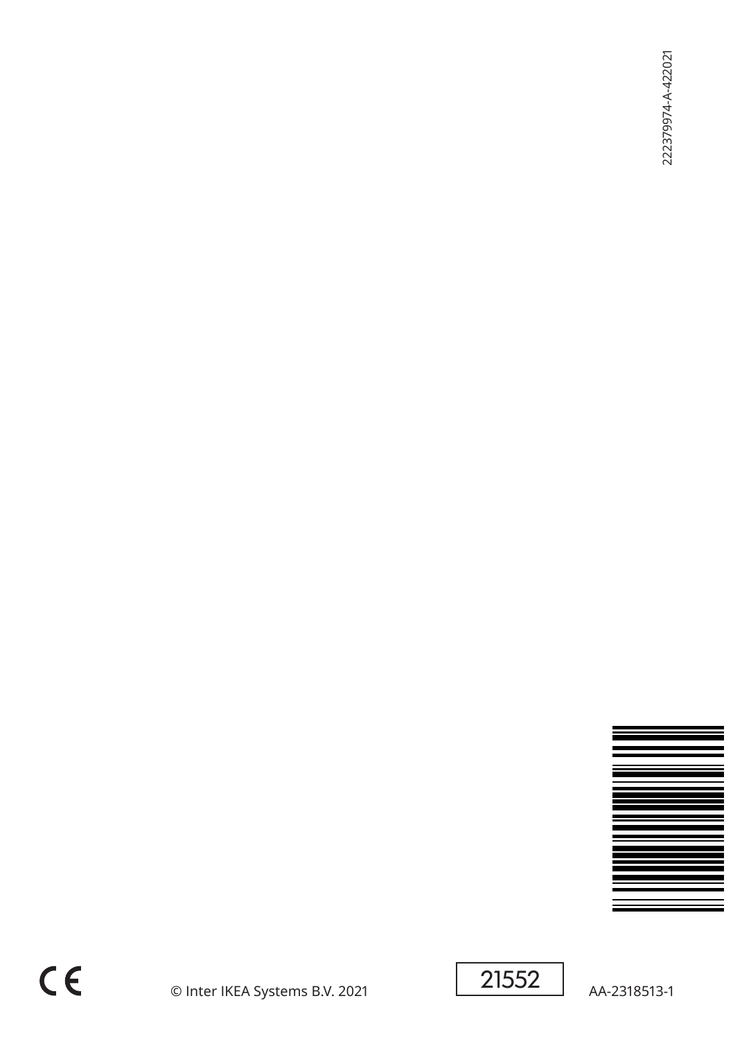222379974-A-422021

CE

© Inter IKEA Systems B.V. 2021

21552

AA-2318513-1